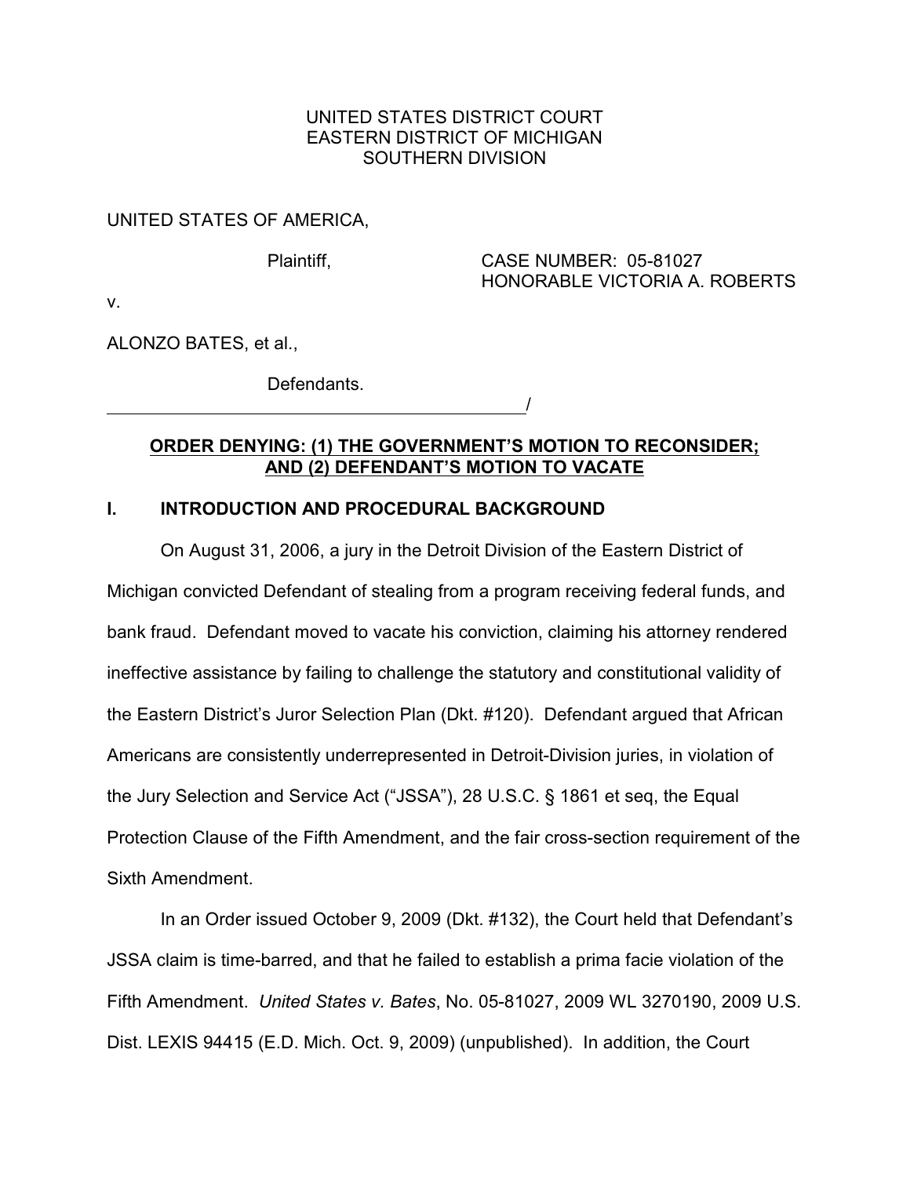UNITED STATES DISTRICT COURT
EASTERN DISTRICT OF MICHIGAN
SOUTHERN DIVISION

UNITED STATES OF AMERICA,

Plaintiff,

CASE NUMBER: 05-81027
HONORABLE VICTORIA A. ROBERTS

v.

ALONZO BATES, et al.,

Defendants.

______________________________________/

**ORDER DENYING: (1) THE GOVERNMENT'S MOTION TO RECONSIDER; AND (2) DEFENDANT'S MOTION TO VACATE**

## I. INTRODUCTION AND PROCEDURAL BACKGROUND

On August 31, 2006, a jury in the Detroit Division of the Eastern District of Michigan convicted Defendant of stealing from a program receiving federal funds, and bank fraud. Defendant moved to vacate his conviction, claiming his attorney rendered ineffective assistance by failing to challenge the statutory and constitutional validity of the Eastern District's Juror Selection Plan (Dkt. #120). Defendant argued that African Americans are consistently underrepresented in Detroit-Division juries, in violation of the Jury Selection and Service Act ("JSSA"), 28 U.S.C. § 1861 et seq, the Equal Protection Clause of the Fifth Amendment, and the fair cross-section requirement of the Sixth Amendment.

In an Order issued October 9, 2009 (Dkt. #132), the Court held that Defendant's JSSA claim is time-barred, and that he failed to establish a prima facie violation of the Fifth Amendment. *United States v. Bates*, No. 05-81027, 2009 WL 3270190, 2009 U.S. Dist. LEXIS 94415 (E.D. Mich. Oct. 9, 2009) (unpublished). In addition, the Court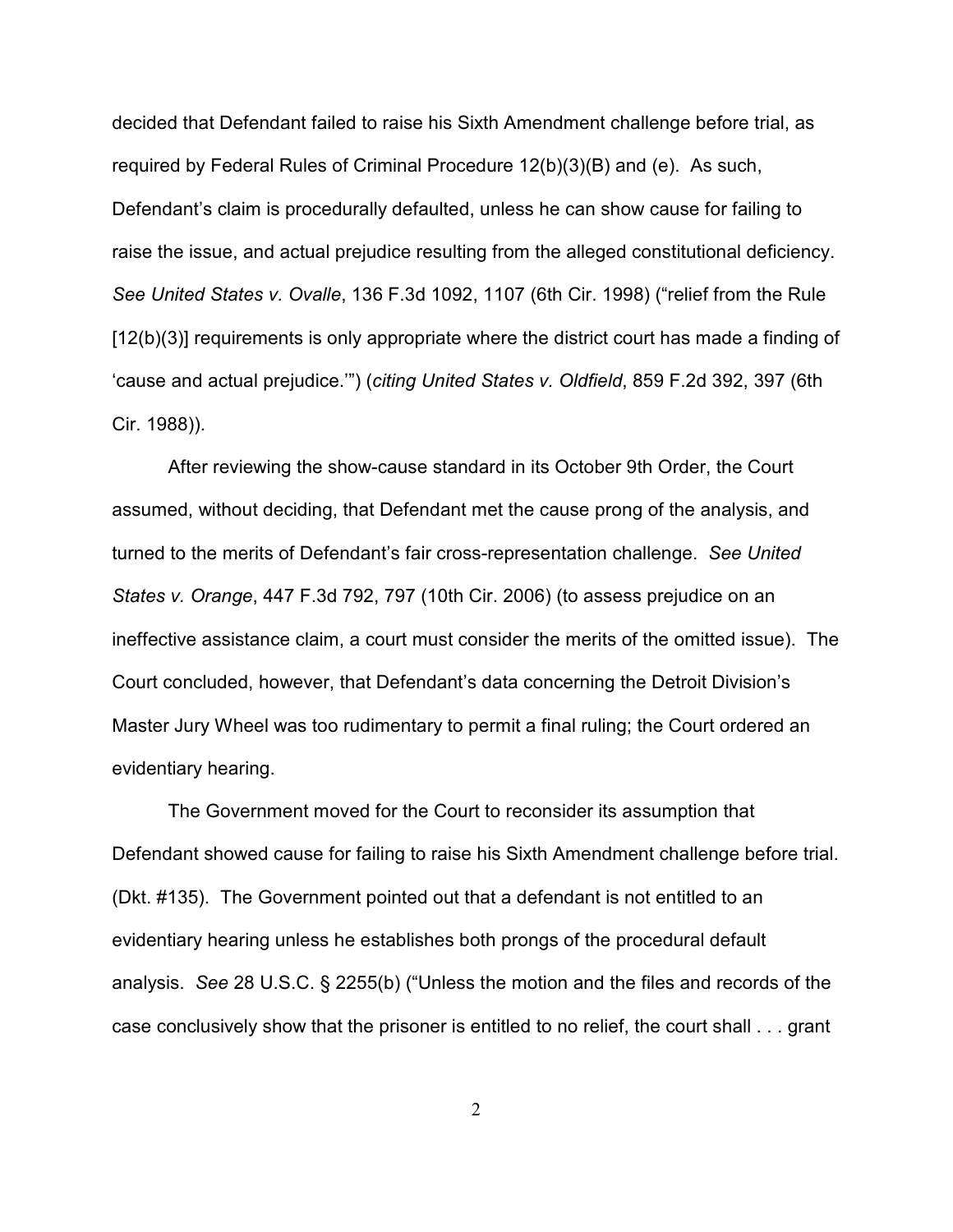decided that Defendant failed to raise his Sixth Amendment challenge before trial, as required by Federal Rules of Criminal Procedure 12(b)(3)(B) and (e). As such, Defendant's claim is procedurally defaulted, unless he can show cause for failing to raise the issue, and actual prejudice resulting from the alleged constitutional deficiency. *See United States v. Ovalle*, 136 F.3d 1092, 1107 (6th Cir. 1998) ("relief from the Rule [12(b)(3)] requirements is only appropriate where the district court has made a finding of 'cause and actual prejudice.'") (*citing United States v. Oldfield*, 859 F.2d 392, 397 (6th Cir. 1988)).

After reviewing the show-cause standard in its October 9th Order, the Court assumed, without deciding, that Defendant met the cause prong of the analysis, and turned to the merits of Defendant's fair cross-representation challenge. *See United States v. Orange*, 447 F.3d 792, 797 (10th Cir. 2006) (to assess prejudice on an ineffective assistance claim, a court must consider the merits of the omitted issue). The Court concluded, however, that Defendant's data concerning the Detroit Division's Master Jury Wheel was too rudimentary to permit a final ruling; the Court ordered an evidentiary hearing.

The Government moved for the Court to reconsider its assumption that Defendant showed cause for failing to raise his Sixth Amendment challenge before trial. (Dkt. #135). The Government pointed out that a defendant is not entitled to an evidentiary hearing unless he establishes both prongs of the procedural default analysis. *See* 28 U.S.C. § 2255(b) ("Unless the motion and the files and records of the case conclusively show that the prisoner is entitled to no relief, the court shall . . . grant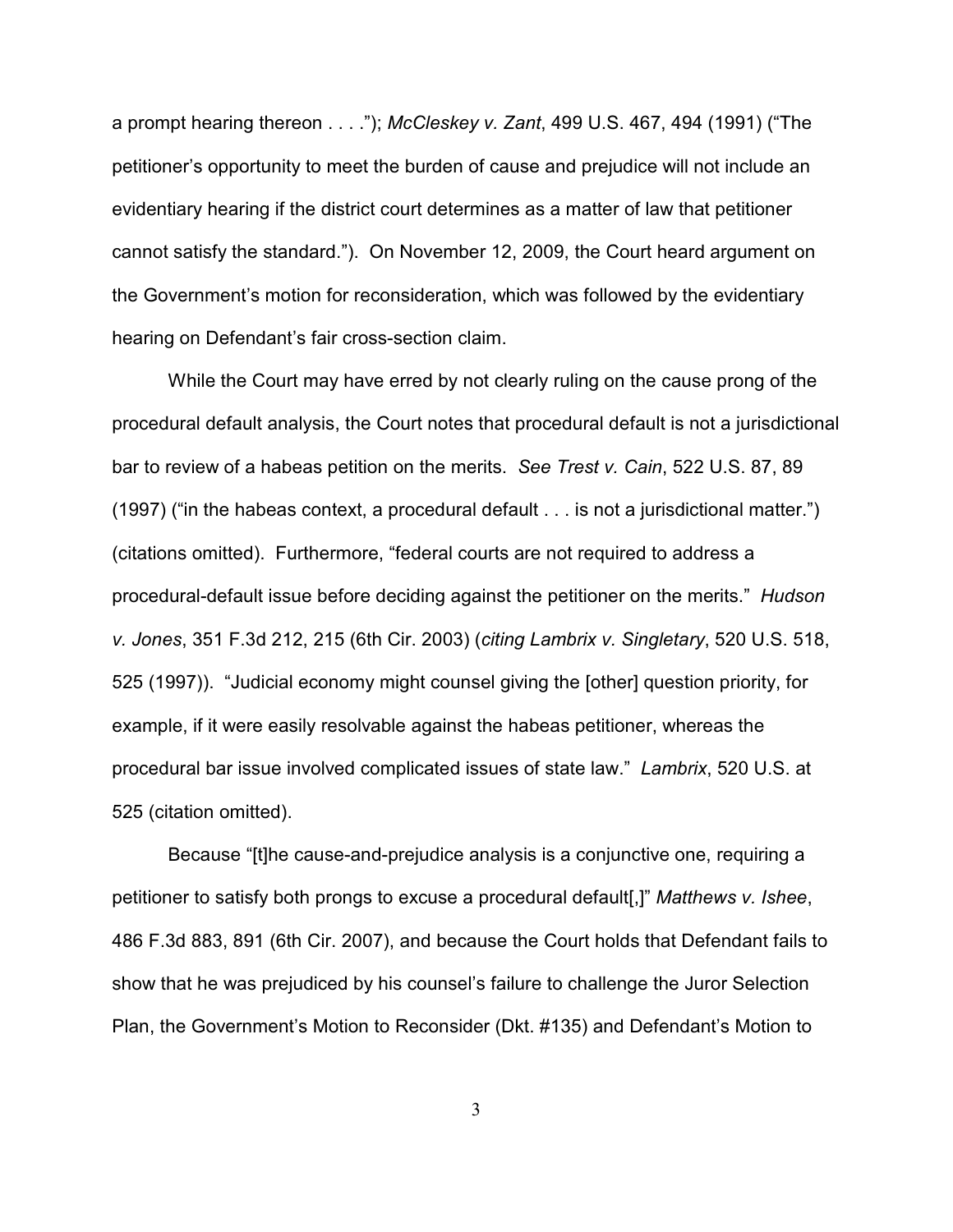a prompt hearing thereon . . . ."); *McCleskey v. Zant*, 499 U.S. 467, 494 (1991) ("The petitioner's opportunity to meet the burden of cause and prejudice will not include an evidentiary hearing if the district court determines as a matter of law that petitioner cannot satisfy the standard."). On November 12, 2009, the Court heard argument on the Government's motion for reconsideration, which was followed by the evidentiary hearing on Defendant's fair cross-section claim.

While the Court may have erred by not clearly ruling on the cause prong of the procedural default analysis, the Court notes that procedural default is not a jurisdictional bar to review of a habeas petition on the merits. *See Trest v. Cain*, 522 U.S. 87, 89 (1997) ("in the habeas context, a procedural default . . . is not a jurisdictional matter.") (citations omitted). Furthermore, "federal courts are not required to address a procedural-default issue before deciding against the petitioner on the merits." *Hudson v. Jones*, 351 F.3d 212, 215 (6th Cir. 2003) (*citing Lambrix v. Singletary*, 520 U.S. 518, 525 (1997)). "Judicial economy might counsel giving the [other] question priority, for example, if it were easily resolvable against the habeas petitioner, whereas the procedural bar issue involved complicated issues of state law." *Lambrix*, 520 U.S. at 525 (citation omitted).

Because "[t]he cause-and-prejudice analysis is a conjunctive one, requiring a petitioner to satisfy both prongs to excuse a procedural default[,]" *Matthews v. Ishee*, 486 F.3d 883, 891 (6th Cir. 2007), and because the Court holds that Defendant fails to show that he was prejudiced by his counsel's failure to challenge the Juror Selection Plan, the Government's Motion to Reconsider (Dkt. #135) and Defendant's Motion to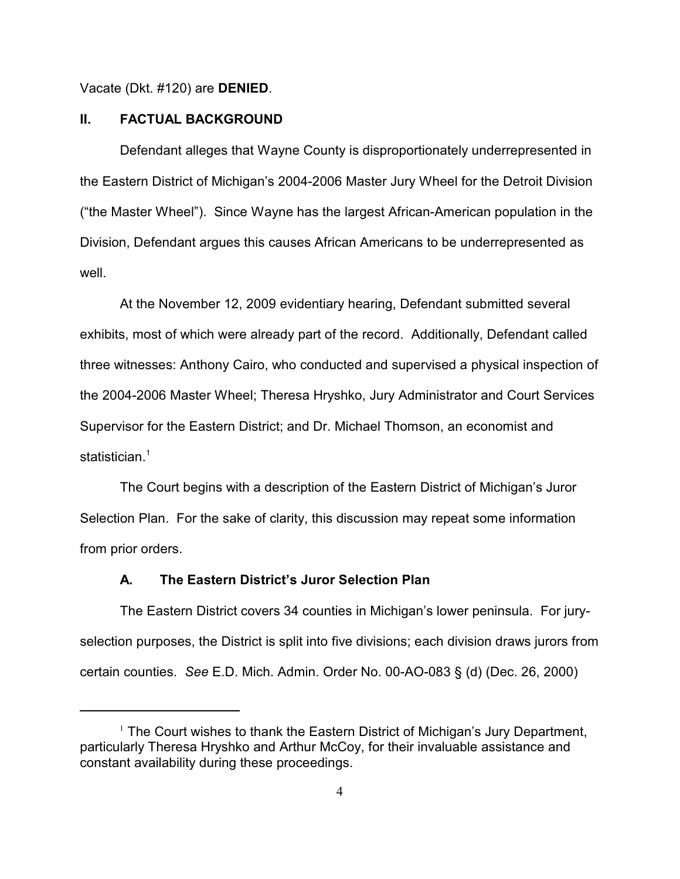Vacate (Dkt. #120) are **DENIED**.

## II. FACTUAL BACKGROUND

Defendant alleges that Wayne County is disproportionately underrepresented in the Eastern District of Michigan's 2004-2006 Master Jury Wheel for the Detroit Division ("the Master Wheel"). Since Wayne has the largest African-American population in the Division, Defendant argues this causes African Americans to be underrepresented as well.

At the November 12, 2009 evidentiary hearing, Defendant submitted several exhibits, most of which were already part of the record. Additionally, Defendant called three witnesses: Anthony Cairo, who conducted and supervised a physical inspection of the 2004-2006 Master Wheel; Theresa Hryshko, Jury Administrator and Court Services Supervisor for the Eastern District; and Dr. Michael Thomson, an economist and statistician.[1]

The Court begins with a description of the Eastern District of Michigan's Juror Selection Plan. For the sake of clarity, this discussion may repeat some information from prior orders.

### A. The Eastern District's Juror Selection Plan

The Eastern District covers 34 counties in Michigan's lower peninsula. For jury-selection purposes, the District is split into five divisions; each division draws jurors from certain counties. *See* E.D. Mich. Admin. Order No. 00-AO-083 § (d) (Dec. 26, 2000)

---

[1] The Court wishes to thank the Eastern District of Michigan's Jury Department, particularly Theresa Hryshko and Arthur McCoy, for their invaluable assistance and constant availability during these proceedings.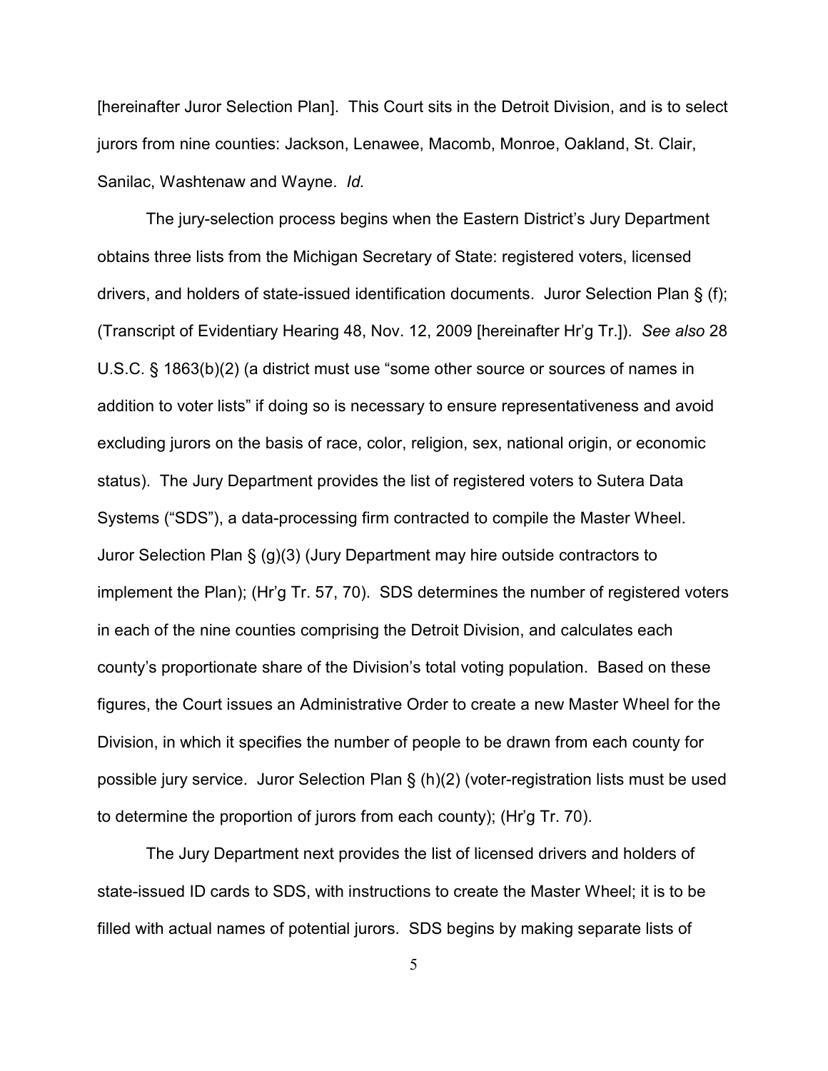[hereinafter Juror Selection Plan]. This Court sits in the Detroit Division, and is to select jurors from nine counties: Jackson, Lenawee, Macomb, Monroe, Oakland, St. Clair, Sanilac, Washtenaw and Wayne. *Id.*

The jury-selection process begins when the Eastern District's Jury Department obtains three lists from the Michigan Secretary of State: registered voters, licensed drivers, and holders of state-issued identification documents. Juror Selection Plan § (f); (Transcript of Evidentiary Hearing 48, Nov. 12, 2009 [hereinafter Hr'g Tr.]). *See also* 28 U.S.C. § 1863(b)(2) (a district must use "some other source or sources of names in addition to voter lists" if doing so is necessary to ensure representativeness and avoid excluding jurors on the basis of race, color, religion, sex, national origin, or economic status). The Jury Department provides the list of registered voters to Sutera Data Systems ("SDS"), a data-processing firm contracted to compile the Master Wheel. Juror Selection Plan § (g)(3) (Jury Department may hire outside contractors to implement the Plan); (Hr'g Tr. 57, 70). SDS determines the number of registered voters in each of the nine counties comprising the Detroit Division, and calculates each county's proportionate share of the Division's total voting population. Based on these figures, the Court issues an Administrative Order to create a new Master Wheel for the Division, in which it specifies the number of people to be drawn from each county for possible jury service. Juror Selection Plan § (h)(2) (voter-registration lists must be used to determine the proportion of jurors from each county); (Hr'g Tr. 70).

The Jury Department next provides the list of licensed drivers and holders of state-issued ID cards to SDS, with instructions to create the Master Wheel; it is to be filled with actual names of potential jurors. SDS begins by making separate lists of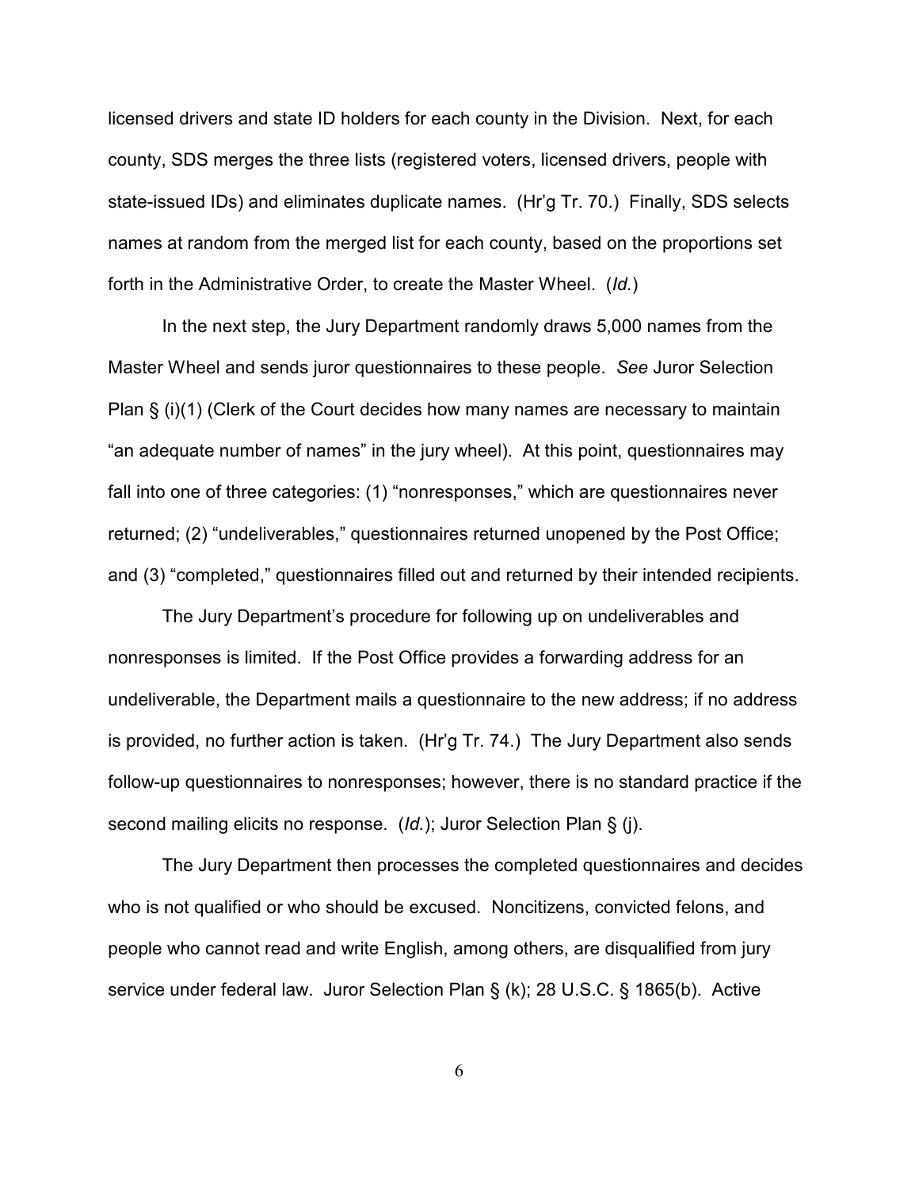licensed drivers and state ID holders for each county in the Division. Next, for each county, SDS merges the three lists (registered voters, licensed drivers, people with state-issued IDs) and eliminates duplicate names. (Hr'g Tr. 70.) Finally, SDS selects names at random from the merged list for each county, based on the proportions set forth in the Administrative Order, to create the Master Wheel. (*Id.*)

In the next step, the Jury Department randomly draws 5,000 names from the Master Wheel and sends juror questionnaires to these people. *See* Juror Selection Plan § (i)(1) (Clerk of the Court decides how many names are necessary to maintain "an adequate number of names" in the jury wheel). At this point, questionnaires may fall into one of three categories: (1) "nonresponses," which are questionnaires never returned; (2) "undeliverables," questionnaires returned unopened by the Post Office; and (3) "completed," questionnaires filled out and returned by their intended recipients.

The Jury Department's procedure for following up on undeliverables and nonresponses is limited. If the Post Office provides a forwarding address for an undeliverable, the Department mails a questionnaire to the new address; if no address is provided, no further action is taken. (Hr'g Tr. 74.) The Jury Department also sends follow-up questionnaires to nonresponses; however, there is no standard practice if the second mailing elicits no response. (*Id.*); Juror Selection Plan § (j).

The Jury Department then processes the completed questionnaires and decides who is not qualified or who should be excused. Noncitizens, convicted felons, and people who cannot read and write English, among others, are disqualified from jury service under federal law. Juror Selection Plan § (k); 28 U.S.C. § 1865(b). Active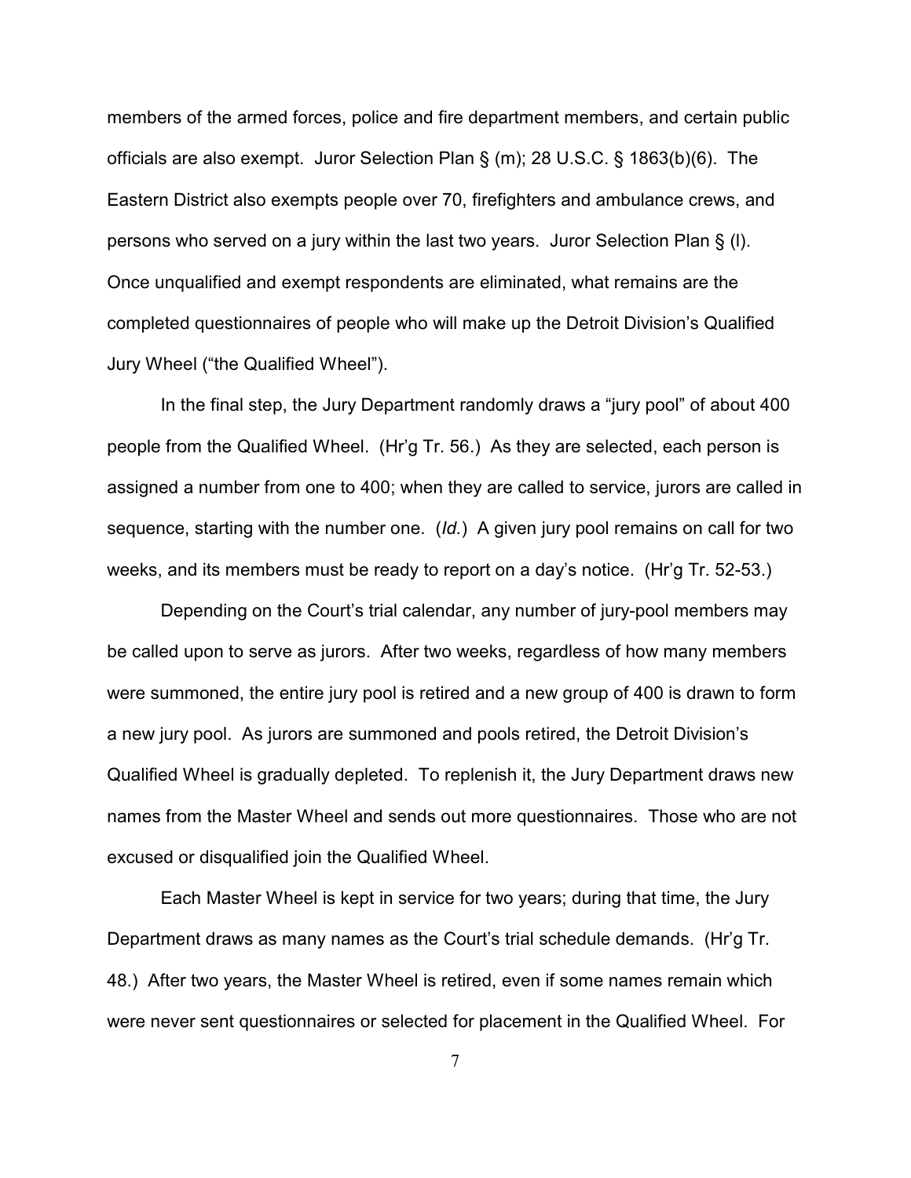members of the armed forces, police and fire department members, and certain public officials are also exempt. Juror Selection Plan § (m); 28 U.S.C. § 1863(b)(6). The Eastern District also exempts people over 70, firefighters and ambulance crews, and persons who served on a jury within the last two years. Juror Selection Plan § (l). Once unqualified and exempt respondents are eliminated, what remains are the completed questionnaires of people who will make up the Detroit Division's Qualified Jury Wheel ("the Qualified Wheel").

In the final step, the Jury Department randomly draws a "jury pool" of about 400 people from the Qualified Wheel. (Hr'g Tr. 56.) As they are selected, each person is assigned a number from one to 400; when they are called to service, jurors are called in sequence, starting with the number one. (*Id.*) A given jury pool remains on call for two weeks, and its members must be ready to report on a day's notice. (Hr'g Tr. 52-53.)

Depending on the Court's trial calendar, any number of jury-pool members may be called upon to serve as jurors. After two weeks, regardless of how many members were summoned, the entire jury pool is retired and a new group of 400 is drawn to form a new jury pool. As jurors are summoned and pools retired, the Detroit Division's Qualified Wheel is gradually depleted. To replenish it, the Jury Department draws new names from the Master Wheel and sends out more questionnaires. Those who are not excused or disqualified join the Qualified Wheel.

Each Master Wheel is kept in service for two years; during that time, the Jury Department draws as many names as the Court's trial schedule demands. (Hr'g Tr. 48.) After two years, the Master Wheel is retired, even if some names remain which were never sent questionnaires or selected for placement in the Qualified Wheel. For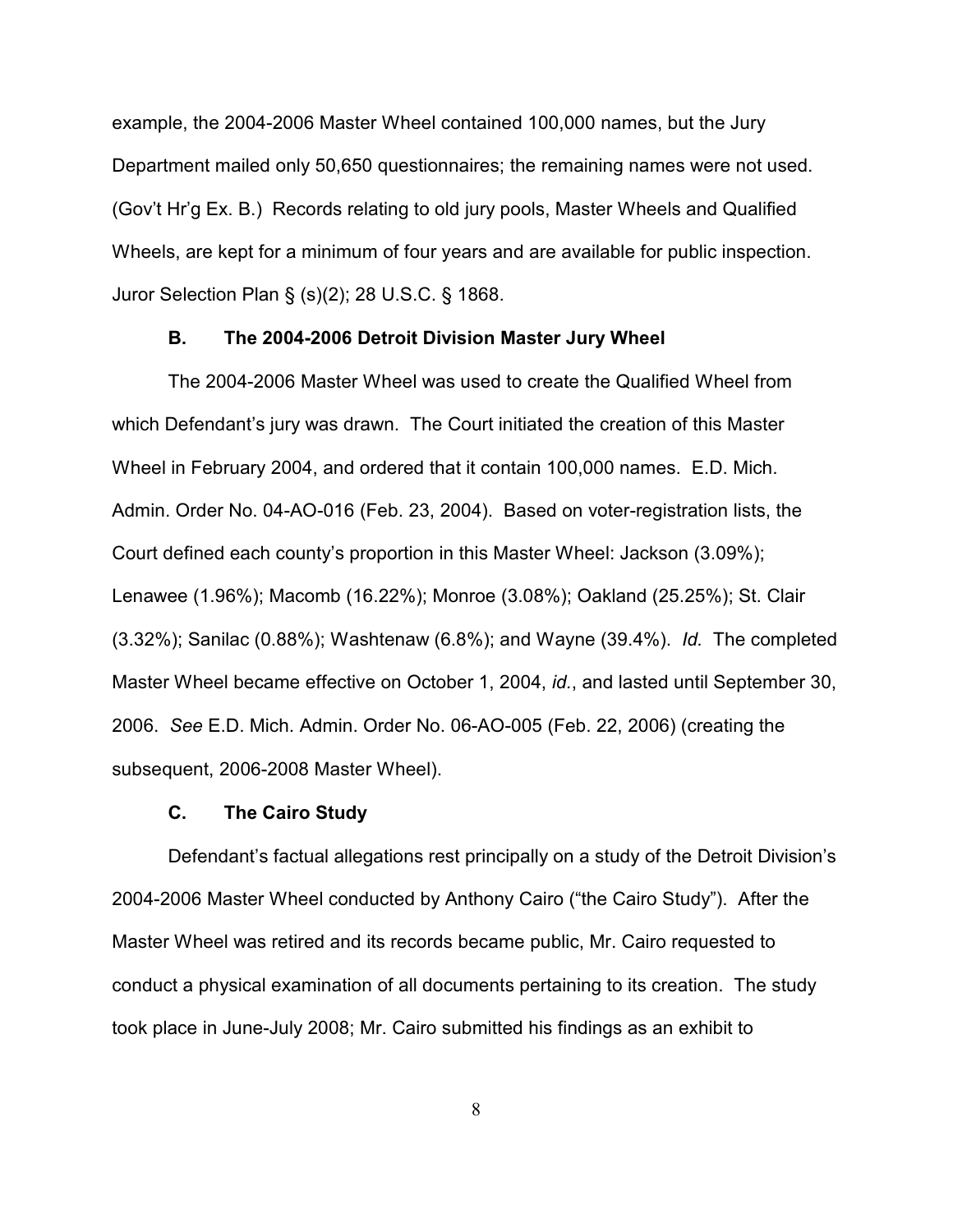example, the 2004-2006 Master Wheel contained 100,000 names, but the Jury Department mailed only 50,650 questionnaires; the remaining names were not used. (Gov't Hr'g Ex. B.) Records relating to old jury pools, Master Wheels and Qualified Wheels, are kept for a minimum of four years and are available for public inspection. Juror Selection Plan § (s)(2); 28 U.S.C. § 1868.

### B. The 2004-2006 Detroit Division Master Jury Wheel

The 2004-2006 Master Wheel was used to create the Qualified Wheel from which Defendant's jury was drawn. The Court initiated the creation of this Master Wheel in February 2004, and ordered that it contain 100,000 names. E.D. Mich. Admin. Order No. 04-AO-016 (Feb. 23, 2004). Based on voter-registration lists, the Court defined each county's proportion in this Master Wheel: Jackson (3.09%); Lenawee (1.96%); Macomb (16.22%); Monroe (3.08%); Oakland (25.25%); St. Clair (3.32%); Sanilac (0.88%); Washtenaw (6.8%); and Wayne (39.4%). *Id.* The completed Master Wheel became effective on October 1, 2004, *id.*, and lasted until September 30, 2006. *See* E.D. Mich. Admin. Order No. 06-AO-005 (Feb. 22, 2006) (creating the subsequent, 2006-2008 Master Wheel).

### C. The Cairo Study

Defendant's factual allegations rest principally on a study of the Detroit Division's 2004-2006 Master Wheel conducted by Anthony Cairo ("the Cairo Study"). After the Master Wheel was retired and its records became public, Mr. Cairo requested to conduct a physical examination of all documents pertaining to its creation. The study took place in June-July 2008; Mr. Cairo submitted his findings as an exhibit to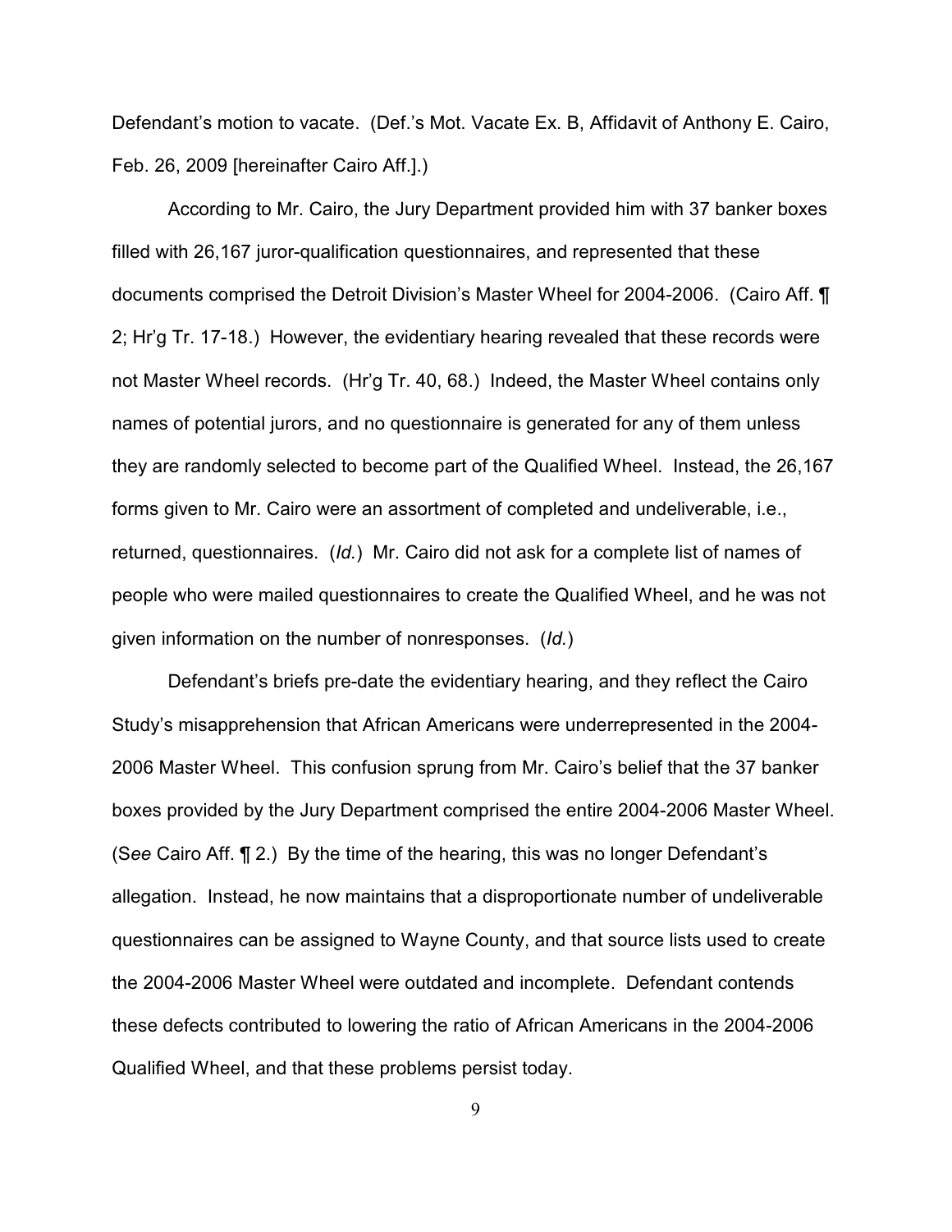Defendant's motion to vacate. (Def.'s Mot. Vacate Ex. B, Affidavit of Anthony E. Cairo, Feb. 26, 2009 [hereinafter Cairo Aff.].)

According to Mr. Cairo, the Jury Department provided him with 37 banker boxes filled with 26,167 juror-qualification questionnaires, and represented that these documents comprised the Detroit Division's Master Wheel for 2004-2006. (Cairo Aff. ¶ 2; Hr'g Tr. 17-18.) However, the evidentiary hearing revealed that these records were not Master Wheel records. (Hr'g Tr. 40, 68.) Indeed, the Master Wheel contains only names of potential jurors, and no questionnaire is generated for any of them unless they are randomly selected to become part of the Qualified Wheel. Instead, the 26,167 forms given to Mr. Cairo were an assortment of completed and undeliverable, i.e., returned, questionnaires. (*Id.*) Mr. Cairo did not ask for a complete list of names of people who were mailed questionnaires to create the Qualified Wheel, and he was not given information on the number of nonresponses. (*Id.*)

Defendant's briefs pre-date the evidentiary hearing, and they reflect the Cairo Study's misapprehension that African Americans were underrepresented in the 2004-2006 Master Wheel. This confusion sprung from Mr. Cairo's belief that the 37 banker boxes provided by the Jury Department comprised the entire 2004-2006 Master Wheel. (*See* Cairo Aff. ¶ 2.) By the time of the hearing, this was no longer Defendant's allegation. Instead, he now maintains that a disproportionate number of undeliverable questionnaires can be assigned to Wayne County, and that source lists used to create the 2004-2006 Master Wheel were outdated and incomplete. Defendant contends these defects contributed to lowering the ratio of African Americans in the 2004-2006 Qualified Wheel, and that these problems persist today.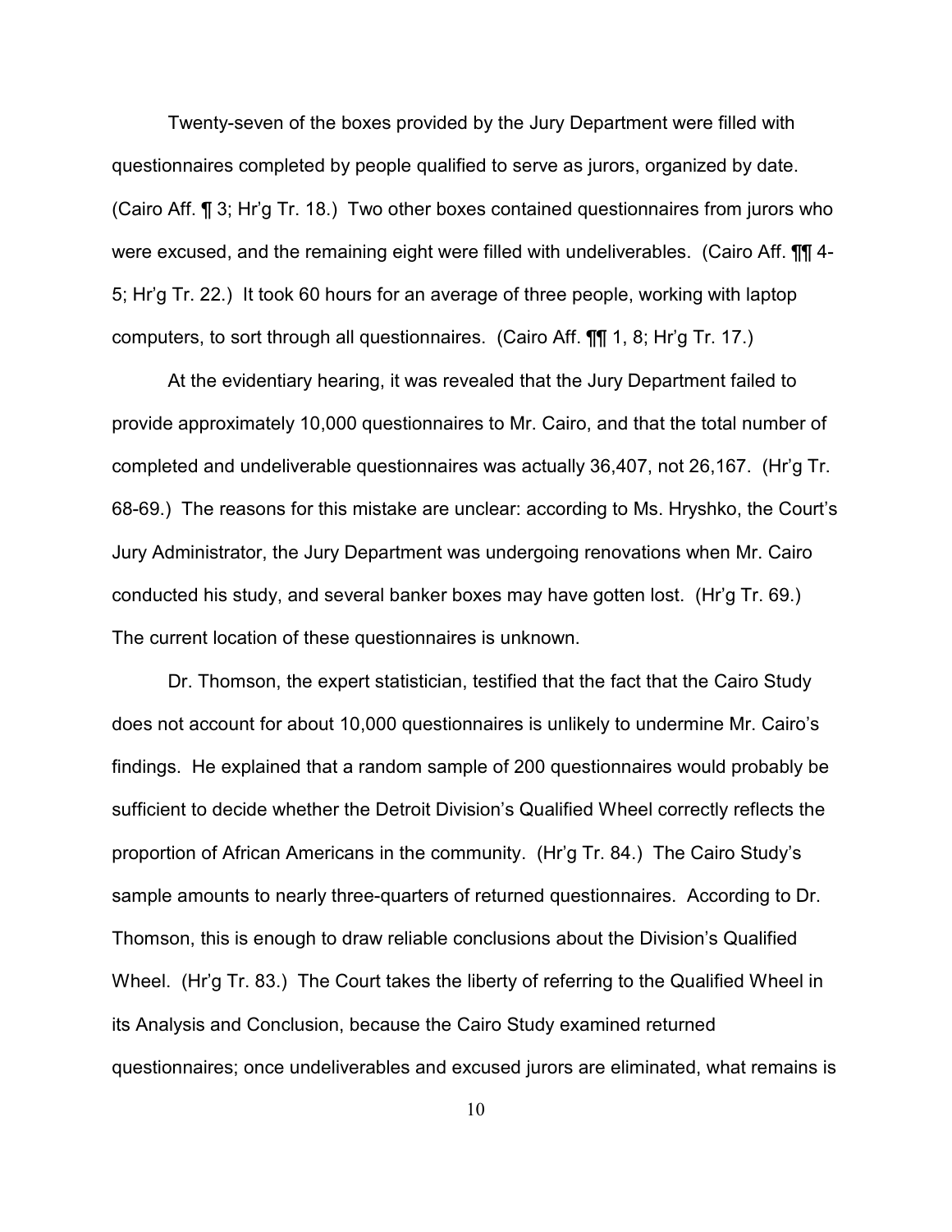Twenty-seven of the boxes provided by the Jury Department were filled with questionnaires completed by people qualified to serve as jurors, organized by date. (Cairo Aff. ¶ 3; Hr'g Tr. 18.) Two other boxes contained questionnaires from jurors who were excused, and the remaining eight were filled with undeliverables. (Cairo Aff. ¶¶ 4-5; Hr'g Tr. 22.) It took 60 hours for an average of three people, working with laptop computers, to sort through all questionnaires. (Cairo Aff. ¶¶ 1, 8; Hr'g Tr. 17.)

At the evidentiary hearing, it was revealed that the Jury Department failed to provide approximately 10,000 questionnaires to Mr. Cairo, and that the total number of completed and undeliverable questionnaires was actually 36,407, not 26,167. (Hr'g Tr. 68-69.) The reasons for this mistake are unclear: according to Ms. Hryshko, the Court's Jury Administrator, the Jury Department was undergoing renovations when Mr. Cairo conducted his study, and several banker boxes may have gotten lost. (Hr'g Tr. 69.) The current location of these questionnaires is unknown.

Dr. Thomson, the expert statistician, testified that the fact that the Cairo Study does not account for about 10,000 questionnaires is unlikely to undermine Mr. Cairo's findings. He explained that a random sample of 200 questionnaires would probably be sufficient to decide whether the Detroit Division's Qualified Wheel correctly reflects the proportion of African Americans in the community. (Hr'g Tr. 84.) The Cairo Study's sample amounts to nearly three-quarters of returned questionnaires. According to Dr. Thomson, this is enough to draw reliable conclusions about the Division's Qualified Wheel. (Hr'g Tr. 83.) The Court takes the liberty of referring to the Qualified Wheel in its Analysis and Conclusion, because the Cairo Study examined returned questionnaires; once undeliverables and excused jurors are eliminated, what remains is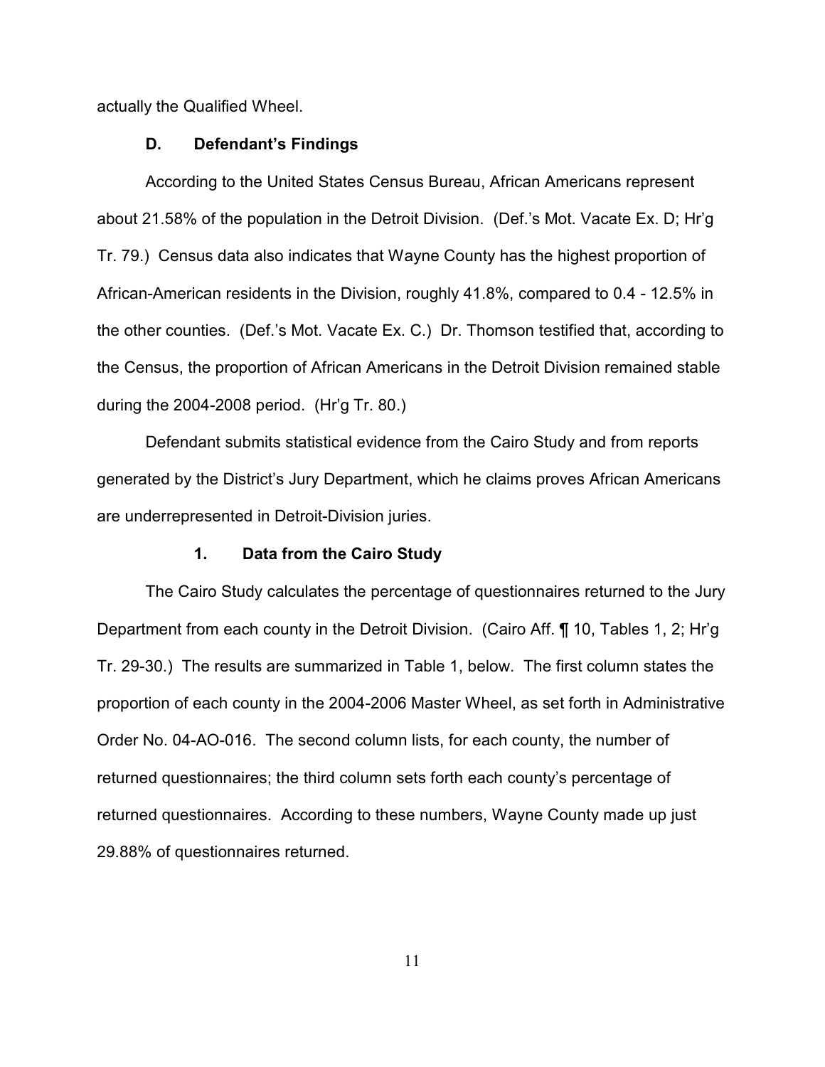actually the Qualified Wheel.

### D. Defendant's Findings

According to the United States Census Bureau, African Americans represent about 21.58% of the population in the Detroit Division. (Def.'s Mot. Vacate Ex. D; Hr'g Tr. 79.) Census data also indicates that Wayne County has the highest proportion of African-American residents in the Division, roughly 41.8%, compared to 0.4 - 12.5% in the other counties. (Def.'s Mot. Vacate Ex. C.) Dr. Thomson testified that, according to the Census, the proportion of African Americans in the Detroit Division remained stable during the 2004-2008 period. (Hr'g Tr. 80.)

Defendant submits statistical evidence from the Cairo Study and from reports generated by the District's Jury Department, which he claims proves African Americans are underrepresented in Detroit-Division juries.

#### 1. Data from the Cairo Study

The Cairo Study calculates the percentage of questionnaires returned to the Jury Department from each county in the Detroit Division. (Cairo Aff. ¶ 10, Tables 1, 2; Hr'g Tr. 29-30.) The results are summarized in Table 1, below. The first column states the proportion of each county in the 2004-2006 Master Wheel, as set forth in Administrative Order No. 04-AO-016. The second column lists, for each county, the number of returned questionnaires; the third column sets forth each county's percentage of returned questionnaires. According to these numbers, Wayne County made up just 29.88% of questionnaires returned.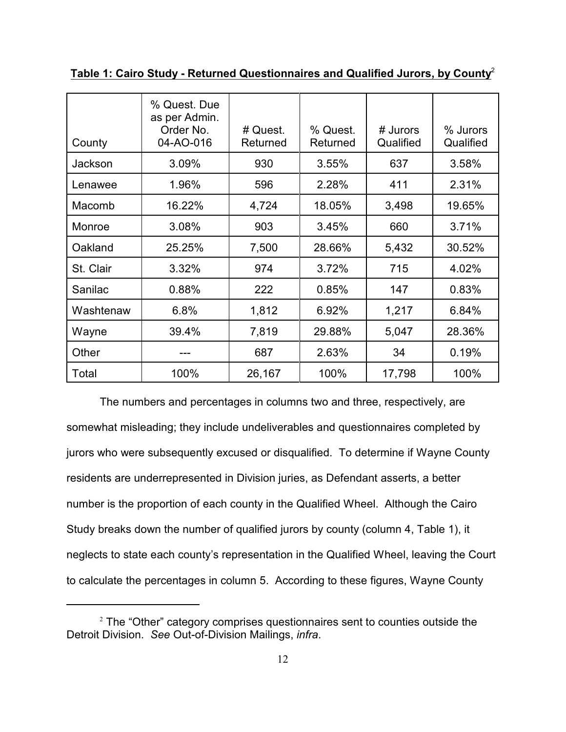**Table 1: Cairo Study - Returned Questionnaires and Qualified Jurors, by County**[2]

| County | % Quest. Due as per Admin. Order No. 04-AO-016 | # Quest. Returned | % Quest. Returned | # Jurors Qualified | % Jurors Qualified |
|---|---|---|---|---|---|
| Jackson | 3.09% | 930 | 3.55% | 637 | 3.58% |
| Lenawee | 1.96% | 596 | 2.28% | 411 | 2.31% |
| Macomb | 16.22% | 4,724 | 18.05% | 3,498 | 19.65% |
| Monroe | 3.08% | 903 | 3.45% | 660 | 3.71% |
| Oakland | 25.25% | 7,500 | 28.66% | 5,432 | 30.52% |
| St. Clair | 3.32% | 974 | 3.72% | 715 | 4.02% |
| Sanilac | 0.88% | 222 | 0.85% | 147 | 0.83% |
| Washtenaw | 6.8% | 1,812 | 6.92% | 1,217 | 6.84% |
| Wayne | 39.4% | 7,819 | 29.88% | 5,047 | 28.36% |
| Other | --- | 687 | 2.63% | 34 | 0.19% |
| Total | 100% | 26,167 | 100% | 17,798 | 100% |

The numbers and percentages in columns two and three, respectively, are somewhat misleading; they include undeliverables and questionnaires completed by jurors who were subsequently excused or disqualified. To determine if Wayne County residents are underrepresented in Division juries, as Defendant asserts, a better number is the proportion of each county in the Qualified Wheel. Although the Cairo Study breaks down the number of qualified jurors by county (column 4, Table 1), it neglects to state each county's representation in the Qualified Wheel, leaving the Court to calculate the percentages in column 5. According to these figures, Wayne County

[2] The "Other" category comprises questionnaires sent to counties outside the Detroit Division. *See* Out-of-Division Mailings, *infra*.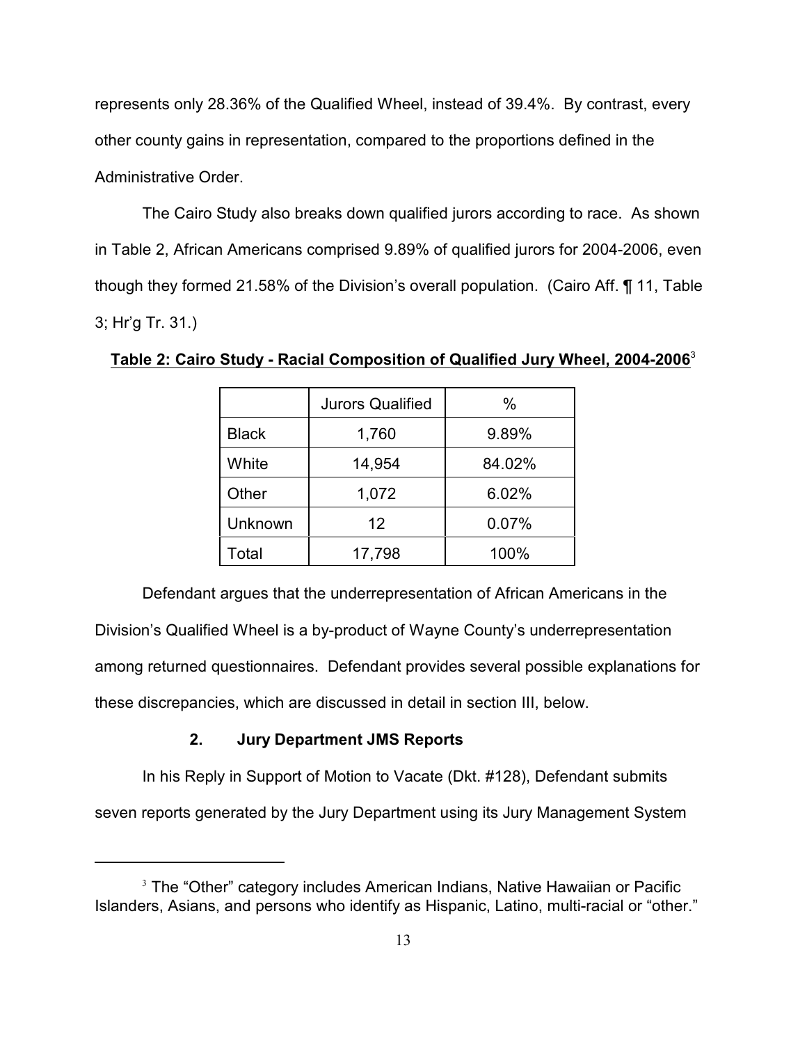represents only 28.36% of the Qualified Wheel, instead of 39.4%. By contrast, every other county gains in representation, compared to the proportions defined in the Administrative Order.

The Cairo Study also breaks down qualified jurors according to race. As shown in Table 2, African Americans comprised 9.89% of qualified jurors for 2004-2006, even though they formed 21.58% of the Division's overall population. (Cairo Aff. ¶ 11, Table 3; Hr'g Tr. 31.)

**Table 2: Cairo Study - Racial Composition of Qualified Jury Wheel, 2004-2006**[3]

| | Jurors Qualified | % |
|---|---|---|
| Black | 1,760 | 9.89% |
| White | 14,954 | 84.02% |
| Other | 1,072 | 6.02% |
| Unknown | 12 | 0.07% |
| Total | 17,798 | 100% |

Defendant argues that the underrepresentation of African Americans in the Division's Qualified Wheel is a by-product of Wayne County's underrepresentation among returned questionnaires. Defendant provides several possible explanations for these discrepancies, which are discussed in detail in section III, below.

### 2. Jury Department JMS Reports

In his Reply in Support of Motion to Vacate (Dkt. #128), Defendant submits seven reports generated by the Jury Department using its Jury Management System

[3] The "Other" category includes American Indians, Native Hawaiian or Pacific Islanders, Asians, and persons who identify as Hispanic, Latino, multi-racial or "other."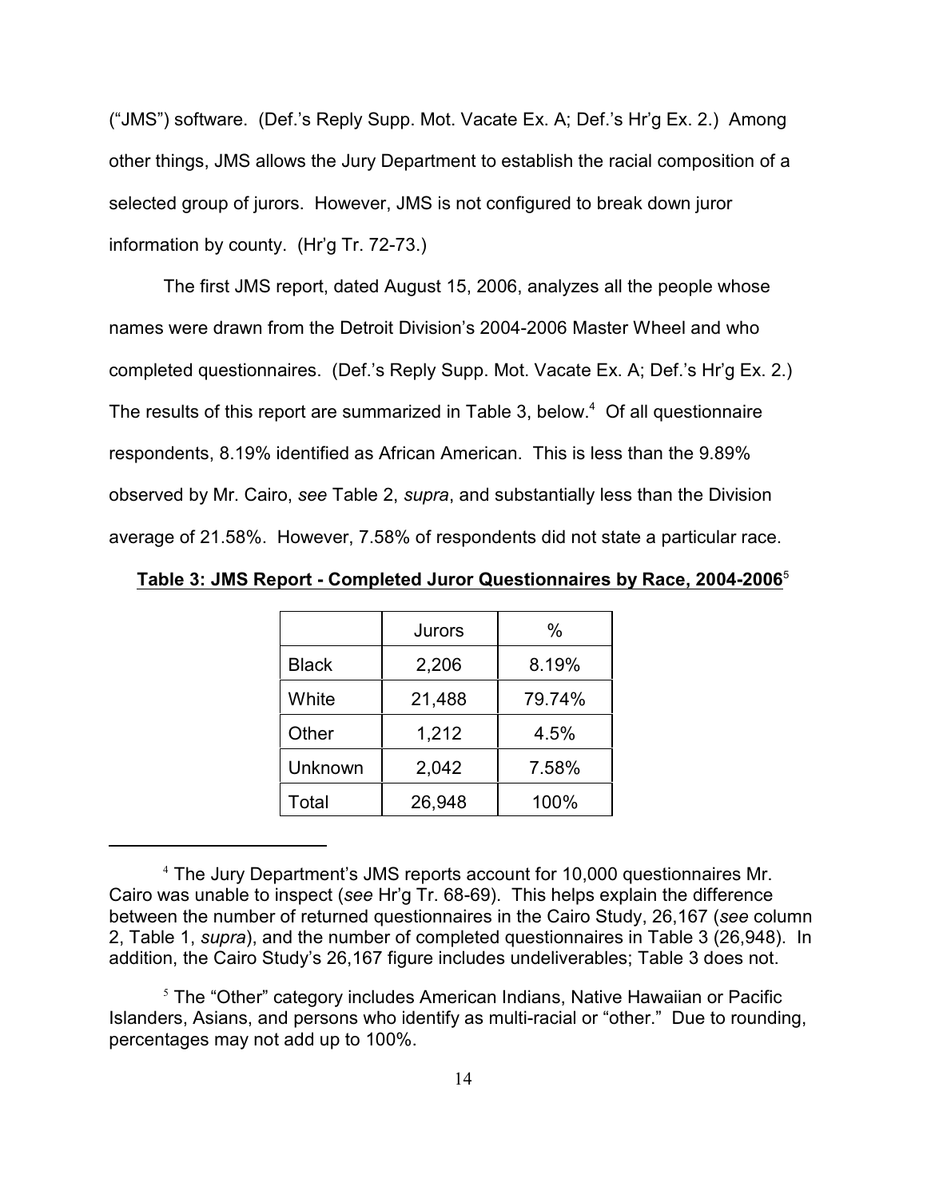("JMS") software. (Def.'s Reply Supp. Mot. Vacate Ex. A; Def.'s Hr'g Ex. 2.) Among other things, JMS allows the Jury Department to establish the racial composition of a selected group of jurors. However, JMS is not configured to break down juror information by county. (Hr'g Tr. 72-73.)

The first JMS report, dated August 15, 2006, analyzes all the people whose names were drawn from the Detroit Division's 2004-2006 Master Wheel and who completed questionnaires. (Def.'s Reply Supp. Mot. Vacate Ex. A; Def.'s Hr'g Ex. 2.) The results of this report are summarized in Table 3, below.[4] Of all questionnaire respondents, 8.19% identified as African American. This is less than the 9.89% observed by Mr. Cairo, *see* Table 2, *supra*, and substantially less than the Division average of 21.58%. However, 7.58% of respondents did not state a particular race.

**Table 3: JMS Report - Completed Juror Questionnaires by Race, 2004-2006**[5]

| | Jurors | % |
|---|---|---|
| Black | 2,206 | 8.19% |
| White | 21,488 | 79.74% |
| Other | 1,212 | 4.5% |
| Unknown | 2,042 | 7.58% |
| Total | 26,948 | 100% |

---

[4] The Jury Department's JMS reports account for 10,000 questionnaires Mr. Cairo was unable to inspect (*see* Hr'g Tr. 68-69). This helps explain the difference between the number of returned questionnaires in the Cairo Study, 26,167 (*see* column 2, Table 1, *supra*), and the number of completed questionnaires in Table 3 (26,948). In addition, the Cairo Study's 26,167 figure includes undeliverables; Table 3 does not.

[5] The "Other" category includes American Indians, Native Hawaiian or Pacific Islanders, Asians, and persons who identify as multi-racial or "other." Due to rounding, percentages may not add up to 100%.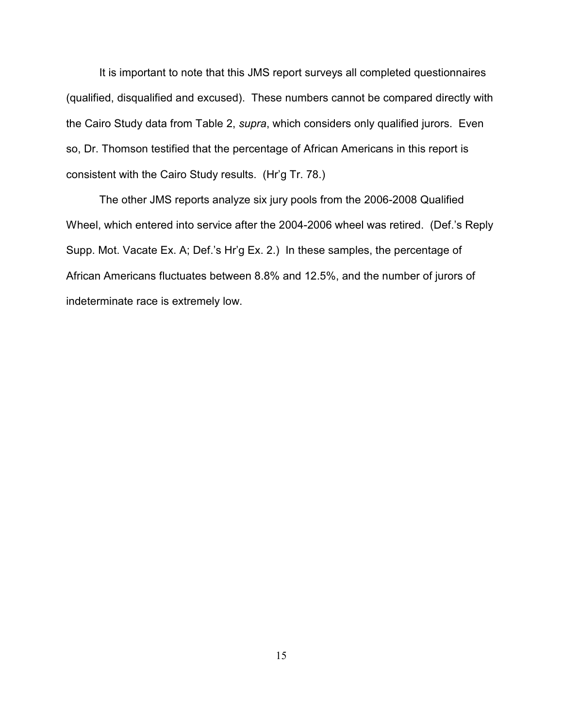It is important to note that this JMS report surveys all completed questionnaires (qualified, disqualified and excused). These numbers cannot be compared directly with the Cairo Study data from Table 2, *supra*, which considers only qualified jurors. Even so, Dr. Thomson testified that the percentage of African Americans in this report is consistent with the Cairo Study results. (Hr'g Tr. 78.)

The other JMS reports analyze six jury pools from the 2006-2008 Qualified Wheel, which entered into service after the 2004-2006 wheel was retired. (Def.'s Reply Supp. Mot. Vacate Ex. A; Def.'s Hr'g Ex. 2.) In these samples, the percentage of African Americans fluctuates between 8.8% and 12.5%, and the number of jurors of indeterminate race is extremely low.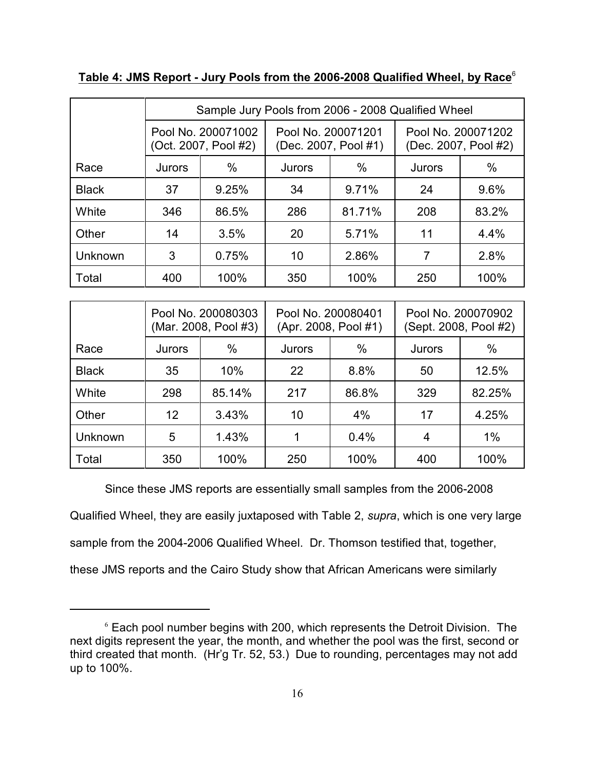**Table 4: JMS Report - Jury Pools from the 2006-2008 Qualified Wheel, by Race**[6]

| | Sample Jury Pools from 2006 - 2008 Qualified Wheel | | | | | |
|---|---|---|---|---|---|---|
| | Pool No. 200071002 (Oct. 2007, Pool #2) | | Pool No. 200071201 (Dec. 2007, Pool #1) | | Pool No. 200071202 (Dec. 2007, Pool #2) | |
| Race | Jurors | % | Jurors | % | Jurors | % |
| Black | 37 | 9.25% | 34 | 9.71% | 24 | 9.6% |
| White | 346 | 86.5% | 286 | 81.71% | 208 | 83.2% |
| Other | 14 | 3.5% | 20 | 5.71% | 11 | 4.4% |
| Unknown | 3 | 0.75% | 10 | 2.86% | 7 | 2.8% |
| Total | 400 | 100% | 350 | 100% | 250 | 100% |

| | Pool No. 200080303 (Mar. 2008, Pool #3) | | Pool No. 200080401 (Apr. 2008, Pool #1) | | Pool No. 200070902 (Sept. 2008, Pool #2) | |
|---|---|---|---|---|---|---|
| Race | Jurors | % | Jurors | % | Jurors | % |
| Black | 35 | 10% | 22 | 8.8% | 50 | 12.5% |
| White | 298 | 85.14% | 217 | 86.8% | 329 | 82.25% |
| Other | 12 | 3.43% | 10 | 4% | 17 | 4.25% |
| Unknown | 5 | 1.43% | 1 | 0.4% | 4 | 1% |
| Total | 350 | 100% | 250 | 100% | 400 | 100% |

Since these JMS reports are essentially small samples from the 2006-2008 Qualified Wheel, they are easily juxtaposed with Table 2, *supra*, which is one very large sample from the 2004-2006 Qualified Wheel. Dr. Thomson testified that, together, these JMS reports and the Cairo Study show that African Americans were similarly

[6] Each pool number begins with 200, which represents the Detroit Division. The next digits represent the year, the month, and whether the pool was the first, second or third created that month. (Hr'g Tr. 52, 53.) Due to rounding, percentages may not add up to 100%.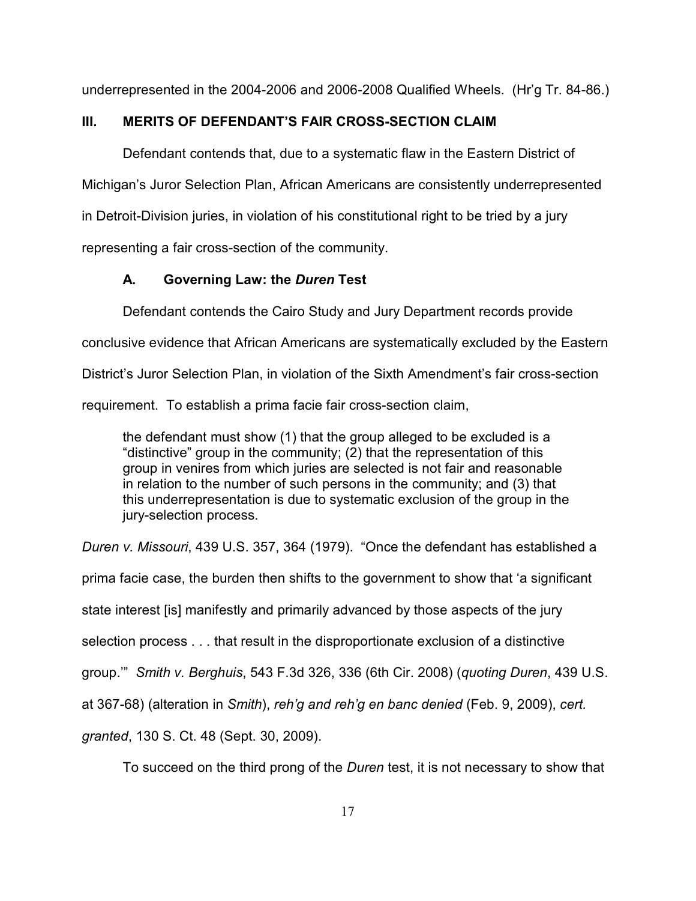underrepresented in the 2004-2006 and 2006-2008 Qualified Wheels. (Hr'g Tr. 84-86.)

## III. MERITS OF DEFENDANT'S FAIR CROSS-SECTION CLAIM

Defendant contends that, due to a systematic flaw in the Eastern District of Michigan's Juror Selection Plan, African Americans are consistently underrepresented in Detroit-Division juries, in violation of his constitutional right to be tried by a jury representing a fair cross-section of the community.

### A. Governing Law: the *Duren* Test

Defendant contends the Cairo Study and Jury Department records provide conclusive evidence that African Americans are systematically excluded by the Eastern District's Juror Selection Plan, in violation of the Sixth Amendment's fair cross-section requirement. To establish a prima facie fair cross-section claim,

> the defendant must show (1) that the group alleged to be excluded is a "distinctive" group in the community; (2) that the representation of this group in venires from which juries are selected is not fair and reasonable in relation to the number of such persons in the community; and (3) that this underrepresentation is due to systematic exclusion of the group in the jury-selection process.

*Duren v. Missouri*, 439 U.S. 357, 364 (1979). "Once the defendant has established a prima facie case, the burden then shifts to the government to show that 'a significant state interest [is] manifestly and primarily advanced by those aspects of the jury selection process . . . that result in the disproportionate exclusion of a distinctive group.'" *Smith v. Berghuis*, 543 F.3d 326, 336 (6th Cir. 2008) (*quoting Duren*, 439 U.S. at 367-68) (alteration in *Smith*), *reh'g and reh'g en banc denied* (Feb. 9, 2009), *cert. granted*, 130 S. Ct. 48 (Sept. 30, 2009).

To succeed on the third prong of the *Duren* test, it is not necessary to show that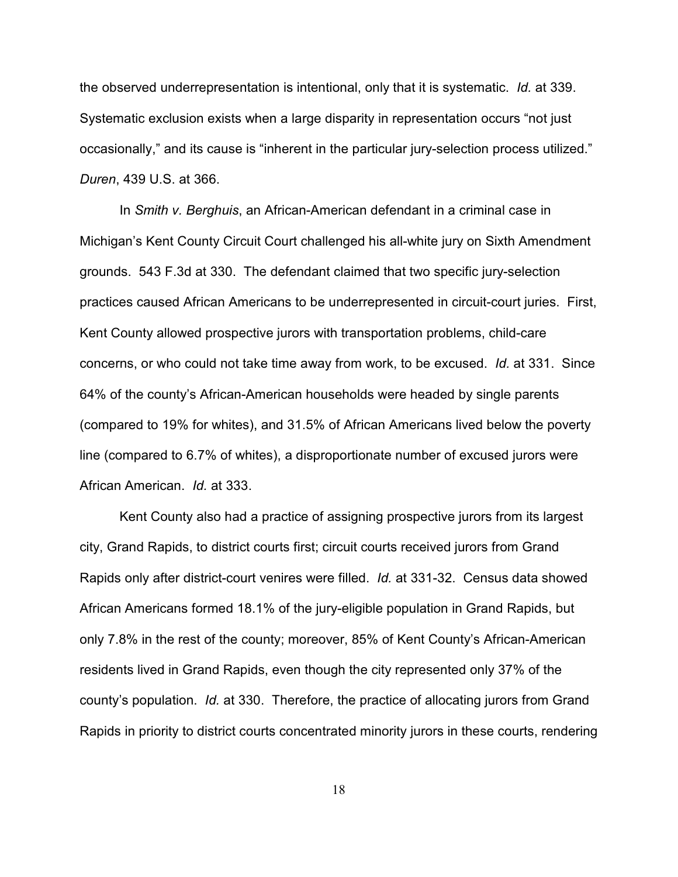the observed underrepresentation is intentional, only that it is systematic. *Id.* at 339. Systematic exclusion exists when a large disparity in representation occurs "not just occasionally," and its cause is "inherent in the particular jury-selection process utilized." *Duren*, 439 U.S. at 366.

In *Smith v. Berghuis*, an African-American defendant in a criminal case in Michigan's Kent County Circuit Court challenged his all-white jury on Sixth Amendment grounds. 543 F.3d at 330. The defendant claimed that two specific jury-selection practices caused African Americans to be underrepresented in circuit-court juries. First, Kent County allowed prospective jurors with transportation problems, child-care concerns, or who could not take time away from work, to be excused. *Id.* at 331. Since 64% of the county's African-American households were headed by single parents (compared to 19% for whites), and 31.5% of African Americans lived below the poverty line (compared to 6.7% of whites), a disproportionate number of excused jurors were African American. *Id.* at 333.

Kent County also had a practice of assigning prospective jurors from its largest city, Grand Rapids, to district courts first; circuit courts received jurors from Grand Rapids only after district-court venires were filled. *Id.* at 331-32. Census data showed African Americans formed 18.1% of the jury-eligible population in Grand Rapids, but only 7.8% in the rest of the county; moreover, 85% of Kent County's African-American residents lived in Grand Rapids, even though the city represented only 37% of the county's population. *Id.* at 330. Therefore, the practice of allocating jurors from Grand Rapids in priority to district courts concentrated minority jurors in these courts, rendering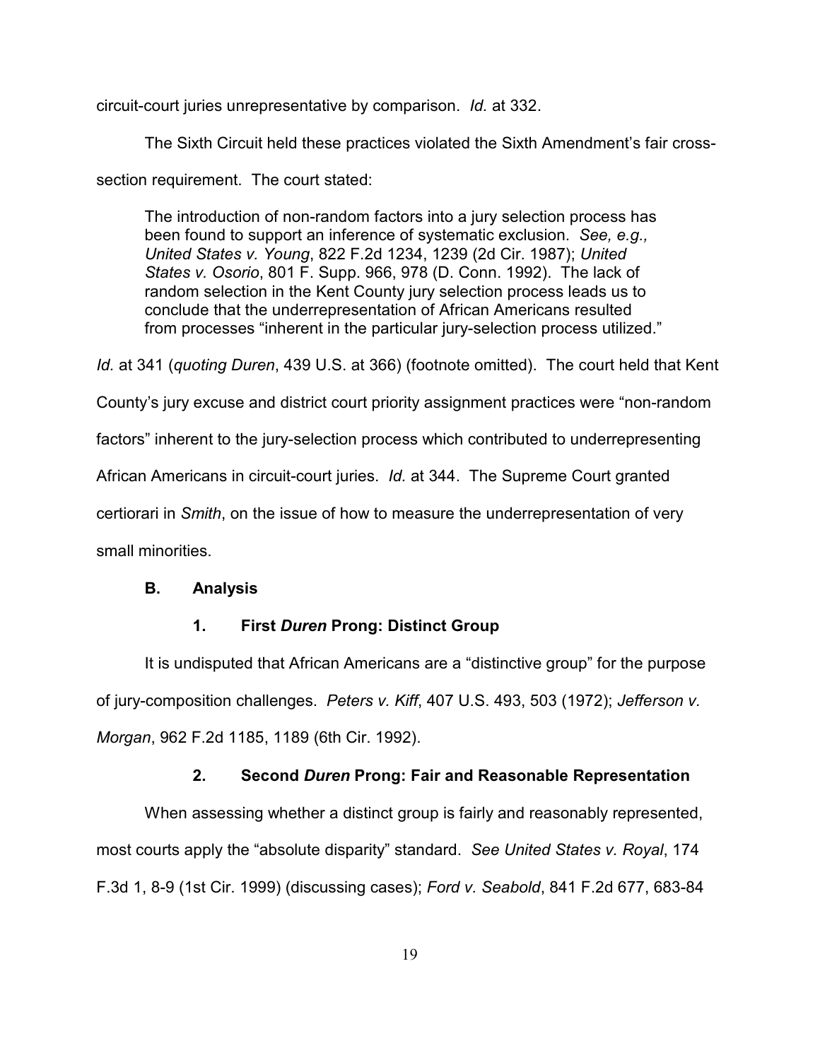circuit-court juries unrepresentative by comparison. *Id.* at 332.

The Sixth Circuit held these practices violated the Sixth Amendment's fair cross-section requirement. The court stated:

> The introduction of non-random factors into a jury selection process has been found to support an inference of systematic exclusion. *See, e.g., United States v. Young*, 822 F.2d 1234, 1239 (2d Cir. 1987); *United States v. Osorio*, 801 F. Supp. 966, 978 (D. Conn. 1992). The lack of random selection in the Kent County jury selection process leads us to conclude that the underrepresentation of African Americans resulted from processes "inherent in the particular jury-selection process utilized."

*Id.* at 341 (*quoting Duren*, 439 U.S. at 366) (footnote omitted). The court held that Kent County's jury excuse and district court priority assignment practices were "non-random factors" inherent to the jury-selection process which contributed to underrepresenting African Americans in circuit-court juries. *Id.* at 344. The Supreme Court granted certiorari in *Smith*, on the issue of how to measure the underrepresentation of very small minorities.

### B. Analysis

#### 1. First *Duren* Prong: Distinct Group

It is undisputed that African Americans are a "distinctive group" for the purpose of jury-composition challenges. *Peters v. Kiff*, 407 U.S. 493, 503 (1972); *Jefferson v. Morgan*, 962 F.2d 1185, 1189 (6th Cir. 1992).

#### 2. Second *Duren* Prong: Fair and Reasonable Representation

When assessing whether a distinct group is fairly and reasonably represented, most courts apply the "absolute disparity" standard. *See United States v. Royal*, 174 F.3d 1, 8-9 (1st Cir. 1999) (discussing cases); *Ford v. Seabold*, 841 F.2d 677, 683-84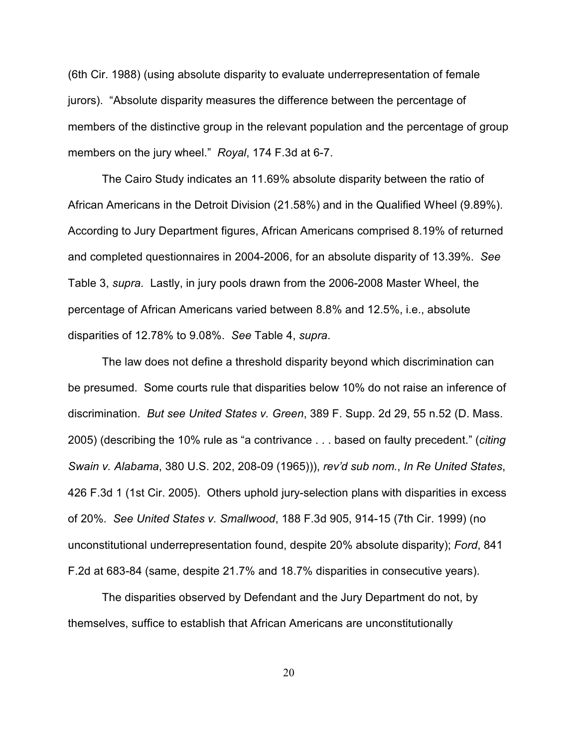(6th Cir. 1988) (using absolute disparity to evaluate underrepresentation of female jurors). "Absolute disparity measures the difference between the percentage of members of the distinctive group in the relevant population and the percentage of group members on the jury wheel." *Royal*, 174 F.3d at 6-7.

The Cairo Study indicates an 11.69% absolute disparity between the ratio of African Americans in the Detroit Division (21.58%) and in the Qualified Wheel (9.89%). According to Jury Department figures, African Americans comprised 8.19% of returned and completed questionnaires in 2004-2006, for an absolute disparity of 13.39%. *See* Table 3, *supra.* Lastly, in jury pools drawn from the 2006-2008 Master Wheel, the percentage of African Americans varied between 8.8% and 12.5%, i.e., absolute disparities of 12.78% to 9.08%. *See* Table 4, *supra*.

The law does not define a threshold disparity beyond which discrimination can be presumed. Some courts rule that disparities below 10% do not raise an inference of discrimination. *But see United States v. Green*, 389 F. Supp. 2d 29, 55 n.52 (D. Mass. 2005) (describing the 10% rule as "a contrivance . . . based on faulty precedent." (*citing Swain v. Alabama*, 380 U.S. 202, 208-09 (1965))), *rev'd sub nom.*, *In Re United States*, 426 F.3d 1 (1st Cir. 2005). Others uphold jury-selection plans with disparities in excess of 20%. *See United States v. Smallwood*, 188 F.3d 905, 914-15 (7th Cir. 1999) (no unconstitutional underrepresentation found, despite 20% absolute disparity); *Ford*, 841 F.2d at 683-84 (same, despite 21.7% and 18.7% disparities in consecutive years).

The disparities observed by Defendant and the Jury Department do not, by themselves, suffice to establish that African Americans are unconstitutionally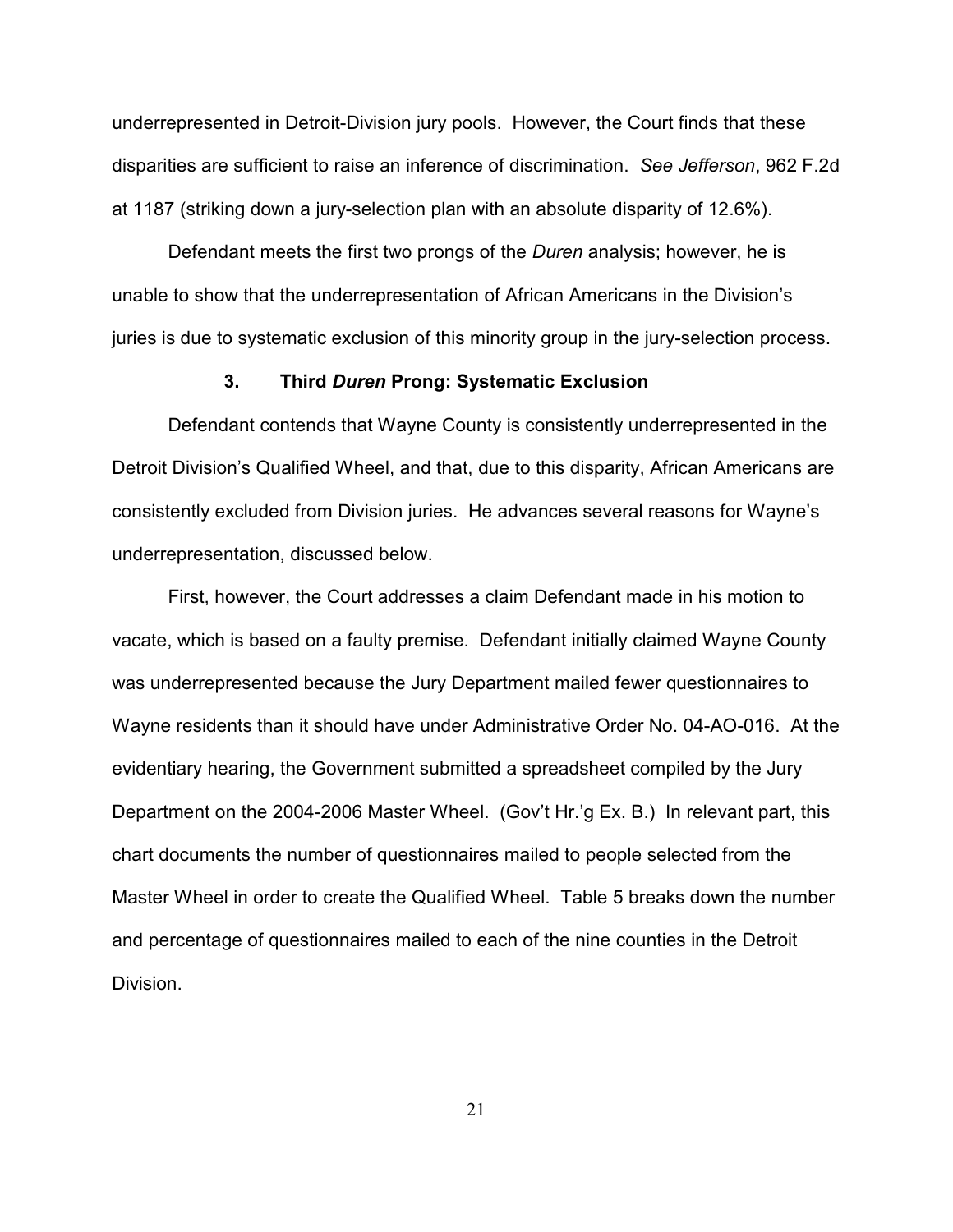underrepresented in Detroit-Division jury pools. However, the Court finds that these disparities are sufficient to raise an inference of discrimination. *See Jefferson*, 962 F.2d at 1187 (striking down a jury-selection plan with an absolute disparity of 12.6%).

Defendant meets the first two prongs of the *Duren* analysis; however, he is unable to show that the underrepresentation of African Americans in the Division's juries is due to systematic exclusion of this minority group in the jury-selection process.

### 3. Third *Duren* Prong: Systematic Exclusion

Defendant contends that Wayne County is consistently underrepresented in the Detroit Division's Qualified Wheel, and that, due to this disparity, African Americans are consistently excluded from Division juries. He advances several reasons for Wayne's underrepresentation, discussed below.

First, however, the Court addresses a claim Defendant made in his motion to vacate, which is based on a faulty premise. Defendant initially claimed Wayne County was underrepresented because the Jury Department mailed fewer questionnaires to Wayne residents than it should have under Administrative Order No. 04-AO-016. At the evidentiary hearing, the Government submitted a spreadsheet compiled by the Jury Department on the 2004-2006 Master Wheel. (Gov't Hr.'g Ex. B.) In relevant part, this chart documents the number of questionnaires mailed to people selected from the Master Wheel in order to create the Qualified Wheel. Table 5 breaks down the number and percentage of questionnaires mailed to each of the nine counties in the Detroit Division.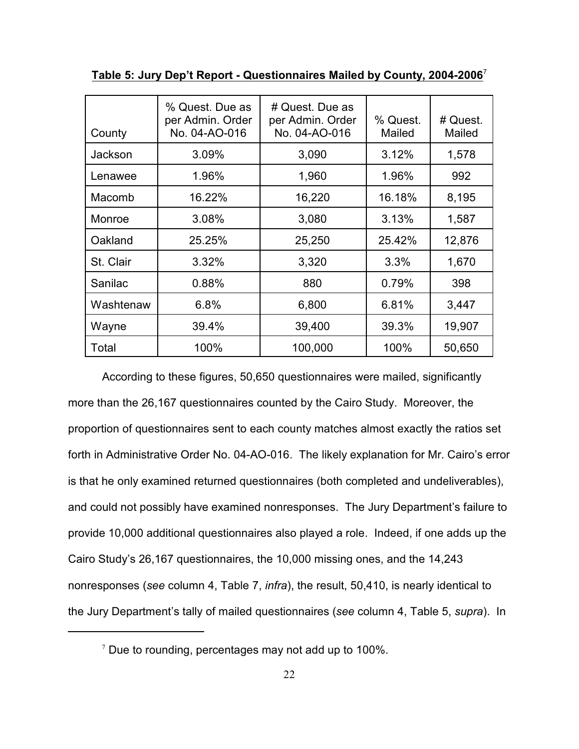**Table 5: Jury Dep't Report - Questionnaires Mailed by County, 2004-2006**[7]

| County | % Quest. Due as per Admin. Order No. 04-AO-016 | # Quest. Due as per Admin. Order No. 04-AO-016 | % Quest. Mailed | # Quest. Mailed |
|---|---|---|---|---|
| Jackson | 3.09% | 3,090 | 3.12% | 1,578 |
| Lenawee | 1.96% | 1,960 | 1.96% | 992 |
| Macomb | 16.22% | 16,220 | 16.18% | 8,195 |
| Monroe | 3.08% | 3,080 | 3.13% | 1,587 |
| Oakland | 25.25% | 25,250 | 25.42% | 12,876 |
| St. Clair | 3.32% | 3,320 | 3.3% | 1,670 |
| Sanilac | 0.88% | 880 | 0.79% | 398 |
| Washtenaw | 6.8% | 6,800 | 6.81% | 3,447 |
| Wayne | 39.4% | 39,400 | 39.3% | 19,907 |
| Total | 100% | 100,000 | 100% | 50,650 |

According to these figures, 50,650 questionnaires were mailed, significantly more than the 26,167 questionnaires counted by the Cairo Study. Moreover, the proportion of questionnaires sent to each county matches almost exactly the ratios set forth in Administrative Order No. 04-AO-016. The likely explanation for Mr. Cairo's error is that he only examined returned questionnaires (both completed and undeliverables), and could not possibly have examined nonresponses. The Jury Department's failure to provide 10,000 additional questionnaires also played a role. Indeed, if one adds up the Cairo Study's 26,167 questionnaires, the 10,000 missing ones, and the 14,243 nonresponses (*see* column 4, Table 7, *infra*), the result, 50,410, is nearly identical to the Jury Department's tally of mailed questionnaires (*see* column 4, Table 5, *supra*). In

[7] Due to rounding, percentages may not add up to 100%.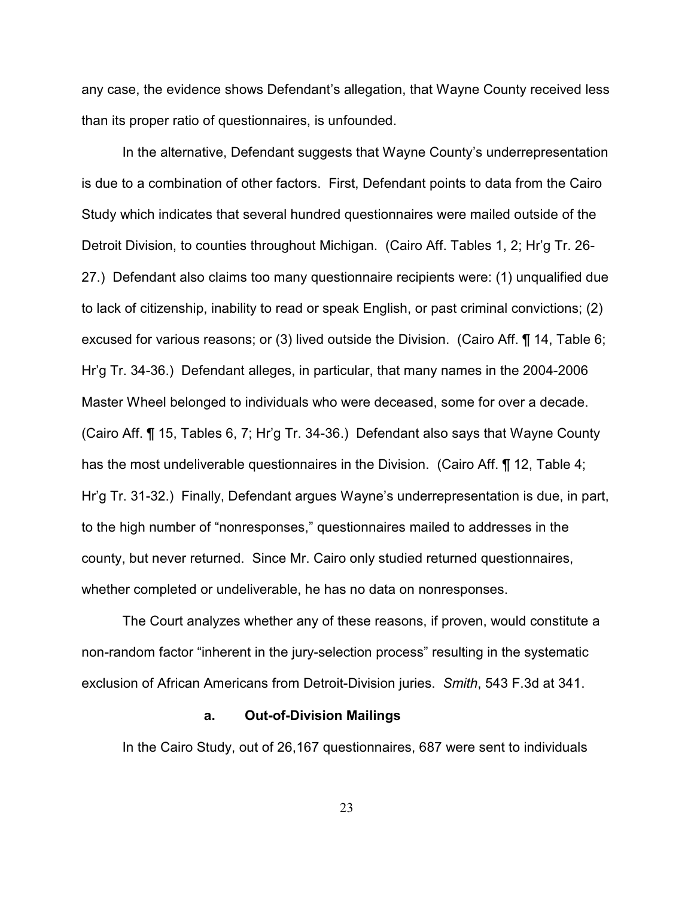any case, the evidence shows Defendant's allegation, that Wayne County received less than its proper ratio of questionnaires, is unfounded.

In the alternative, Defendant suggests that Wayne County's underrepresentation is due to a combination of other factors. First, Defendant points to data from the Cairo Study which indicates that several hundred questionnaires were mailed outside of the Detroit Division, to counties throughout Michigan. (Cairo Aff. Tables 1, 2; Hr'g Tr. 26-27.) Defendant also claims too many questionnaire recipients were: (1) unqualified due to lack of citizenship, inability to read or speak English, or past criminal convictions; (2) excused for various reasons; or (3) lived outside the Division. (Cairo Aff. ¶ 14, Table 6; Hr'g Tr. 34-36.) Defendant alleges, in particular, that many names in the 2004-2006 Master Wheel belonged to individuals who were deceased, some for over a decade. (Cairo Aff. ¶ 15, Tables 6, 7; Hr'g Tr. 34-36.) Defendant also says that Wayne County has the most undeliverable questionnaires in the Division. (Cairo Aff. ¶ 12, Table 4; Hr'g Tr. 31-32.) Finally, Defendant argues Wayne's underrepresentation is due, in part, to the high number of "nonresponses," questionnaires mailed to addresses in the county, but never returned. Since Mr. Cairo only studied returned questionnaires, whether completed or undeliverable, he has no data on nonresponses.

The Court analyzes whether any of these reasons, if proven, would constitute a non-random factor "inherent in the jury-selection process" resulting in the systematic exclusion of African Americans from Detroit-Division juries. *Smith*, 543 F.3d at 341.

#### a. Out-of-Division Mailings

In the Cairo Study, out of 26,167 questionnaires, 687 were sent to individuals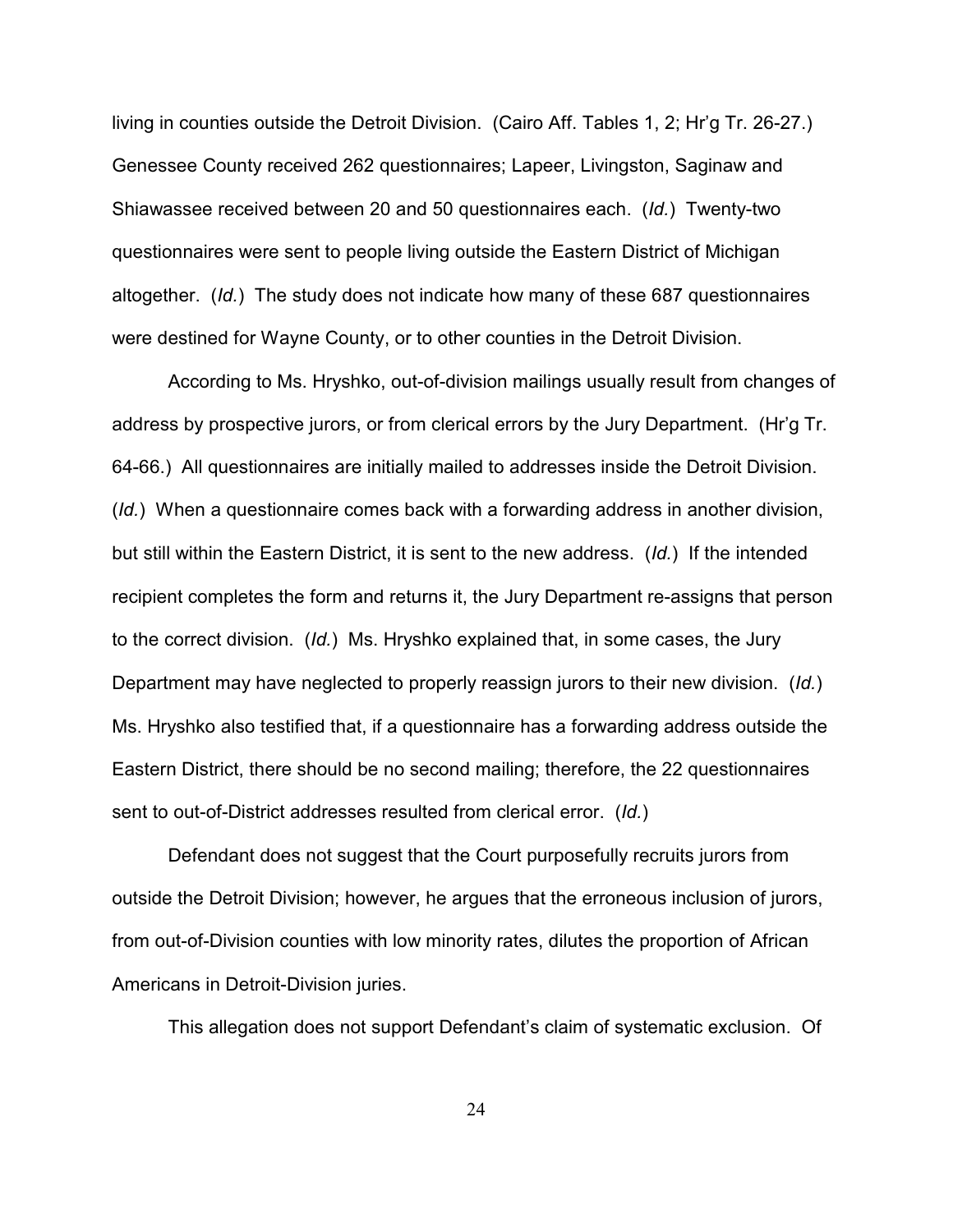living in counties outside the Detroit Division. (Cairo Aff. Tables 1, 2; Hr'g Tr. 26-27.) Genessee County received 262 questionnaires; Lapeer, Livingston, Saginaw and Shiawassee received between 20 and 50 questionnaires each. (*Id.*) Twenty-two questionnaires were sent to people living outside the Eastern District of Michigan altogether. (*Id.*) The study does not indicate how many of these 687 questionnaires were destined for Wayne County, or to other counties in the Detroit Division.

According to Ms. Hryshko, out-of-division mailings usually result from changes of address by prospective jurors, or from clerical errors by the Jury Department. (Hr'g Tr. 64-66.) All questionnaires are initially mailed to addresses inside the Detroit Division. (*Id.*) When a questionnaire comes back with a forwarding address in another division, but still within the Eastern District, it is sent to the new address. (*Id.*) If the intended recipient completes the form and returns it, the Jury Department re-assigns that person to the correct division. (*Id.*) Ms. Hryshko explained that, in some cases, the Jury Department may have neglected to properly reassign jurors to their new division. (*Id.*) Ms. Hryshko also testified that, if a questionnaire has a forwarding address outside the Eastern District, there should be no second mailing; therefore, the 22 questionnaires sent to out-of-District addresses resulted from clerical error. (*Id.*)

Defendant does not suggest that the Court purposefully recruits jurors from outside the Detroit Division; however, he argues that the erroneous inclusion of jurors, from out-of-Division counties with low minority rates, dilutes the proportion of African Americans in Detroit-Division juries.

This allegation does not support Defendant's claim of systematic exclusion. Of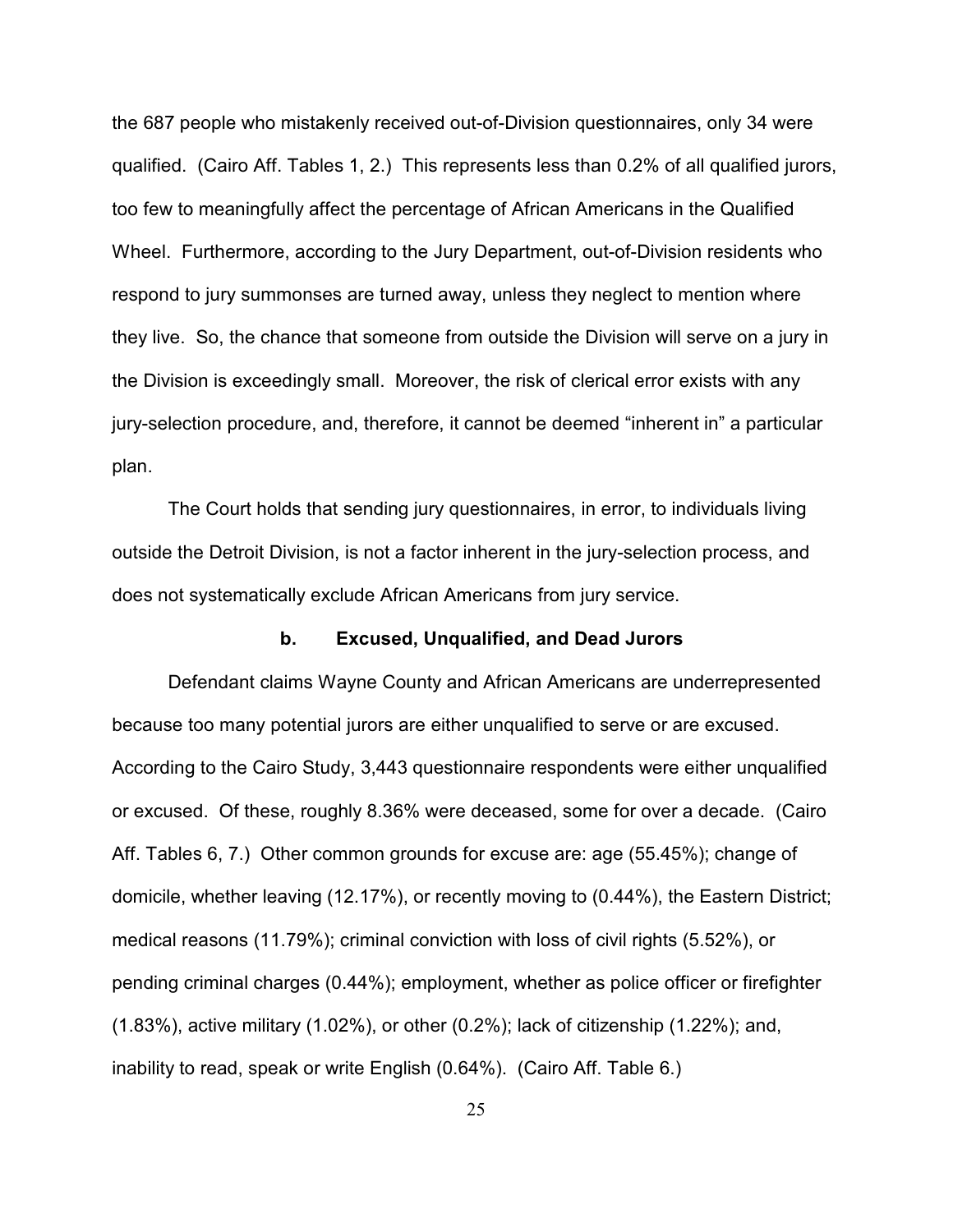the 687 people who mistakenly received out-of-Division questionnaires, only 34 were qualified. (Cairo Aff. Tables 1, 2.) This represents less than 0.2% of all qualified jurors, too few to meaningfully affect the percentage of African Americans in the Qualified Wheel. Furthermore, according to the Jury Department, out-of-Division residents who respond to jury summonses are turned away, unless they neglect to mention where they live. So, the chance that someone from outside the Division will serve on a jury in the Division is exceedingly small. Moreover, the risk of clerical error exists with any jury-selection procedure, and, therefore, it cannot be deemed "inherent in" a particular plan.

The Court holds that sending jury questionnaires, in error, to individuals living outside the Detroit Division, is not a factor inherent in the jury-selection process, and does not systematically exclude African Americans from jury service.

### b. Excused, Unqualified, and Dead Jurors

Defendant claims Wayne County and African Americans are underrepresented because too many potential jurors are either unqualified to serve or are excused. According to the Cairo Study, 3,443 questionnaire respondents were either unqualified or excused. Of these, roughly 8.36% were deceased, some for over a decade. (Cairo Aff. Tables 6, 7.) Other common grounds for excuse are: age (55.45%); change of domicile, whether leaving (12.17%), or recently moving to (0.44%), the Eastern District; medical reasons (11.79%); criminal conviction with loss of civil rights (5.52%), or pending criminal charges (0.44%); employment, whether as police officer or firefighter (1.83%), active military (1.02%), or other (0.2%); lack of citizenship (1.22%); and, inability to read, speak or write English (0.64%). (Cairo Aff. Table 6.)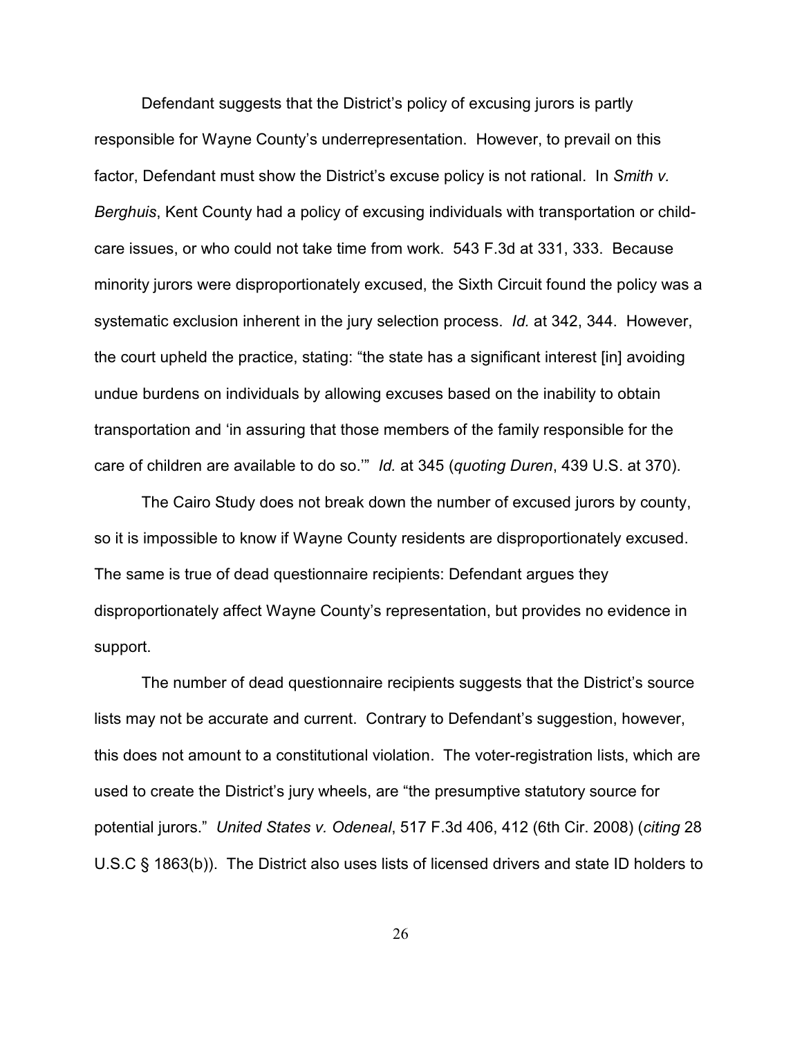Defendant suggests that the District's policy of excusing jurors is partly responsible for Wayne County's underrepresentation. However, to prevail on this factor, Defendant must show the District's excuse policy is not rational. In *Smith v. Berghuis*, Kent County had a policy of excusing individuals with transportation or child-care issues, or who could not take time from work. 543 F.3d at 331, 333. Because minority jurors were disproportionately excused, the Sixth Circuit found the policy was a systematic exclusion inherent in the jury selection process. *Id.* at 342, 344. However, the court upheld the practice, stating: "the state has a significant interest [in] avoiding undue burdens on individuals by allowing excuses based on the inability to obtain transportation and 'in assuring that those members of the family responsible for the care of children are available to do so.'" *Id.* at 345 (*quoting Duren*, 439 U.S. at 370).

The Cairo Study does not break down the number of excused jurors by county, so it is impossible to know if Wayne County residents are disproportionately excused. The same is true of dead questionnaire recipients: Defendant argues they disproportionately affect Wayne County's representation, but provides no evidence in support.

The number of dead questionnaire recipients suggests that the District's source lists may not be accurate and current. Contrary to Defendant's suggestion, however, this does not amount to a constitutional violation. The voter-registration lists, which are used to create the District's jury wheels, are "the presumptive statutory source for potential jurors." *United States v. Odeneal*, 517 F.3d 406, 412 (6th Cir. 2008) (*citing* 28 U.S.C § 1863(b)). The District also uses lists of licensed drivers and state ID holders to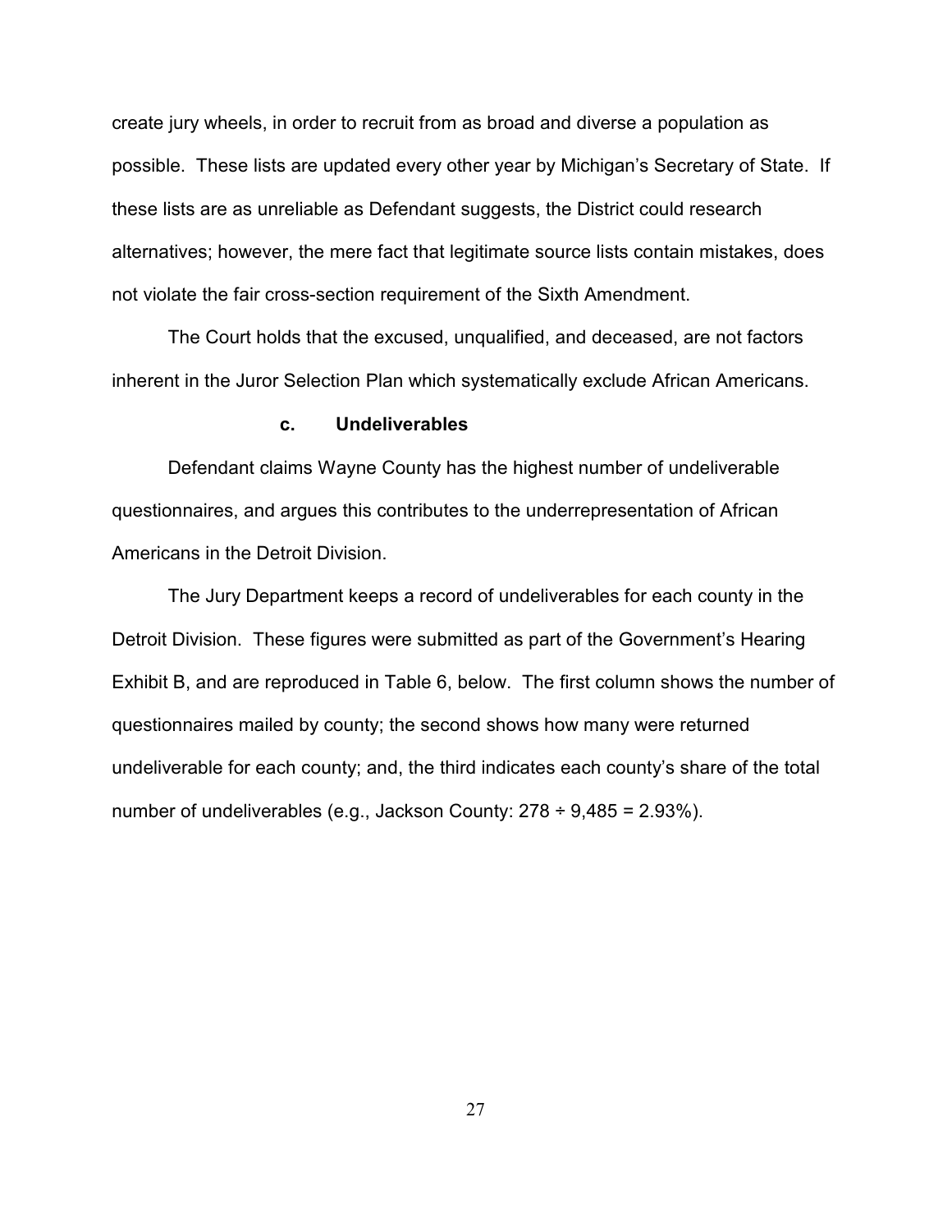create jury wheels, in order to recruit from as broad and diverse a population as possible. These lists are updated every other year by Michigan's Secretary of State. If these lists are as unreliable as Defendant suggests, the District could research alternatives; however, the mere fact that legitimate source lists contain mistakes, does not violate the fair cross-section requirement of the Sixth Amendment.

The Court holds that the excused, unqualified, and deceased, are not factors inherent in the Juror Selection Plan which systematically exclude African Americans.

### c. Undeliverables

Defendant claims Wayne County has the highest number of undeliverable questionnaires, and argues this contributes to the underrepresentation of African Americans in the Detroit Division.

The Jury Department keeps a record of undeliverables for each county in the Detroit Division. These figures were submitted as part of the Government's Hearing Exhibit B, and are reproduced in Table 6, below. The first column shows the number of questionnaires mailed by county; the second shows how many were returned undeliverable for each county; and, the third indicates each county's share of the total number of undeliverables (e.g., Jackson County: 278 ÷ 9,485 = 2.93%).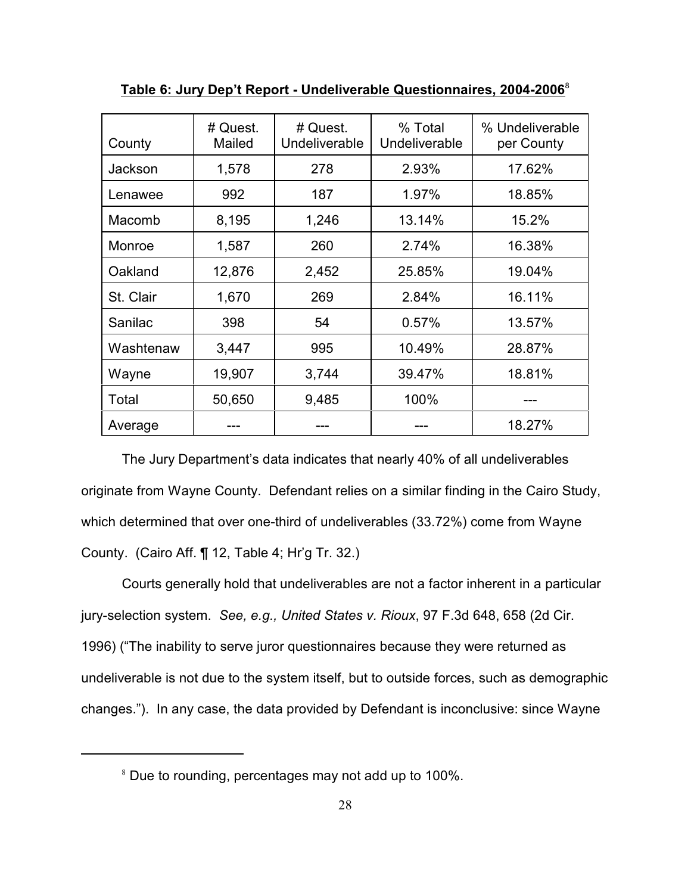**Table 6: Jury Dep't Report - Undeliverable Questionnaires, 2004-2006**[8]

| County | # Quest. Mailed | # Quest. Undeliverable | % Total Undeliverable | % Undeliverable per County |
|---|---|---|---|---|
| Jackson | 1,578 | 278 | 2.93% | 17.62% |
| Lenawee | 992 | 187 | 1.97% | 18.85% |
| Macomb | 8,195 | 1,246 | 13.14% | 15.2% |
| Monroe | 1,587 | 260 | 2.74% | 16.38% |
| Oakland | 12,876 | 2,452 | 25.85% | 19.04% |
| St. Clair | 1,670 | 269 | 2.84% | 16.11% |
| Sanilac | 398 | 54 | 0.57% | 13.57% |
| Washtenaw | 3,447 | 995 | 10.49% | 28.87% |
| Wayne | 19,907 | 3,744 | 39.47% | 18.81% |
| Total | 50,650 | 9,485 | 100% | --- |
| Average | --- | --- | --- | 18.27% |

The Jury Department's data indicates that nearly 40% of all undeliverables originate from Wayne County. Defendant relies on a similar finding in the Cairo Study, which determined that over one-third of undeliverables (33.72%) come from Wayne County. (Cairo Aff. ¶ 12, Table 4; Hr'g Tr. 32.)

Courts generally hold that undeliverables are not a factor inherent in a particular jury-selection system. *See, e.g., United States v. Rioux*, 97 F.3d 648, 658 (2d Cir. 1996) ("The inability to serve juror questionnaires because they were returned as undeliverable is not due to the system itself, but to outside forces, such as demographic changes."). In any case, the data provided by Defendant is inconclusive: since Wayne

---

[8] Due to rounding, percentages may not add up to 100%.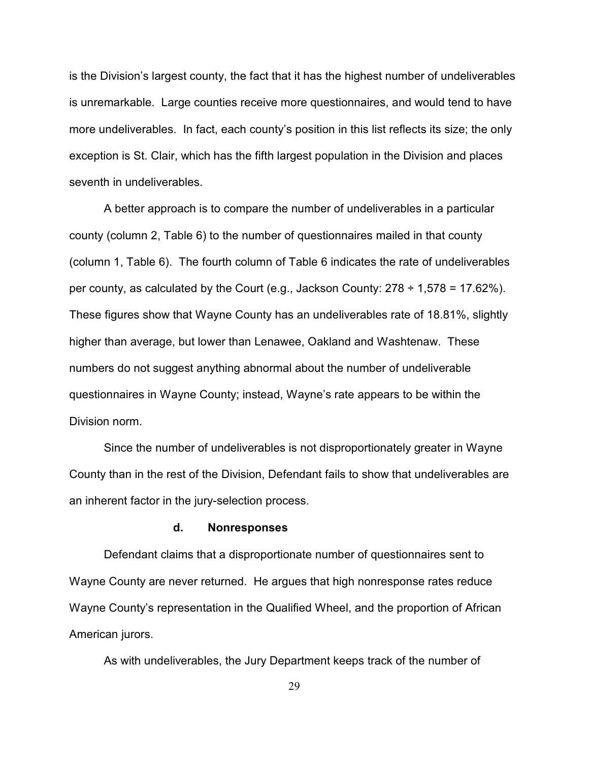is the Division's largest county, the fact that it has the highest number of undeliverables is unremarkable. Large counties receive more questionnaires, and would tend to have more undeliverables. In fact, each county's position in this list reflects its size; the only exception is St. Clair, which has the fifth largest population in the Division and places seventh in undeliverables.

A better approach is to compare the number of undeliverables in a particular county (column 2, Table 6) to the number of questionnaires mailed in that county (column 1, Table 6). The fourth column of Table 6 indicates the rate of undeliverables per county, as calculated by the Court (e.g., Jackson County: 278 ÷ 1,578 = 17.62%). These figures show that Wayne County has an undeliverables rate of 18.81%, slightly higher than average, but lower than Lenawee, Oakland and Washtenaw. These numbers do not suggest anything abnormal about the number of undeliverable questionnaires in Wayne County; instead, Wayne's rate appears to be within the Division norm.

Since the number of undeliverables is not disproportionately greater in Wayne County than in the rest of the Division, Defendant fails to show that undeliverables are an inherent factor in the jury-selection process.

**d. Nonresponses**

Defendant claims that a disproportionate number of questionnaires sent to Wayne County are never returned. He argues that high nonresponse rates reduce Wayne County's representation in the Qualified Wheel, and the proportion of African American jurors.

As with undeliverables, the Jury Department keeps track of the number of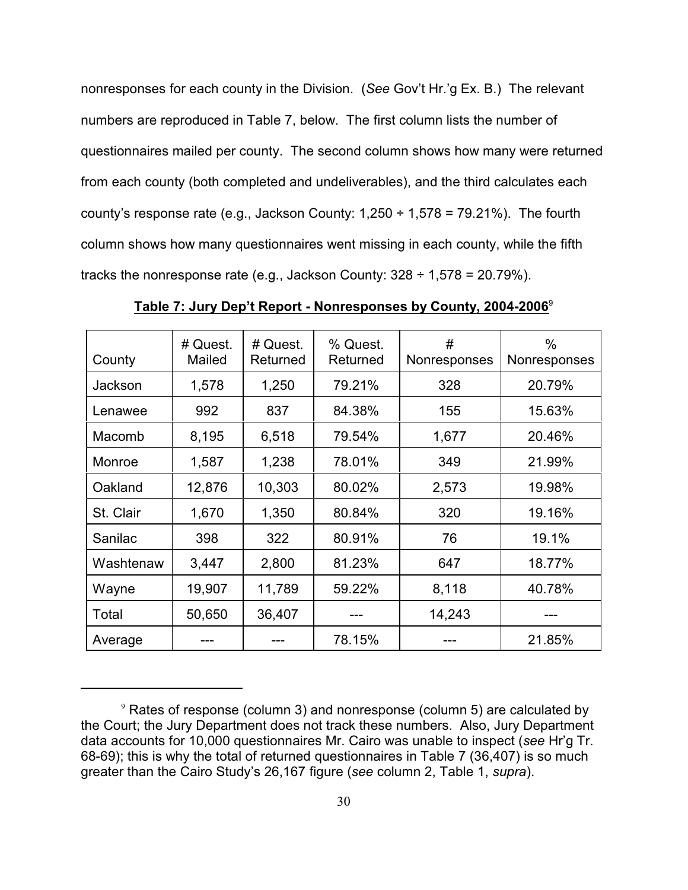nonresponses for each county in the Division. (*See* Gov't Hr.'g Ex. B.) The relevant numbers are reproduced in Table 7, below. The first column lists the number of questionnaires mailed per county. The second column shows how many were returned from each county (both completed and undeliverables), and the third calculates each county's response rate (e.g., Jackson County: 1,250 ÷ 1,578 = 79.21%). The fourth column shows how many questionnaires went missing in each county, while the fifth tracks the nonresponse rate (e.g., Jackson County: 328 ÷ 1,578 = 20.79%).

**Table 7: Jury Dep't Report - Nonresponses by County, 2004-2006**[9]

| County | # Quest. Mailed | # Quest. Returned | % Quest. Returned | # Nonresponses | % Nonresponses |
|---|---|---|---|---|---|
| Jackson | 1,578 | 1,250 | 79.21% | 328 | 20.79% |
| Lenawee | 992 | 837 | 84.38% | 155 | 15.63% |
| Macomb | 8,195 | 6,518 | 79.54% | 1,677 | 20.46% |
| Monroe | 1,587 | 1,238 | 78.01% | 349 | 21.99% |
| Oakland | 12,876 | 10,303 | 80.02% | 2,573 | 19.98% |
| St. Clair | 1,670 | 1,350 | 80.84% | 320 | 19.16% |
| Sanilac | 398 | 322 | 80.91% | 76 | 19.1% |
| Washtenaw | 3,447 | 2,800 | 81.23% | 647 | 18.77% |
| Wayne | 19,907 | 11,789 | 59.22% | 8,118 | 40.78% |
| Total | 50,650 | 36,407 | --- | 14,243 | --- |
| Average | --- | --- | 78.15% | --- | 21.85% |

[9] Rates of response (column 3) and nonresponse (column 5) are calculated by the Court; the Jury Department does not track these numbers. Also, Jury Department data accounts for 10,000 questionnaires Mr. Cairo was unable to inspect (*see* Hr'g Tr. 68-69); this is why the total of returned questionnaires in Table 7 (36,407) is so much greater than the Cairo Study's 26,167 figure (*see* column 2, Table 1, *supra*).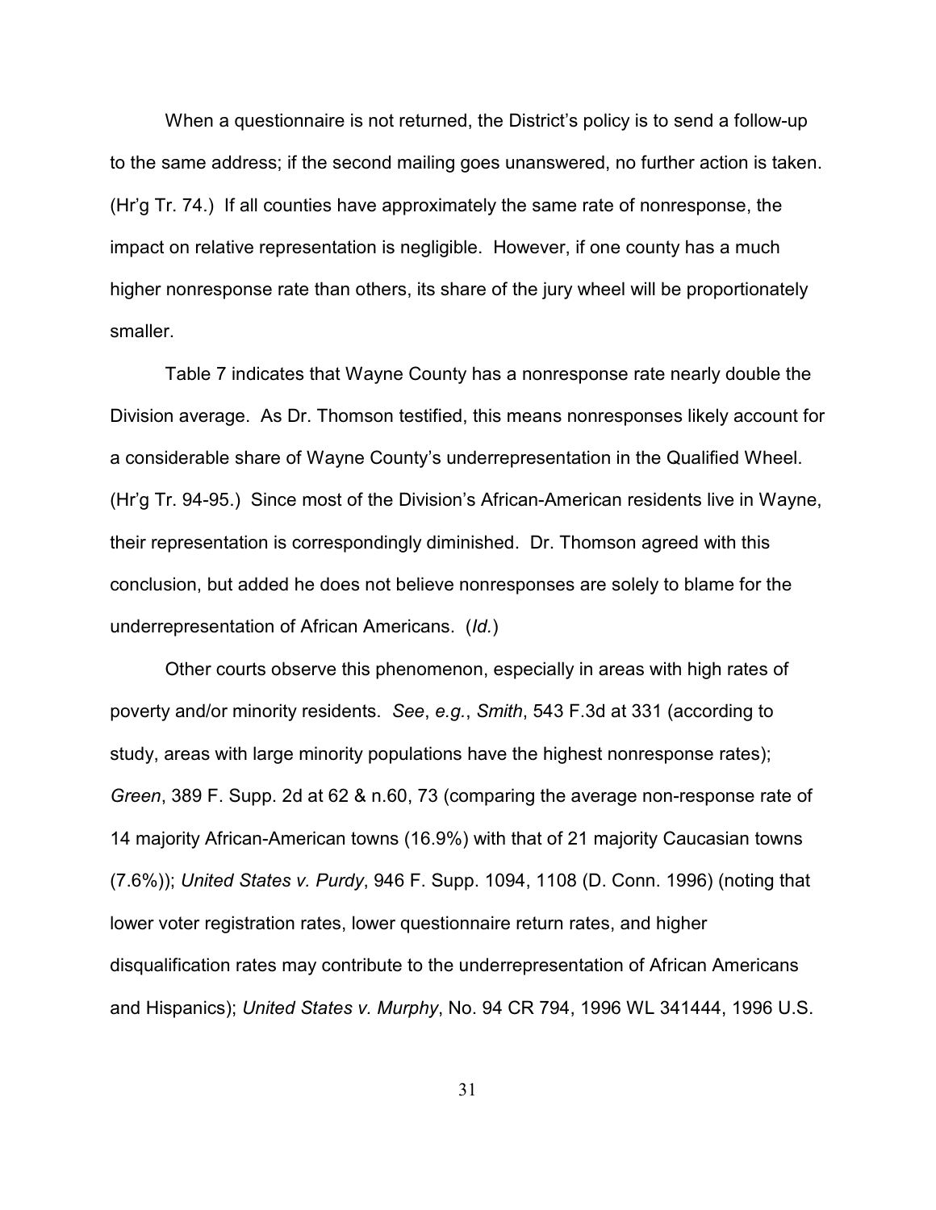When a questionnaire is not returned, the District's policy is to send a follow-up to the same address; if the second mailing goes unanswered, no further action is taken. (Hr'g Tr. 74.) If all counties have approximately the same rate of nonresponse, the impact on relative representation is negligible. However, if one county has a much higher nonresponse rate than others, its share of the jury wheel will be proportionately smaller.

Table 7 indicates that Wayne County has a nonresponse rate nearly double the Division average. As Dr. Thomson testified, this means nonresponses likely account for a considerable share of Wayne County's underrepresentation in the Qualified Wheel. (Hr'g Tr. 94-95.) Since most of the Division's African-American residents live in Wayne, their representation is correspondingly diminished. Dr. Thomson agreed with this conclusion, but added he does not believe nonresponses are solely to blame for the underrepresentation of African Americans. (*Id.*)

Other courts observe this phenomenon, especially in areas with high rates of poverty and/or minority residents. *See*, *e.g.*, *Smith*, 543 F.3d at 331 (according to study, areas with large minority populations have the highest nonresponse rates); *Green*, 389 F. Supp. 2d at 62 & n.60, 73 (comparing the average non-response rate of 14 majority African-American towns (16.9%) with that of 21 majority Caucasian towns (7.6%)); *United States v. Purdy*, 946 F. Supp. 1094, 1108 (D. Conn. 1996) (noting that lower voter registration rates, lower questionnaire return rates, and higher disqualification rates may contribute to the underrepresentation of African Americans and Hispanics); *United States v. Murphy*, No. 94 CR 794, 1996 WL 341444, 1996 U.S.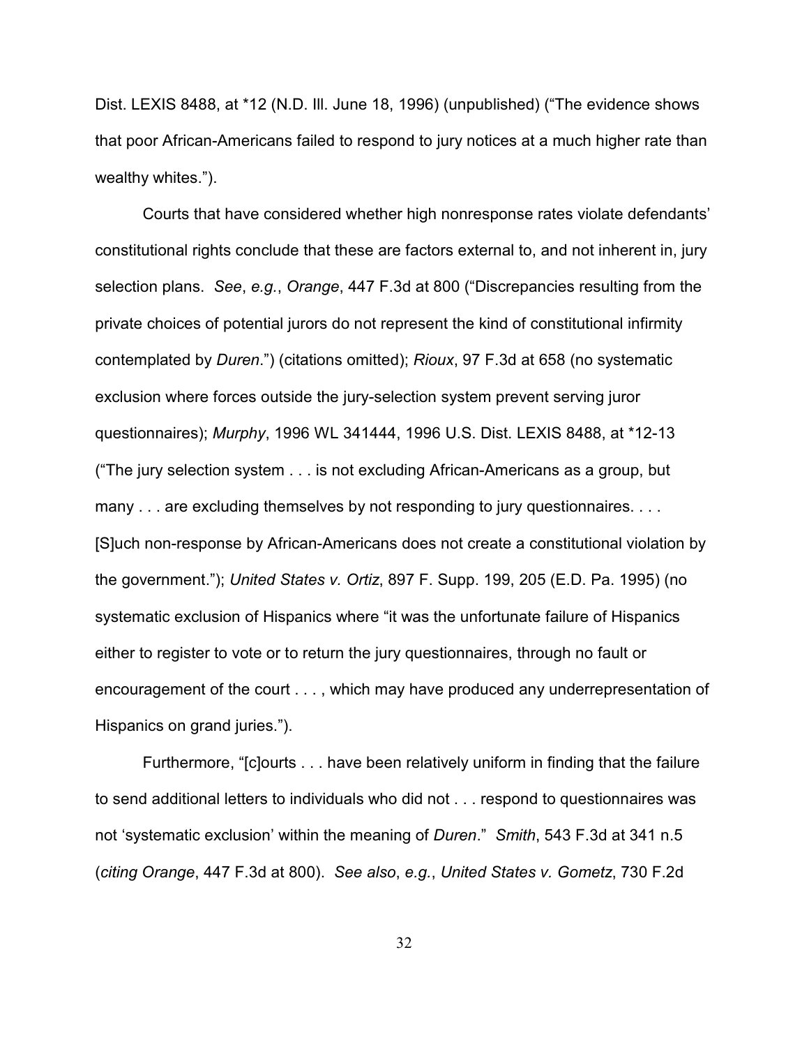Dist. LEXIS 8488, at *12 (N.D. Ill. June 18, 1996) (unpublished) ("The evidence shows that poor African-Americans failed to respond to jury notices at a much higher rate than wealthy whites.").

Courts that have considered whether high nonresponse rates violate defendants' constitutional rights conclude that these are factors external to, and not inherent in, jury selection plans. *See*, *e.g.*, *Orange*, 447 F.3d at 800 ("Discrepancies resulting from the private choices of potential jurors do not represent the kind of constitutional infirmity contemplated by *Duren*.") (citations omitted); *Rioux*, 97 F.3d at 658 (no systematic exclusion where forces outside the jury-selection system prevent serving juror questionnaires); *Murphy*, 1996 WL 341444, 1996 U.S. Dist. LEXIS 8488, at *12-13 ("The jury selection system . . . is not excluding African-Americans as a group, but many . . . are excluding themselves by not responding to jury questionnaires. . . . [S]uch non-response by African-Americans does not create a constitutional violation by the government."); *United States v. Ortiz*, 897 F. Supp. 199, 205 (E.D. Pa. 1995) (no systematic exclusion of Hispanics where "it was the unfortunate failure of Hispanics either to register to vote or to return the jury questionnaires, through no fault or encouragement of the court . . . , which may have produced any underrepresentation of Hispanics on grand juries.").

Furthermore, "[c]ourts . . . have been relatively uniform in finding that the failure to send additional letters to individuals who did not . . . respond to questionnaires was not 'systematic exclusion' within the meaning of *Duren*." *Smith*, 543 F.3d at 341 n.5 (*citing Orange*, 447 F.3d at 800). *See also*, *e.g.*, *United States v. Gometz*, 730 F.2d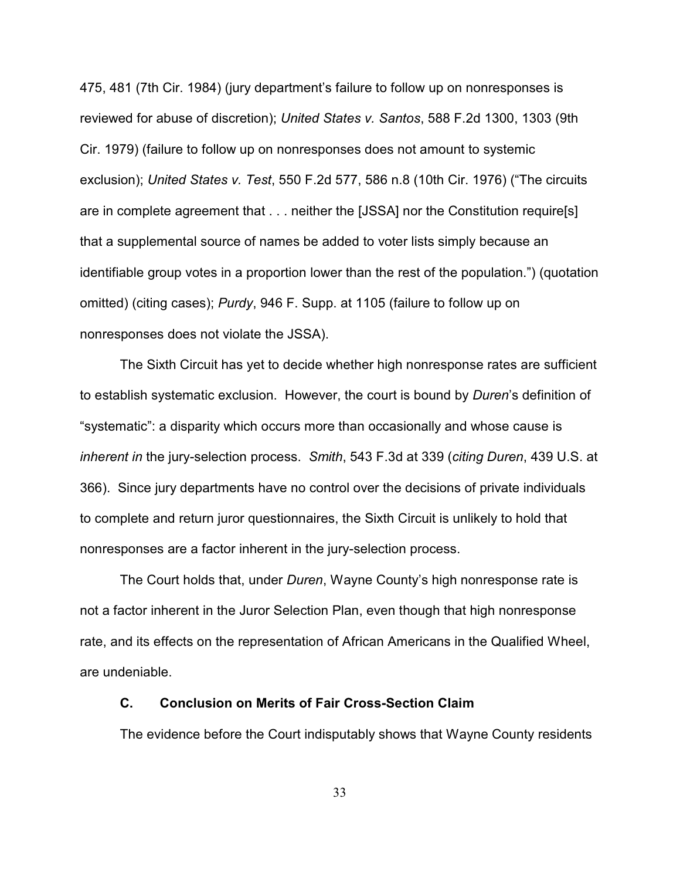475, 481 (7th Cir. 1984) (jury department's failure to follow up on nonresponses is reviewed for abuse of discretion); *United States v. Santos*, 588 F.2d 1300, 1303 (9th Cir. 1979) (failure to follow up on nonresponses does not amount to systemic exclusion); *United States v. Test*, 550 F.2d 577, 586 n.8 (10th Cir. 1976) ("The circuits are in complete agreement that . . . neither the [JSSA] nor the Constitution require[s] that a supplemental source of names be added to voter lists simply because an identifiable group votes in a proportion lower than the rest of the population.") (quotation omitted) (citing cases); *Purdy*, 946 F. Supp. at 1105 (failure to follow up on nonresponses does not violate the JSSA).

The Sixth Circuit has yet to decide whether high nonresponse rates are sufficient to establish systematic exclusion. However, the court is bound by *Duren*'s definition of "systematic": a disparity which occurs more than occasionally and whose cause is *inherent in* the jury-selection process. *Smith*, 543 F.3d at 339 (*citing Duren*, 439 U.S. at 366). Since jury departments have no control over the decisions of private individuals to complete and return juror questionnaires, the Sixth Circuit is unlikely to hold that nonresponses are a factor inherent in the jury-selection process.

The Court holds that, under *Duren*, Wayne County's high nonresponse rate is not a factor inherent in the Juror Selection Plan, even though that high nonresponse rate, and its effects on the representation of African Americans in the Qualified Wheel, are undeniable.

### C. Conclusion on Merits of Fair Cross-Section Claim

The evidence before the Court indisputably shows that Wayne County residents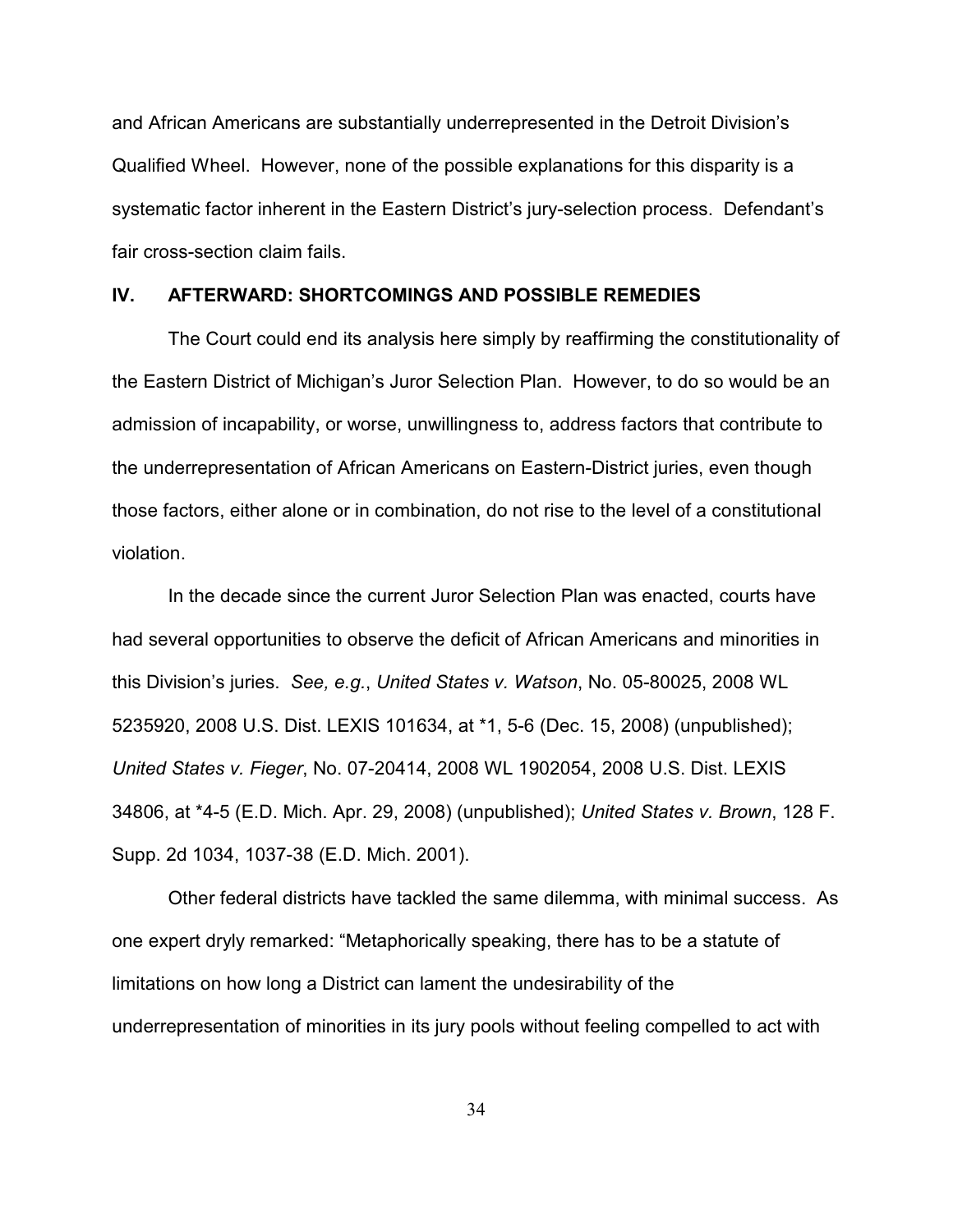and African Americans are substantially underrepresented in the Detroit Division's Qualified Wheel. However, none of the possible explanations for this disparity is a systematic factor inherent in the Eastern District's jury-selection process. Defendant's fair cross-section claim fails.

## IV. AFTERWARD: SHORTCOMINGS AND POSSIBLE REMEDIES

The Court could end its analysis here simply by reaffirming the constitutionality of the Eastern District of Michigan's Juror Selection Plan. However, to do so would be an admission of incapability, or worse, unwillingness to, address factors that contribute to the underrepresentation of African Americans on Eastern-District juries, even though those factors, either alone or in combination, do not rise to the level of a constitutional violation.

In the decade since the current Juror Selection Plan was enacted, courts have had several opportunities to observe the deficit of African Americans and minorities in this Division's juries. *See, e.g.*, *United States v. Watson*, No. 05-80025, 2008 WL 5235920, 2008 U.S. Dist. LEXIS 101634, at *1, 5-6 (Dec. 15, 2008) (unpublished); *United States v. Fieger*, No. 07-20414, 2008 WL 1902054, 2008 U.S. Dist. LEXIS 34806, at *4-5 (E.D. Mich. Apr. 29, 2008) (unpublished); *United States v. Brown*, 128 F. Supp. 2d 1034, 1037-38 (E.D. Mich. 2001).

Other federal districts have tackled the same dilemma, with minimal success. As one expert dryly remarked: "Metaphorically speaking, there has to be a statute of limitations on how long a District can lament the undesirability of the underrepresentation of minorities in its jury pools without feeling compelled to act with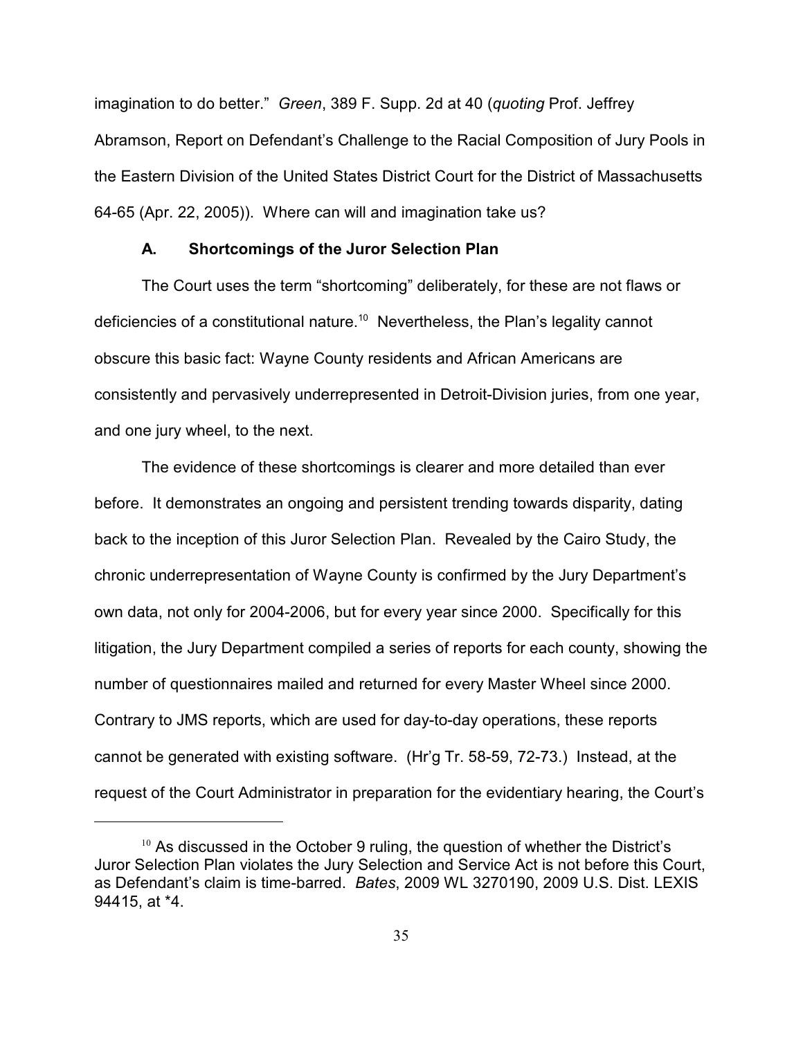imagination to do better." *Green*, 389 F. Supp. 2d at 40 (*quoting* Prof. Jeffrey Abramson, Report on Defendant's Challenge to the Racial Composition of Jury Pools in the Eastern Division of the United States District Court for the District of Massachusetts 64-65 (Apr. 22, 2005)). Where can will and imagination take us?

### A. Shortcomings of the Juror Selection Plan

The Court uses the term "shortcoming" deliberately, for these are not flaws or deficiencies of a constitutional nature.[10] Nevertheless, the Plan's legality cannot obscure this basic fact: Wayne County residents and African Americans are consistently and pervasively underrepresented in Detroit-Division juries, from one year, and one jury wheel, to the next.

The evidence of these shortcomings is clearer and more detailed than ever before. It demonstrates an ongoing and persistent trending towards disparity, dating back to the inception of this Juror Selection Plan. Revealed by the Cairo Study, the chronic underrepresentation of Wayne County is confirmed by the Jury Department's own data, not only for 2004-2006, but for every year since 2000. Specifically for this litigation, the Jury Department compiled a series of reports for each county, showing the number of questionnaires mailed and returned for every Master Wheel since 2000. Contrary to JMS reports, which are used for day-to-day operations, these reports cannot be generated with existing software. (Hr'g Tr. 58-59, 72-73.) Instead, at the request of the Court Administrator in preparation for the evidentiary hearing, the Court's

[10] As discussed in the October 9 ruling, the question of whether the District's Juror Selection Plan violates the Jury Selection and Service Act is not before this Court, as Defendant's claim is time-barred. *Bates*, 2009 WL 3270190, 2009 U.S. Dist. LEXIS 94415, at *4.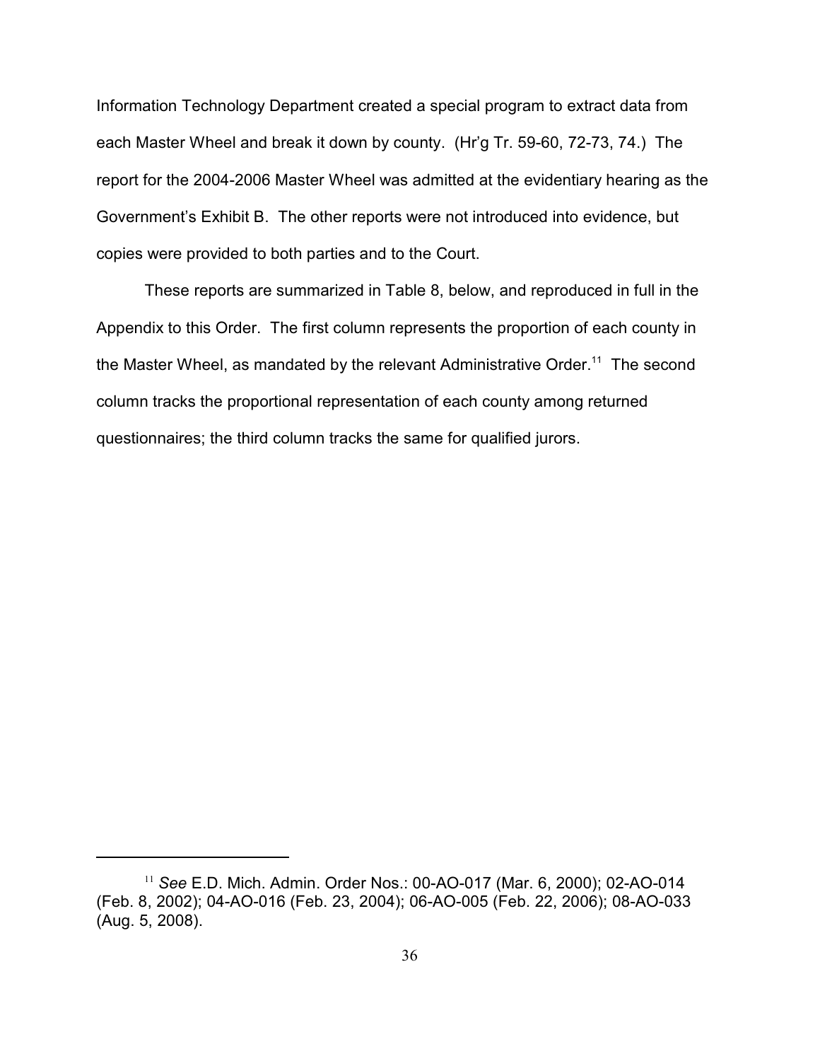Information Technology Department created a special program to extract data from each Master Wheel and break it down by county. (Hr'g Tr. 59-60, 72-73, 74.) The report for the 2004-2006 Master Wheel was admitted at the evidentiary hearing as the Government's Exhibit B. The other reports were not introduced into evidence, but copies were provided to both parties and to the Court.

These reports are summarized in Table 8, below, and reproduced in full in the Appendix to this Order. The first column represents the proportion of each county in the Master Wheel, as mandated by the relevant Administrative Order.[11] The second column tracks the proportional representation of each county among returned questionnaires; the third column tracks the same for qualified jurors.

---

[11] *See* E.D. Mich. Admin. Order Nos.: 00-AO-017 (Mar. 6, 2000); 02-AO-014 (Feb. 8, 2002); 04-AO-016 (Feb. 23, 2004); 06-AO-005 (Feb. 22, 2006); 08-AO-033 (Aug. 5, 2008).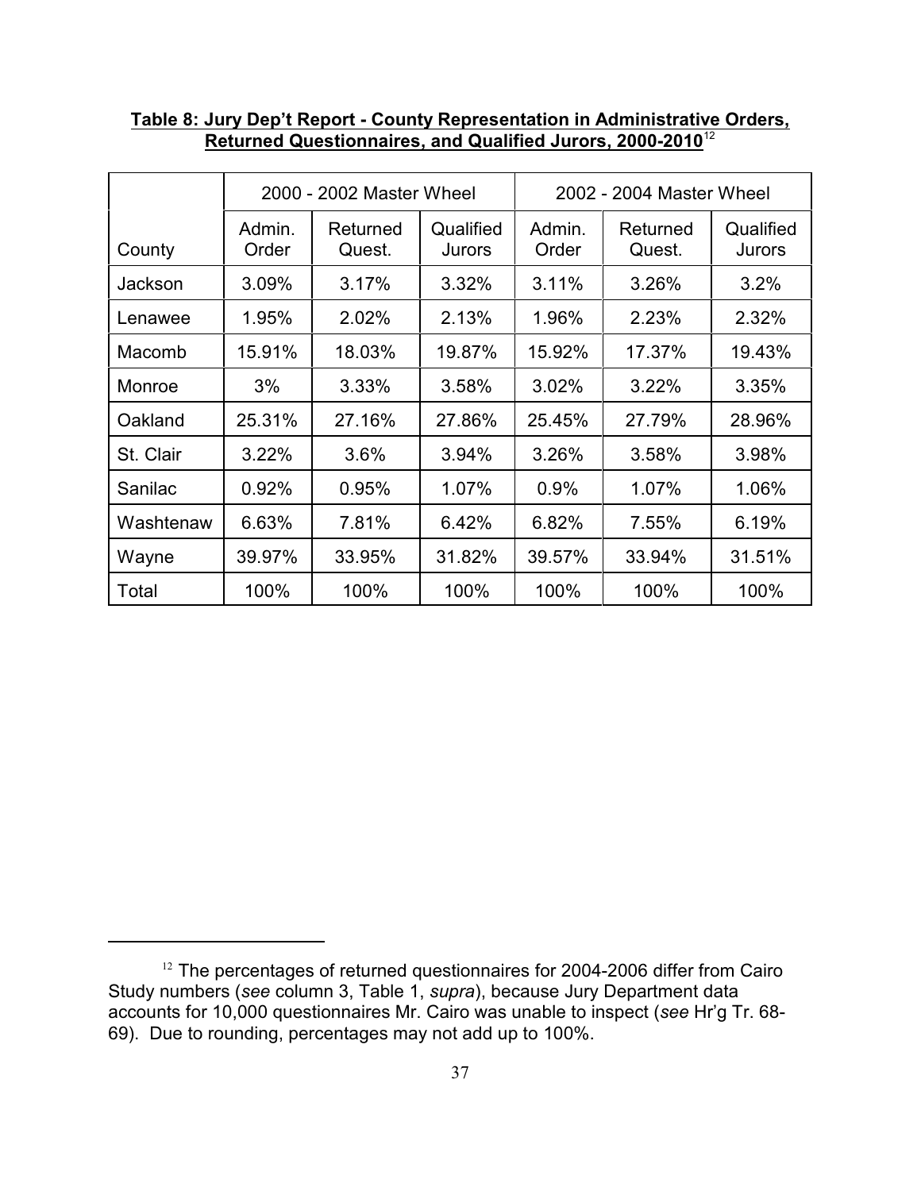**Table 8: Jury Dep't Report - County Representation in Administrative Orders, Returned Questionnaires, and Qualified Jurors, 2000-2010**[12]

| | 2000 - 2002 Master Wheel | | | 2002 - 2004 Master Wheel | | |
|---|---|---|---|---|---|---|
| County | Admin. Order | Returned Quest. | Qualified Jurors | Admin. Order | Returned Quest. | Qualified Jurors |
| Jackson | 3.09% | 3.17% | 3.32% | 3.11% | 3.26% | 3.2% |
| Lenawee | 1.95% | 2.02% | 2.13% | 1.96% | 2.23% | 2.32% |
| Macomb | 15.91% | 18.03% | 19.87% | 15.92% | 17.37% | 19.43% |
| Monroe | 3% | 3.33% | 3.58% | 3.02% | 3.22% | 3.35% |
| Oakland | 25.31% | 27.16% | 27.86% | 25.45% | 27.79% | 28.96% |
| St. Clair | 3.22% | 3.6% | 3.94% | 3.26% | 3.58% | 3.98% |
| Sanilac | 0.92% | 0.95% | 1.07% | 0.9% | 1.07% | 1.06% |
| Washtenaw | 6.63% | 7.81% | 6.42% | 6.82% | 7.55% | 6.19% |
| Wayne | 39.97% | 33.95% | 31.82% | 39.57% | 33.94% | 31.51% |
| Total | 100% | 100% | 100% | 100% | 100% | 100% |

[12] The percentages of returned questionnaires for 2004-2006 differ from Cairo Study numbers (*see* column 3, Table 1, *supra*), because Jury Department data accounts for 10,000 questionnaires Mr. Cairo was unable to inspect (*see* Hr'g Tr. 68-69). Due to rounding, percentages may not add up to 100%.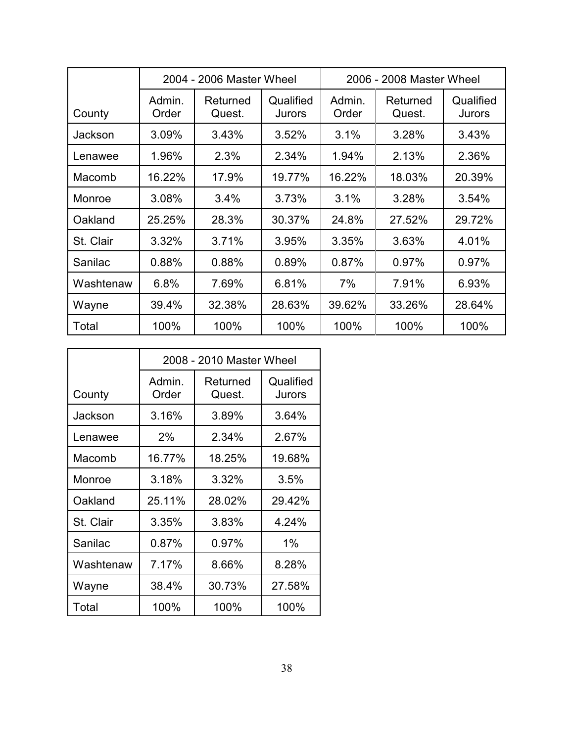| County | 2004 - 2006 Master Wheel | | | 2006 - 2008 Master Wheel | | |
|---|---|---|---|---|---|---|
| | Admin. Order | Returned Quest. | Qualified Jurors | Admin. Order | Returned Quest. | Qualified Jurors |
| Jackson | 3.09% | 3.43% | 3.52% | 3.1% | 3.28% | 3.43% |
| Lenawee | 1.96% | 2.3% | 2.34% | 1.94% | 2.13% | 2.36% |
| Macomb | 16.22% | 17.9% | 19.77% | 16.22% | 18.03% | 20.39% |
| Monroe | 3.08% | 3.4% | 3.73% | 3.1% | 3.28% | 3.54% |
| Oakland | 25.25% | 28.3% | 30.37% | 24.8% | 27.52% | 29.72% |
| St. Clair | 3.32% | 3.71% | 3.95% | 3.35% | 3.63% | 4.01% |
| Sanilac | 0.88% | 0.88% | 0.89% | 0.87% | 0.97% | 0.97% |
| Washtenaw | 6.8% | 7.69% | 6.81% | 7% | 7.91% | 6.93% |
| Wayne | 39.4% | 32.38% | 28.63% | 39.62% | 33.26% | 28.64% |
| Total | 100% | 100% | 100% | 100% | 100% | 100% |

| County | 2008 - 2010 Master Wheel | | |
|---|---|---|---|
| | Admin. Order | Returned Quest. | Qualified Jurors |
| Jackson | 3.16% | 3.89% | 3.64% |
| Lenawee | 2% | 2.34% | 2.67% |
| Macomb | 16.77% | 18.25% | 19.68% |
| Monroe | 3.18% | 3.32% | 3.5% |
| Oakland | 25.11% | 28.02% | 29.42% |
| St. Clair | 3.35% | 3.83% | 4.24% |
| Sanilac | 0.87% | 0.97% | 1% |
| Washtenaw | 7.17% | 8.66% | 8.28% |
| Wayne | 38.4% | 30.73% | 27.58% |
| Total | 100% | 100% | 100% |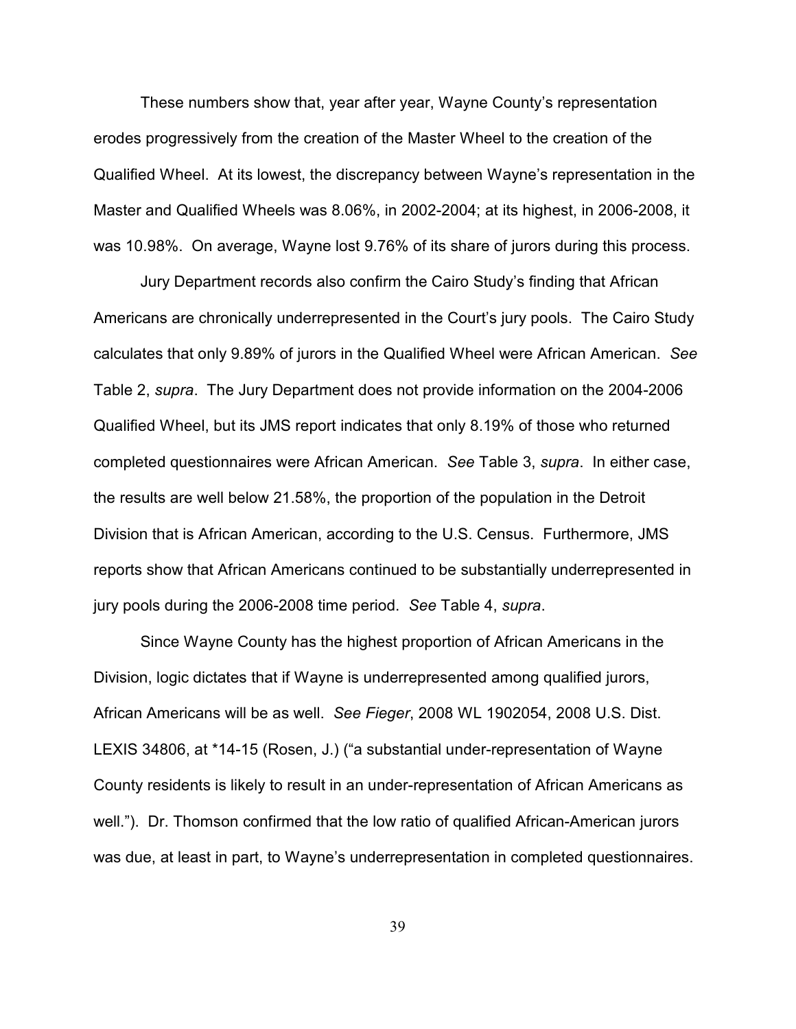These numbers show that, year after year, Wayne County's representation erodes progressively from the creation of the Master Wheel to the creation of the Qualified Wheel. At its lowest, the discrepancy between Wayne's representation in the Master and Qualified Wheels was 8.06%, in 2002-2004; at its highest, in 2006-2008, it was 10.98%. On average, Wayne lost 9.76% of its share of jurors during this process.

Jury Department records also confirm the Cairo Study's finding that African Americans are chronically underrepresented in the Court's jury pools. The Cairo Study calculates that only 9.89% of jurors in the Qualified Wheel were African American. *See* Table 2, *supra*. The Jury Department does not provide information on the 2004-2006 Qualified Wheel, but its JMS report indicates that only 8.19% of those who returned completed questionnaires were African American. *See* Table 3, *supra*. In either case, the results are well below 21.58%, the proportion of the population in the Detroit Division that is African American, according to the U.S. Census. Furthermore, JMS reports show that African Americans continued to be substantially underrepresented in jury pools during the 2006-2008 time period. *See* Table 4, *supra*.

Since Wayne County has the highest proportion of African Americans in the Division, logic dictates that if Wayne is underrepresented among qualified jurors, African Americans will be as well. *See Fieger*, 2008 WL 1902054, 2008 U.S. Dist. LEXIS 34806, at *14-15 (Rosen, J.) ("a substantial under-representation of Wayne County residents is likely to result in an under-representation of African Americans as well."). Dr. Thomson confirmed that the low ratio of qualified African-American jurors was due, at least in part, to Wayne's underrepresentation in completed questionnaires.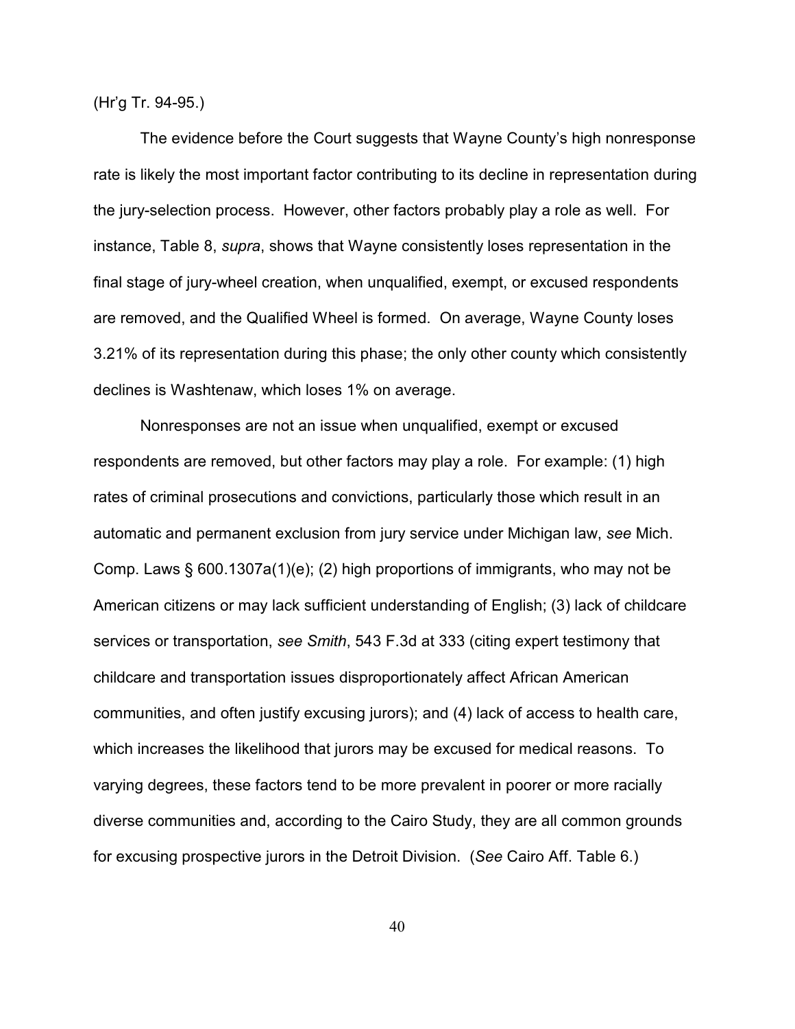(Hr'g Tr. 94-95.)

The evidence before the Court suggests that Wayne County's high nonresponse rate is likely the most important factor contributing to its decline in representation during the jury-selection process. However, other factors probably play a role as well. For instance, Table 8, *supra*, shows that Wayne consistently loses representation in the final stage of jury-wheel creation, when unqualified, exempt, or excused respondents are removed, and the Qualified Wheel is formed. On average, Wayne County loses 3.21% of its representation during this phase; the only other county which consistently declines is Washtenaw, which loses 1% on average.

Nonresponses are not an issue when unqualified, exempt or excused respondents are removed, but other factors may play a role. For example: (1) high rates of criminal prosecutions and convictions, particularly those which result in an automatic and permanent exclusion from jury service under Michigan law, *see* Mich. Comp. Laws § 600.1307a(1)(e); (2) high proportions of immigrants, who may not be American citizens or may lack sufficient understanding of English; (3) lack of childcare services or transportation, *see Smith*, 543 F.3d at 333 (citing expert testimony that childcare and transportation issues disproportionately affect African American communities, and often justify excusing jurors); and (4) lack of access to health care, which increases the likelihood that jurors may be excused for medical reasons. To varying degrees, these factors tend to be more prevalent in poorer or more racially diverse communities and, according to the Cairo Study, they are all common grounds for excusing prospective jurors in the Detroit Division. (*See* Cairo Aff. Table 6.)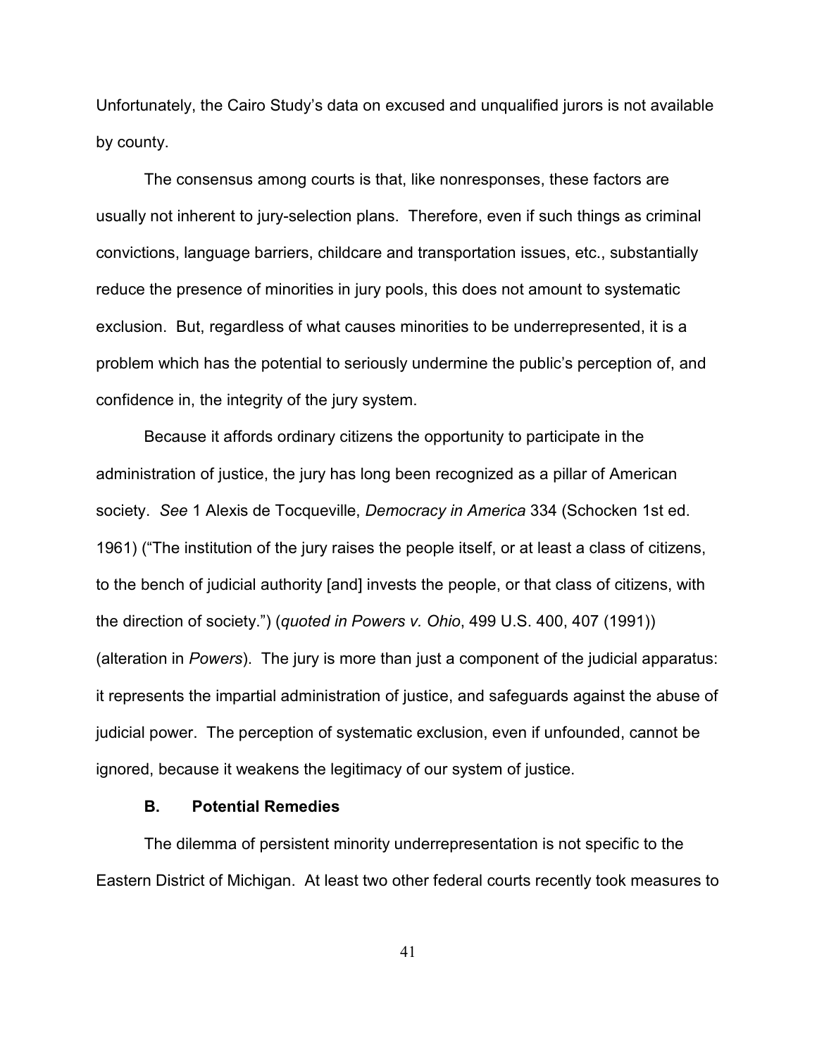Unfortunately, the Cairo Study's data on excused and unqualified jurors is not available by county.

The consensus among courts is that, like nonresponses, these factors are usually not inherent to jury-selection plans. Therefore, even if such things as criminal convictions, language barriers, childcare and transportation issues, etc., substantially reduce the presence of minorities in jury pools, this does not amount to systematic exclusion. But, regardless of what causes minorities to be underrepresented, it is a problem which has the potential to seriously undermine the public's perception of, and confidence in, the integrity of the jury system.

Because it affords ordinary citizens the opportunity to participate in the administration of justice, the jury has long been recognized as a pillar of American society. *See* 1 Alexis de Tocqueville, *Democracy in America* 334 (Schocken 1st ed. 1961) ("The institution of the jury raises the people itself, or at least a class of citizens, to the bench of judicial authority [and] invests the people, or that class of citizens, with the direction of society.") (*quoted in Powers v. Ohio*, 499 U.S. 400, 407 (1991)) (alteration in *Powers*). The jury is more than just a component of the judicial apparatus: it represents the impartial administration of justice, and safeguards against the abuse of judicial power. The perception of systematic exclusion, even if unfounded, cannot be ignored, because it weakens the legitimacy of our system of justice.

### B. Potential Remedies

The dilemma of persistent minority underrepresentation is not specific to the Eastern District of Michigan. At least two other federal courts recently took measures to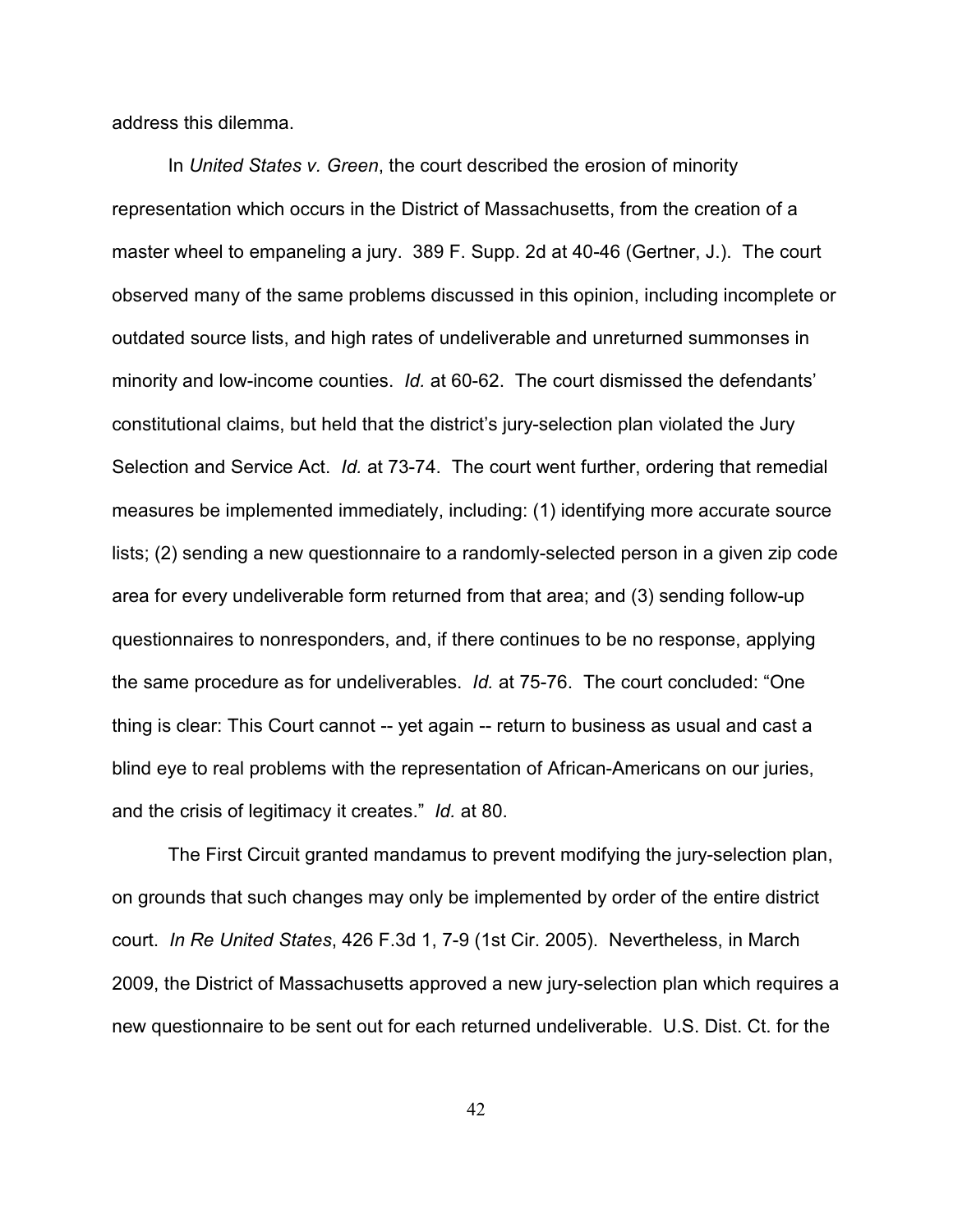address this dilemma.

In *United States v. Green*, the court described the erosion of minority representation which occurs in the District of Massachusetts, from the creation of a master wheel to empaneling a jury. 389 F. Supp. 2d at 40-46 (Gertner, J.). The court observed many of the same problems discussed in this opinion, including incomplete or outdated source lists, and high rates of undeliverable and unreturned summonses in minority and low-income counties. *Id.* at 60-62. The court dismissed the defendants' constitutional claims, but held that the district's jury-selection plan violated the Jury Selection and Service Act. *Id.* at 73-74. The court went further, ordering that remedial measures be implemented immediately, including: (1) identifying more accurate source lists; (2) sending a new questionnaire to a randomly-selected person in a given zip code area for every undeliverable form returned from that area; and (3) sending follow-up questionnaires to nonresponders, and, if there continues to be no response, applying the same procedure as for undeliverables. *Id.* at 75-76. The court concluded: "One thing is clear: This Court cannot -- yet again -- return to business as usual and cast a blind eye to real problems with the representation of African-Americans on our juries, and the crisis of legitimacy it creates." *Id.* at 80.

The First Circuit granted mandamus to prevent modifying the jury-selection plan, on grounds that such changes may only be implemented by order of the entire district court. *In Re United States*, 426 F.3d 1, 7-9 (1st Cir. 2005). Nevertheless, in March 2009, the District of Massachusetts approved a new jury-selection plan which requires a new questionnaire to be sent out for each returned undeliverable. U.S. Dist. Ct. for the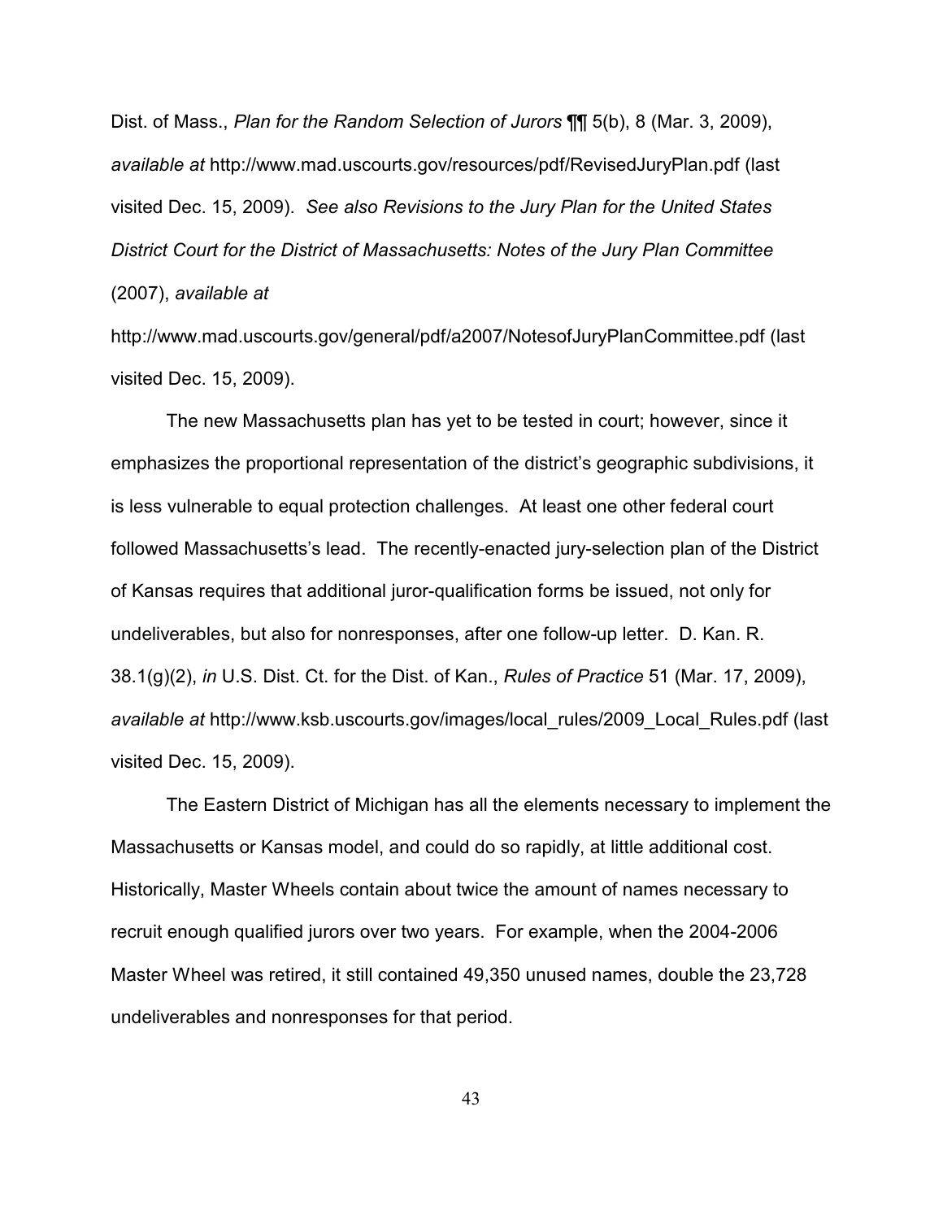Dist. of Mass., *Plan for the Random Selection of Jurors* ¶¶ 5(b), 8 (Mar. 3, 2009), *available at* http://www.mad.uscourts.gov/resources/pdf/RevisedJuryPlan.pdf (last visited Dec. 15, 2009). *See also Revisions to the Jury Plan for the United States District Court for the District of Massachusetts: Notes of the Jury Plan Committee* (2007), *available at* http://www.mad.uscourts.gov/general/pdf/a2007/NotesofJuryPlanCommittee.pdf (last visited Dec. 15, 2009).

The new Massachusetts plan has yet to be tested in court; however, since it emphasizes the proportional representation of the district's geographic subdivisions, it is less vulnerable to equal protection challenges. At least one other federal court followed Massachusetts's lead. The recently-enacted jury-selection plan of the District of Kansas requires that additional juror-qualification forms be issued, not only for undeliverables, but also for nonresponses, after one follow-up letter. D. Kan. R. 38.1(g)(2), *in* U.S. Dist. Ct. for the Dist. of Kan., *Rules of Practice* 51 (Mar. 17, 2009), *available at* http://www.ksb.uscourts.gov/images/local_rules/2009_Local_Rules.pdf (last visited Dec. 15, 2009).

The Eastern District of Michigan has all the elements necessary to implement the Massachusetts or Kansas model, and could do so rapidly, at little additional cost. Historically, Master Wheels contain about twice the amount of names necessary to recruit enough qualified jurors over two years. For example, when the 2004-2006 Master Wheel was retired, it still contained 49,350 unused names, double the 23,728 undeliverables and nonresponses for that period.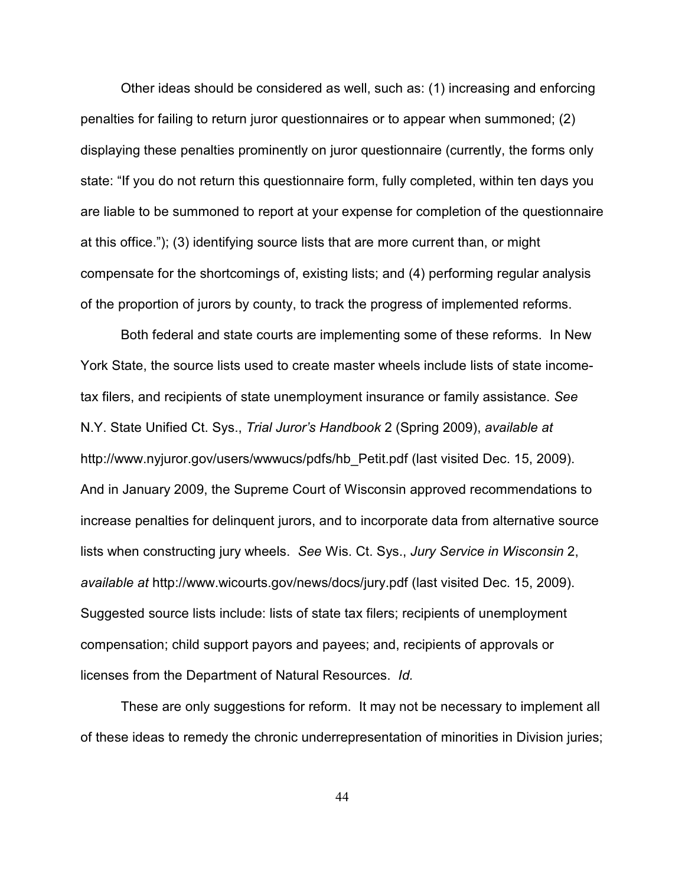Other ideas should be considered as well, such as: (1) increasing and enforcing penalties for failing to return juror questionnaires or to appear when summoned; (2) displaying these penalties prominently on juror questionnaire (currently, the forms only state: "If you do not return this questionnaire form, fully completed, within ten days you are liable to be summoned to report at your expense for completion of the questionnaire at this office."); (3) identifying source lists that are more current than, or might compensate for the shortcomings of, existing lists; and (4) performing regular analysis of the proportion of jurors by county, to track the progress of implemented reforms.

Both federal and state courts are implementing some of these reforms. In New York State, the source lists used to create master wheels include lists of state income-tax filers, and recipients of state unemployment insurance or family assistance. *See* N.Y. State Unified Ct. Sys., *Trial Juror's Handbook* 2 (Spring 2009), *available at* http://www.nyjuror.gov/users/wwwucs/pdfs/hb_Petit.pdf (last visited Dec. 15, 2009). And in January 2009, the Supreme Court of Wisconsin approved recommendations to increase penalties for delinquent jurors, and to incorporate data from alternative source lists when constructing jury wheels. *See* Wis. Ct. Sys., *Jury Service in Wisconsin* 2, *available at* http://www.wicourts.gov/news/docs/jury.pdf (last visited Dec. 15, 2009). Suggested source lists include: lists of state tax filers; recipients of unemployment compensation; child support payors and payees; and, recipients of approvals or licenses from the Department of Natural Resources. *Id.*

These are only suggestions for reform. It may not be necessary to implement all of these ideas to remedy the chronic underrepresentation of minorities in Division juries;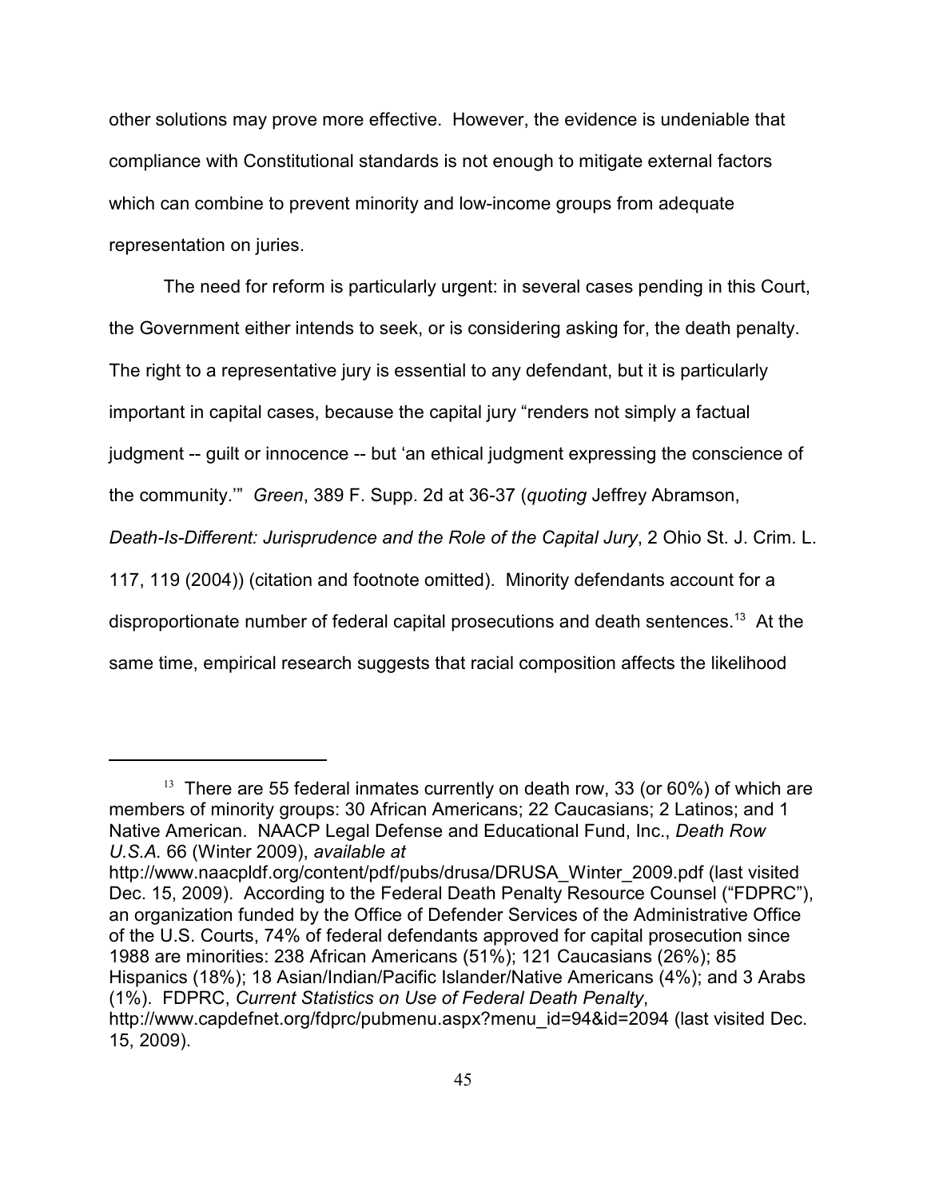other solutions may prove more effective. However, the evidence is undeniable that compliance with Constitutional standards is not enough to mitigate external factors which can combine to prevent minority and low-income groups from adequate representation on juries.

The need for reform is particularly urgent: in several cases pending in this Court, the Government either intends to seek, or is considering asking for, the death penalty. The right to a representative jury is essential to any defendant, but it is particularly important in capital cases, because the capital jury "renders not simply a factual judgment -- guilt or innocence -- but 'an ethical judgment expressing the conscience of the community.'" *Green*, 389 F. Supp. 2d at 36-37 (*quoting* Jeffrey Abramson, *Death-Is-Different: Jurisprudence and the Role of the Capital Jury*, 2 Ohio St. J. Crim. L. 117, 119 (2004)) (citation and footnote omitted). Minority defendants account for a disproportionate number of federal capital prosecutions and death sentences.[13] At the same time, empirical research suggests that racial composition affects the likelihood

---

[13] There are 55 federal inmates currently on death row, 33 (or 60%) of which are members of minority groups: 30 African Americans; 22 Caucasians; 2 Latinos; and 1 Native American. NAACP Legal Defense and Educational Fund, Inc., *Death Row U.S.A.* 66 (Winter 2009), *available at* http://www.naacpldf.org/content/pdf/pubs/drusa/DRUSA_Winter_2009.pdf (last visited Dec. 15, 2009). According to the Federal Death Penalty Resource Counsel ("FDPRC"), an organization funded by the Office of Defender Services of the Administrative Office of the U.S. Courts, 74% of federal defendants approved for capital prosecution since 1988 are minorities: 238 African Americans (51%); 121 Caucasians (26%); 85 Hispanics (18%); 18 Asian/Indian/Pacific Islander/Native Americans (4%); and 3 Arabs (1%). FDPRC, *Current Statistics on Use of Federal Death Penalty*, http://www.capdefnet.org/fdprc/pubmenu.aspx?menu_id=94&id=2094 (last visited Dec. 15, 2009).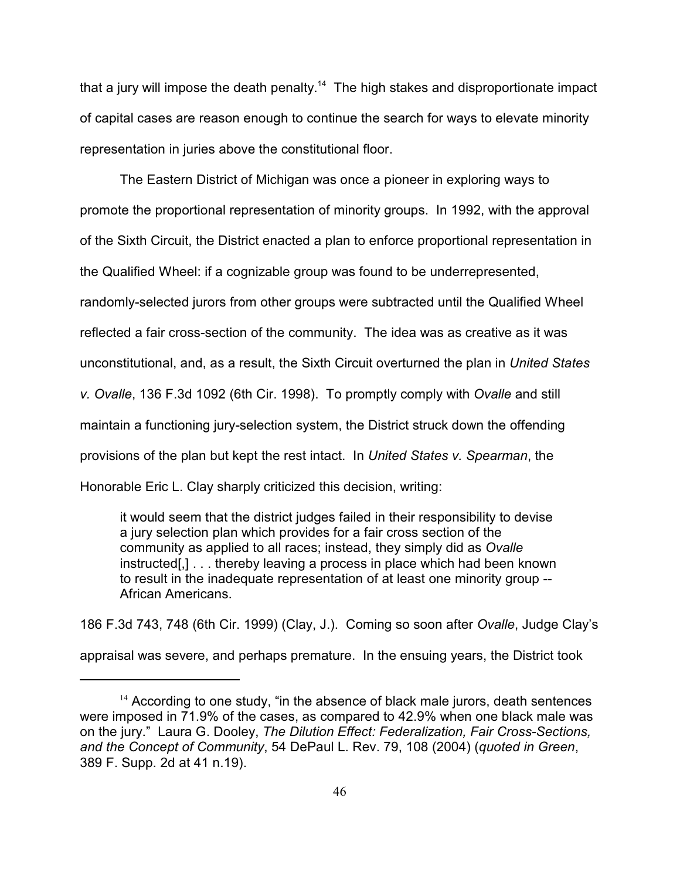that a jury will impose the death penalty.[14] The high stakes and disproportionate impact of capital cases are reason enough to continue the search for ways to elevate minority representation in juries above the constitutional floor.

The Eastern District of Michigan was once a pioneer in exploring ways to promote the proportional representation of minority groups. In 1992, with the approval of the Sixth Circuit, the District enacted a plan to enforce proportional representation in the Qualified Wheel: if a cognizable group was found to be underrepresented, randomly-selected jurors from other groups were subtracted until the Qualified Wheel reflected a fair cross-section of the community. The idea was as creative as it was unconstitutional, and, as a result, the Sixth Circuit overturned the plan in *United States v. Ovalle*, 136 F.3d 1092 (6th Cir. 1998). To promptly comply with *Ovalle* and still maintain a functioning jury-selection system, the District struck down the offending provisions of the plan but kept the rest intact. In *United States v. Spearman*, the Honorable Eric L. Clay sharply criticized this decision, writing:

> it would seem that the district judges failed in their responsibility to devise a jury selection plan which provides for a fair cross section of the community as applied to all races; instead, they simply did as *Ovalle* instructed[,] . . . thereby leaving a process in place which had been known to result in the inadequate representation of at least one minority group -- African Americans.

186 F.3d 743, 748 (6th Cir. 1999) (Clay, J.). Coming so soon after *Ovalle*, Judge Clay's appraisal was severe, and perhaps premature. In the ensuing years, the District took

---

[14] According to one study, "in the absence of black male jurors, death sentences were imposed in 71.9% of the cases, as compared to 42.9% when one black male was on the jury." Laura G. Dooley, *The Dilution Effect: Federalization, Fair Cross-Sections, and the Concept of Community*, 54 DePaul L. Rev. 79, 108 (2004) (*quoted in Green*, 389 F. Supp. 2d at 41 n.19).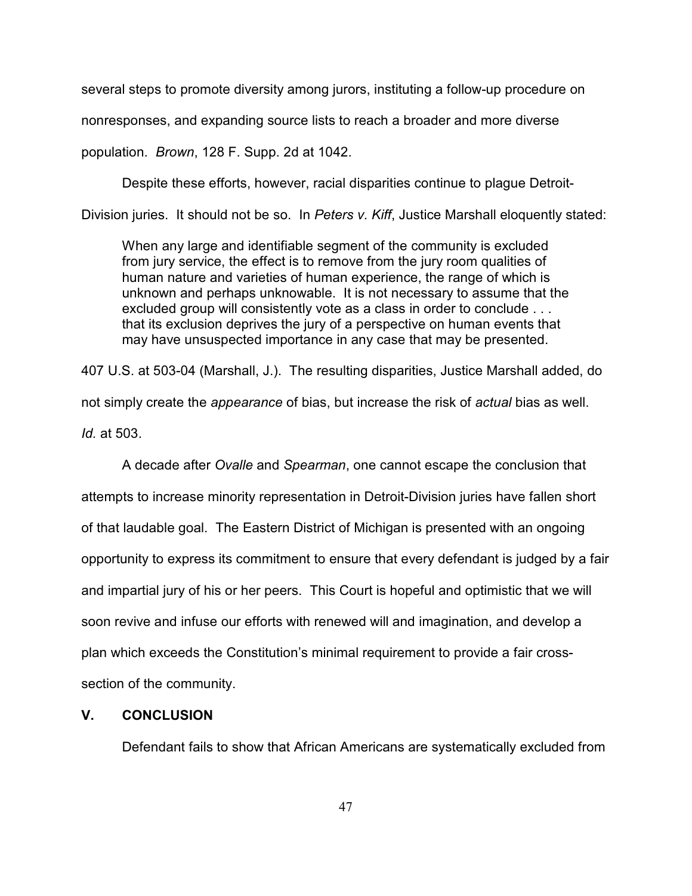several steps to promote diversity among jurors, instituting a follow-up procedure on nonresponses, and expanding source lists to reach a broader and more diverse population. *Brown*, 128 F. Supp. 2d at 1042.

Despite these efforts, however, racial disparities continue to plague Detroit-Division juries. It should not be so. In *Peters v. Kiff*, Justice Marshall eloquently stated:

> When any large and identifiable segment of the community is excluded from jury service, the effect is to remove from the jury room qualities of human nature and varieties of human experience, the range of which is unknown and perhaps unknowable. It is not necessary to assume that the excluded group will consistently vote as a class in order to conclude . . . that its exclusion deprives the jury of a perspective on human events that may have unsuspected importance in any case that may be presented.

407 U.S. at 503-04 (Marshall, J.). The resulting disparities, Justice Marshall added, do not simply create the *appearance* of bias, but increase the risk of *actual* bias as well. *Id.* at 503.

A decade after *Ovalle* and *Spearman*, one cannot escape the conclusion that attempts to increase minority representation in Detroit-Division juries have fallen short of that laudable goal. The Eastern District of Michigan is presented with an ongoing opportunity to express its commitment to ensure that every defendant is judged by a fair and impartial jury of his or her peers. This Court is hopeful and optimistic that we will soon revive and infuse our efforts with renewed will and imagination, and develop a plan which exceeds the Constitution's minimal requirement to provide a fair cross-section of the community.

## V. CONCLUSION

Defendant fails to show that African Americans are systematically excluded from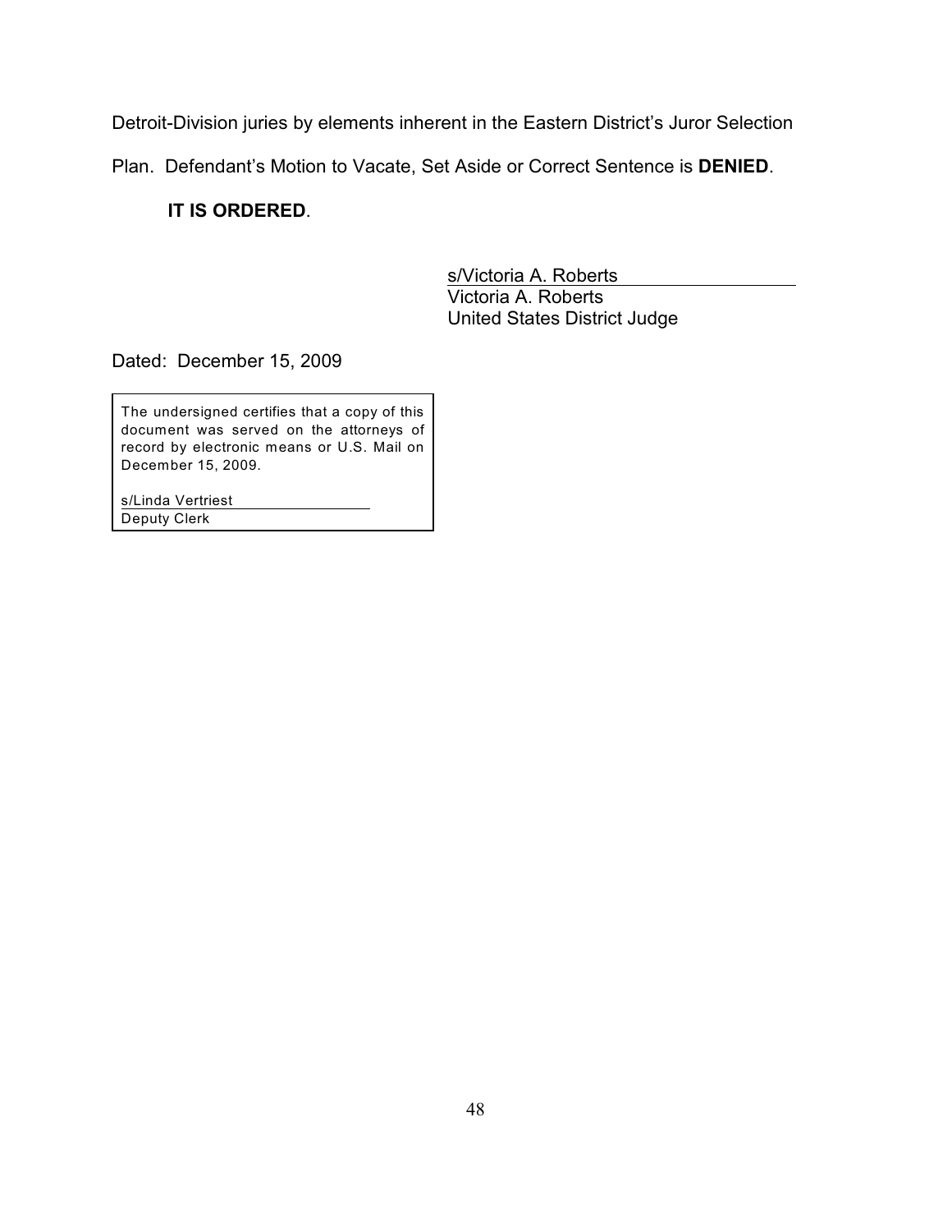Detroit-Division juries by elements inherent in the Eastern District's Juror Selection Plan. Defendant's Motion to Vacate, Set Aside or Correct Sentence is **DENIED**.

**IT IS ORDERED**.

s/Victoria A. Roberts
Victoria A. Roberts
United States District Judge

Dated: December 15, 2009

The undersigned certifies that a copy of this document was served on the attorneys of record by electronic means or U.S. Mail on December 15, 2009.

s/Linda Vertriest
Deputy Clerk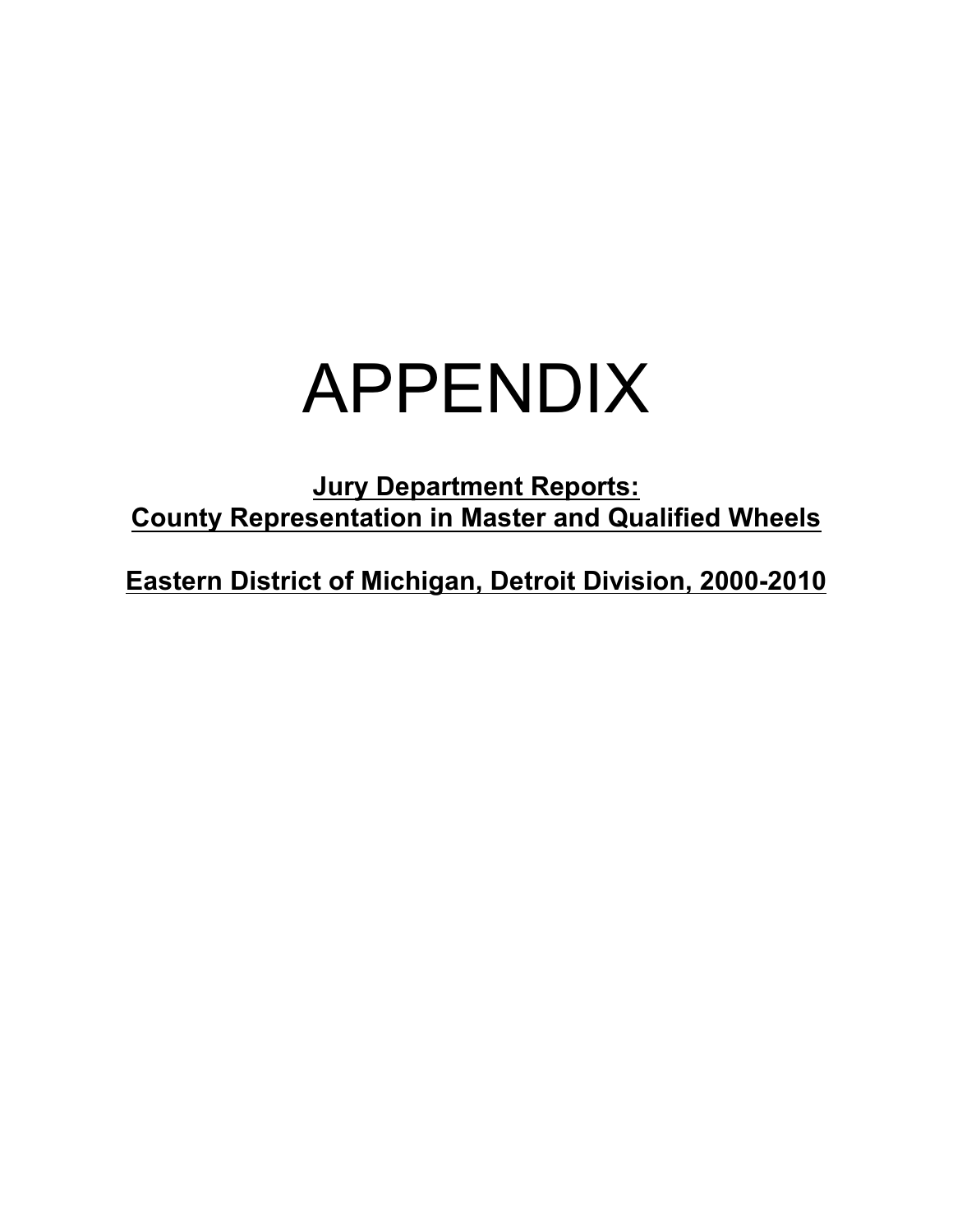# APPENDIX

**Jury Department Reports:**
**County Representation in Master and Qualified Wheels**

**Eastern District of Michigan, Detroit Division, 2000-2010**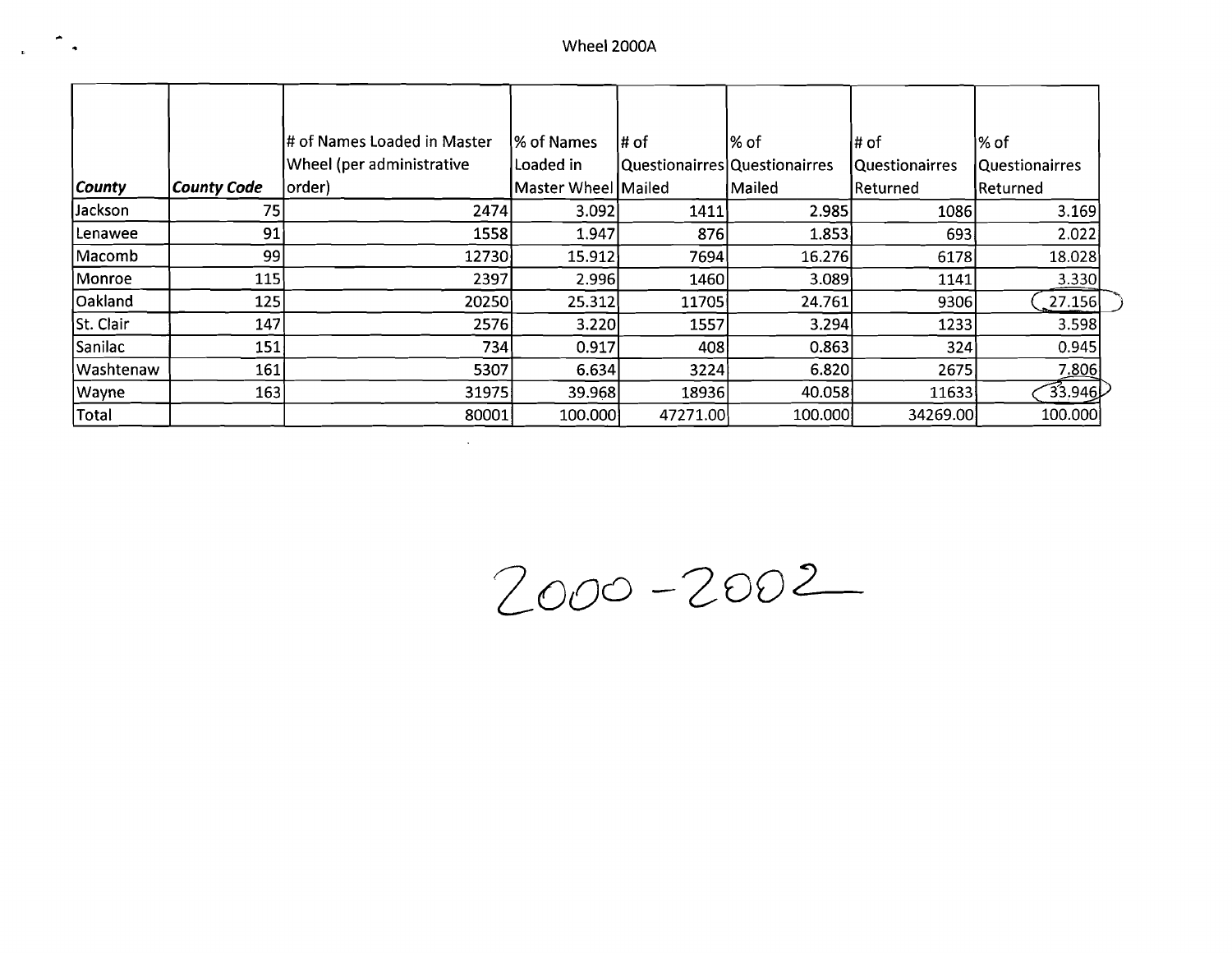Wheel 2000A

| *County* | *County Code* | # of Names Loaded in Master Wheel (per administrative order) | % of Names Loaded in Master Wheel | # of Questionairres Mailed | % of Questionairres Mailed | # of Questionairres Returned | % of Questionairres Returned |
|---|---|---|---|---|---|---|---|
| Jackson | 75 | 2474 | 3.092 | 1411 | 2.985 | 1086 | 3.169 |
| Lenawee | 91 | 1558 | 1.947 | 876 | 1.853 | 693 | 2.022 |
| Macomb | 99 | 12730 | 15.912 | 7694 | 16.276 | 6178 | 18.028 |
| Monroe | 115 | 2397 | 2.996 | 1460 | 3.089 | 1141 | 3.330 |
| Oakland | 125 | 20250 | 25.312 | 11705 | 24.761 | 9306 | 27.156 |
| St. Clair | 147 | 2576 | 3.220 | 1557 | 3.294 | 1233 | 3.598 |
| Sanilac | 151 | 734 | 0.917 | 408 | 0.863 | 324 | 0.945 |
| Washtenaw | 161 | 5307 | 6.634 | 3224 | 6.820 | 2675 | 7.806 |
| Wayne | 163 | 31975 | 39.968 | 18936 | 40.058 | 11633 | 33.946 |
| Total | | 80001 | 100.000 | 47271.00 | 100.000 | 34269.00 | 100.000 |

2000 - 2002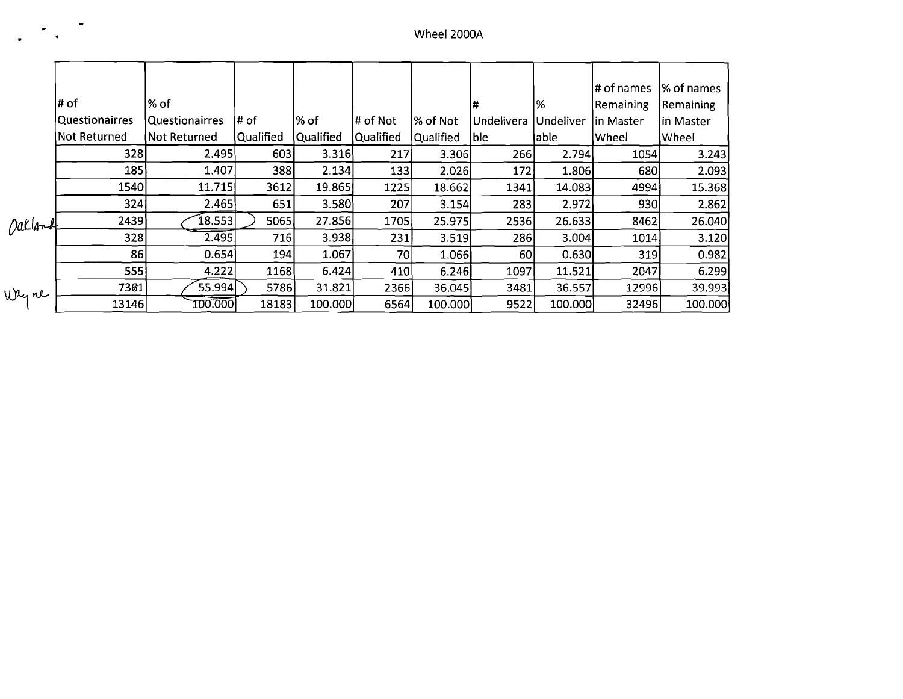Wheel 2000A

| | # of Questionairres Not Returned | % of Questionairres Not Returned | # of Qualified | % of Qualified | # of Not Qualified | % of Not Qualified | # Undeliverable | % Undeliverable | # of names Remaining in Master Wheel | % of names Remaining in Master Wheel |
|---|---|---|---|---|---|---|---|---|---|---|
| | 328 | 2.495 | 603 | 3.316 | 217 | 3.306 | 266 | 2.794 | 1054 | 3.243 |
| | 185 | 1.407 | 388 | 2.134 | 133 | 2.026 | 172 | 1.806 | 680 | 2.093 |
| | 1540 | 11.715 | 3612 | 19.865 | 1225 | 18.662 | 1341 | 14.083 | 4994 | 15.368 |
| | 324 | 2.465 | 651 | 3.580 | 207 | 3.154 | 283 | 2.972 | 930 | 2.862 |
| Oakland | 2439 | 18.553 | 5065 | 27.856 | 1705 | 25.975 | 2536 | 26.633 | 8462 | 26.040 |
| | 328 | 2.495 | 716 | 3.938 | 231 | 3.519 | 286 | 3.004 | 1014 | 3.120 |
| | 86 | 0.654 | 194 | 1.067 | 70 | 1.066 | 60 | 0.630 | 319 | 0.982 |
| | 555 | 4.222 | 1168 | 6.424 | 410 | 6.246 | 1097 | 11.521 | 2047 | 6.299 |
| Wayne | 7361 | 55.994 | 5786 | 31.821 | 2366 | 36.045 | 3481 | 36.557 | 12996 | 39.993 |
| | 13146 | 100.000 | 18183 | 100.000 | 6564 | 100.000 | 9522 | 100.000 | 32496 | 100.000 |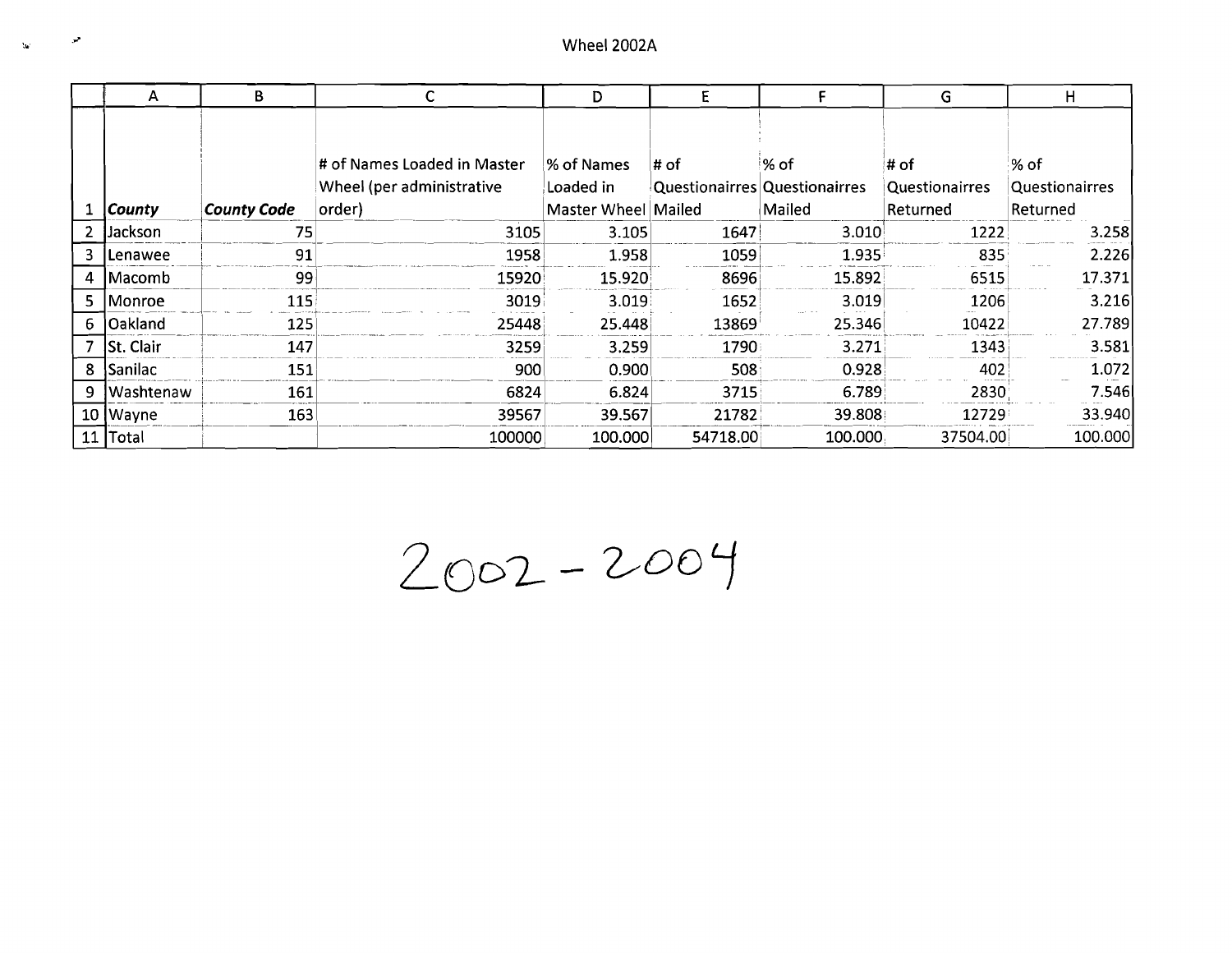Wheel 2002A

| | A | B | C | D | E | F | G | H |
|---|---|---|---|---|---|---|---|---|
| 1 | ***County*** | ***County Code*** | # of Names Loaded in Master Wheel (per administrative order) | % of Names Loaded in Master Wheel | # of Questionairres Mailed | % of Questionairres Mailed | # of Questionairres Returned | % of Questionairres Returned |
| 2 | Jackson | 75 | 3105 | 3.105 | 1647 | 3.010 | 1222 | 3.258 |
| 3 | Lenawee | 91 | 1958 | 1.958 | 1059 | 1.935 | 835 | 2.226 |
| 4 | Macomb | 99 | 15920 | 15.920 | 8696 | 15.892 | 6515 | 17.371 |
| 5 | Monroe | 115 | 3019 | 3.019 | 1652 | 3.019 | 1206 | 3.216 |
| 6 | Oakland | 125 | 25448 | 25.448 | 13869 | 25.346 | 10422 | 27.789 |
| 7 | St. Clair | 147 | 3259 | 3.259 | 1790 | 3.271 | 1343 | 3.581 |
| 8 | Sanilac | 151 | 900 | 0.900 | 508 | 0.928 | 402 | 1.072 |
| 9 | Washtenaw | 161 | 6824 | 6.824 | 3715 | 6.789 | 2830 | 7.546 |
| 10 | Wayne | 163 | 39567 | 39.567 | 21782 | 39.808 | 12729 | 33.940 |
| 11 | Total | | 100000 | 100.000 | 54718.00 | 100.000 | 37504.00 | 100.000 |

2002 - 2004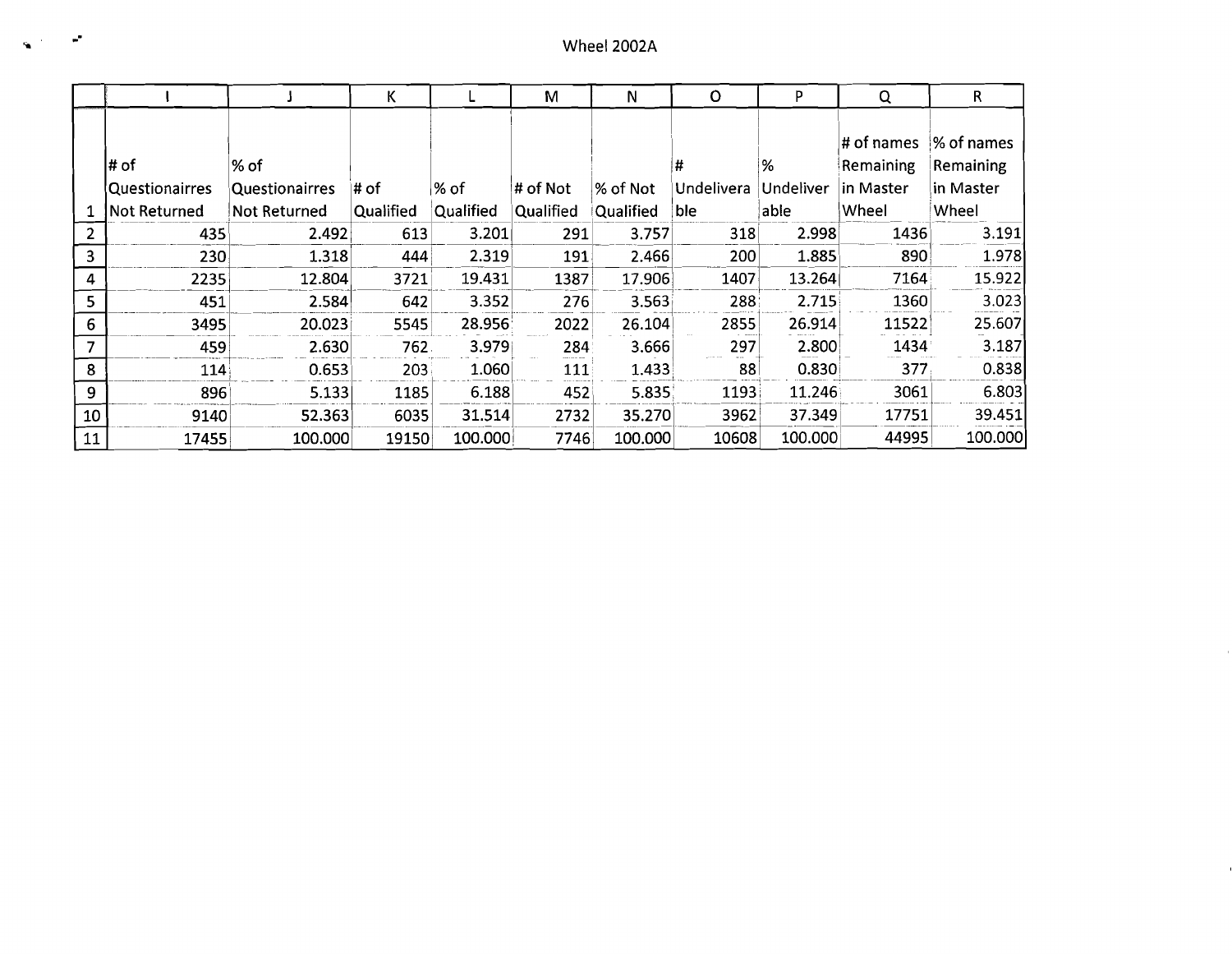Wheel 2002A

| | I | J | K | L | M | N | O | P | Q | R |
|---|---|---|---|---|---|---|---|---|---|---|
| 1 | # of Questionairres Not Returned | % of Questionairres Not Returned | # of Qualified | % of Qualified | # of Not Qualified | % of Not Qualified | # Undeliverable | % Undeliverable | # of names Remaining in Master Wheel | % of names Remaining in Master Wheel |
| 2 | 435 | 2.492 | 613 | 3.201 | 291 | 3.757 | 318 | 2.998 | 1436 | 3.191 |
| 3 | 230 | 1.318 | 444 | 2.319 | 191 | 2.466 | 200 | 1.885 | 890 | 1.978 |
| 4 | 2235 | 12.804 | 3721 | 19.431 | 1387 | 17.906 | 1407 | 13.264 | 7164 | 15.922 |
| 5 | 451 | 2.584 | 642 | 3.352 | 276 | 3.563 | 288 | 2.715 | 1360 | 3.023 |
| 6 | 3495 | 20.023 | 5545 | 28.956 | 2022 | 26.104 | 2855 | 26.914 | 11522 | 25.607 |
| 7 | 459 | 2.630 | 762 | 3.979 | 284 | 3.666 | 297 | 2.800 | 1434 | 3.187 |
| 8 | 114 | 0.653 | 203 | 1.060 | 111 | 1.433 | 88 | 0.830 | 377 | 0.838 |
| 9 | 896 | 5.133 | 1185 | 6.188 | 452 | 5.835 | 1193 | 11.246 | 3061 | 6.803 |
| 10 | 9140 | 52.363 | 6035 | 31.514 | 2732 | 35.270 | 3962 | 37.349 | 17751 | 39.451 |
| 11 | 17455 | 100.000 | 19150 | 100.000 | 7746 | 100.000 | 10608 | 100.000 | 44995 | 100.000 |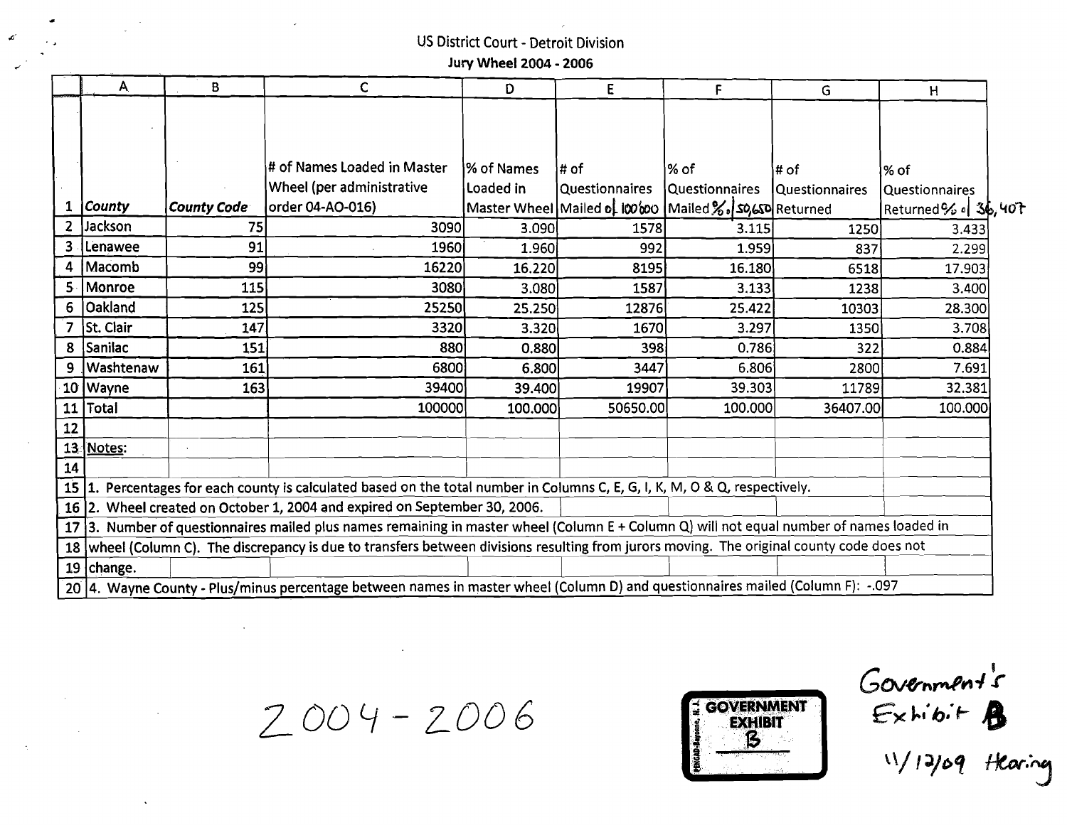US District Court - Detroit Division

**Jury Wheel 2004 - 2006**

| | A | B | C | D | E | F | G | H |
|---|---|---|---|---|---|---|---|---|
| 1 | *County* | *County Code* | # of Names Loaded in Master Wheel (per administrative order 04-AO-016) | % of Names Loaded in Master Wheel | # of Questionnaires Mailed of 100,000 | % of Questionnaires Mailed % of 50,650 | # of Questionnaires Returned | % of Questionnaires Returned % of 36,407 |
| 2 | Jackson | 75 | 3090 | 3.090 | 1578 | 3.115 | 1250 | 3.433 |
| 3 | Lenawee | 91 | 1960 | 1.960 | 992 | 1.959 | 837 | 2.299 |
| 4 | Macomb | 99 | 16220 | 16.220 | 8195 | 16.180 | 6518 | 17.903 |
| 5 | Monroe | 115 | 3080 | 3.080 | 1587 | 3.133 | 1238 | 3.400 |
| 6 | Oakland | 125 | 25250 | 25.250 | 12876 | 25.422 | 10303 | 28.300 |
| 7 | St. Clair | 147 | 3320 | 3.320 | 1670 | 3.297 | 1350 | 3.708 |
| 8 | Sanilac | 151 | 880 | 0.880 | 398 | 0.786 | 322 | 0.884 |
| 9 | Washtenaw | 161 | 6800 | 6.800 | 3447 | 6.806 | 2800 | 7.691 |
| 10 | Wayne | 163 | 39400 | 39.400 | 19907 | 39.303 | 11789 | 32.381 |
| 11 | Total | | 100000 | 100.000 | 50650.00 | 100.000 | 36407.00 | 100.000 |
| 12 | | | | | | | | |
| 13 | Notes: | | | | | | | |
| 14 | | | | | | | | |
| 15 | 1. Percentages for each county is calculated based on the total number in Columns C, E, G, I, K, M, O & Q, respectively. | | | | | | | |
| 16 | 2. Wheel created on October 1, 2004 and expired on September 30, 2006. | | | | | | | |
| 17 | 3. Number of questionnaires mailed plus names remaining in master wheel (Column E + Column Q) will not equal number of names loaded in | | | | | | | |
| 18 | wheel (Column C). The discrepancy is due to transfers between divisions resulting from jurors moving. The original county code does not | | | | | | | |
| 19 | change. | | | | | | | |
| 20 | 4. Wayne County - Plus/minus percentage between names in master wheel (Column D) and questionnaires mailed (Column F): -.097 | | | | | | | |

2004 - 2006

GOVERNMENT EXHIBIT B

Government's Exhibit B

11/12/09 Hearing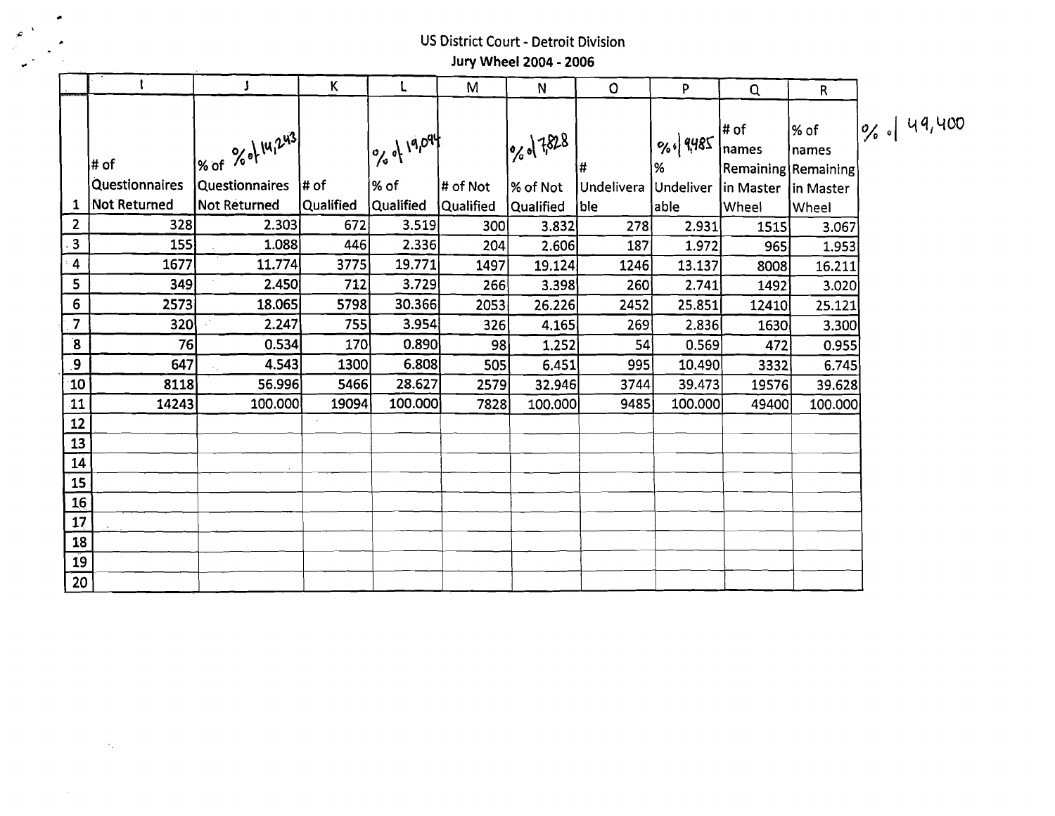US District Court - Detroit Division

**Jury Wheel 2004 - 2006**

| | I | J | K | L | M | N | O | P | Q | R |
|---|---|---|---|---|---|---|---|---|---|---|
| 1 | # of Questionnaires Not Returned | % of Questionnaires Not Returned (% of 14,243) | # of Qualified | % of Qualified (% of 19,094) | # of Not Qualified | % of Not Qualified (% of 7,828) | # Undeliverable | % Undeliverable (% of 9485) | # of names Remaining in Master Wheel | % of names Remaining in Master Wheel (% of 49,400) |
| 2 | 328 | 2.303 | 672 | 3.519 | 300 | 3.832 | 278 | 2.931 | 1515 | 3.067 |
| 3 | 155 | 1.088 | 446 | 2.336 | 204 | 2.606 | 187 | 1.972 | 965 | 1.953 |
| 4 | 1677 | 11.774 | 3775 | 19.771 | 1497 | 19.124 | 1246 | 13.137 | 8008 | 16.211 |
| 5 | 349 | 2.450 | 712 | 3.729 | 266 | 3.398 | 260 | 2.741 | 1492 | 3.020 |
| 6 | 2573 | 18.065 | 5798 | 30.366 | 2053 | 26.226 | 2452 | 25.851 | 12410 | 25.121 |
| 7 | 320 | 2.247 | 755 | 3.954 | 326 | 4.165 | 269 | 2.836 | 1630 | 3.300 |
| 8 | 76 | 0.534 | 170 | 0.890 | 98 | 1.252 | 54 | 0.569 | 472 | 0.955 |
| 9 | 647 | 4.543 | 1300 | 6.808 | 505 | 6.451 | 995 | 10.490 | 3332 | 6.745 |
| 10 | 8118 | 56.996 | 5466 | 28.627 | 2579 | 32.946 | 3744 | 39.473 | 19576 | 39.628 |
| 11 | 14243 | 100.000 | 19094 | 100.000 | 7828 | 100.000 | 9485 | 100.000 | 49400 | 100.000 |
| 12 | | | | | | | | | | |
| 13 | | | | | | | | | | |
| 14 | | | | | | | | | | |
| 15 | | | | | | | | | | |
| 16 | | | | | | | | | | |
| 17 | | | | | | | | | | |
| 18 | | | | | | | | | | |
| 19 | | | | | | | | | | |
| 20 | | | | | | | | | | |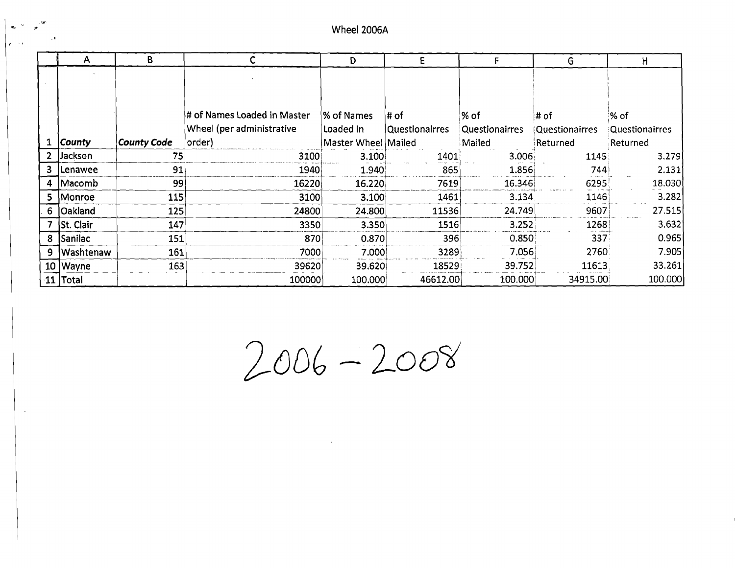Wheel 2006A

| | A | B | C | D | E | F | G | H |
|---|---|---|---|---|---|---|---|---|
| 1 | *County* | *County Code* | # of Names Loaded in Master Wheel (per administrative order) | % of Names Loaded in Master Wheel | # of Questionairres Mailed | % of Questionairres Mailed | # of Questionairres Returned | % of Questionairres Returned |
| 2 | Jackson | 75 | 3100 | 3.100 | 1401 | 3.006 | 1145 | 3.279 |
| 3 | Lenawee | 91 | 1940 | 1.940 | 865 | 1.856 | 744 | 2.131 |
| 4 | Macomb | 99 | 16220 | 16.220 | 7619 | 16.346 | 6295 | 18.030 |
| 5 | Monroe | 115 | 3100 | 3.100 | 1461 | 3.134 | 1146 | 3.282 |
| 6 | Oakland | 125 | 24800 | 24.800 | 11536 | 24.749 | 9607 | 27.515 |
| 7 | St. Clair | 147 | 3350 | 3.350 | 1516 | 3.252 | 1268 | 3.632 |
| 8 | Sanilac | 151 | 870 | 0.870 | 396 | 0.850 | 337 | 0.965 |
| 9 | Washtenaw | 161 | 7000 | 7.000 | 3289 | 7.056 | 2760 | 7.905 |
| 10 | Wayne | 163 | 39620 | 39.620 | 18529 | 39.752 | 11613 | 33.261 |
| 11 | Total | | 100000 | 100.000 | 46612.00 | 100.000 | 34915.00 | 100.000 |

2006 – 2008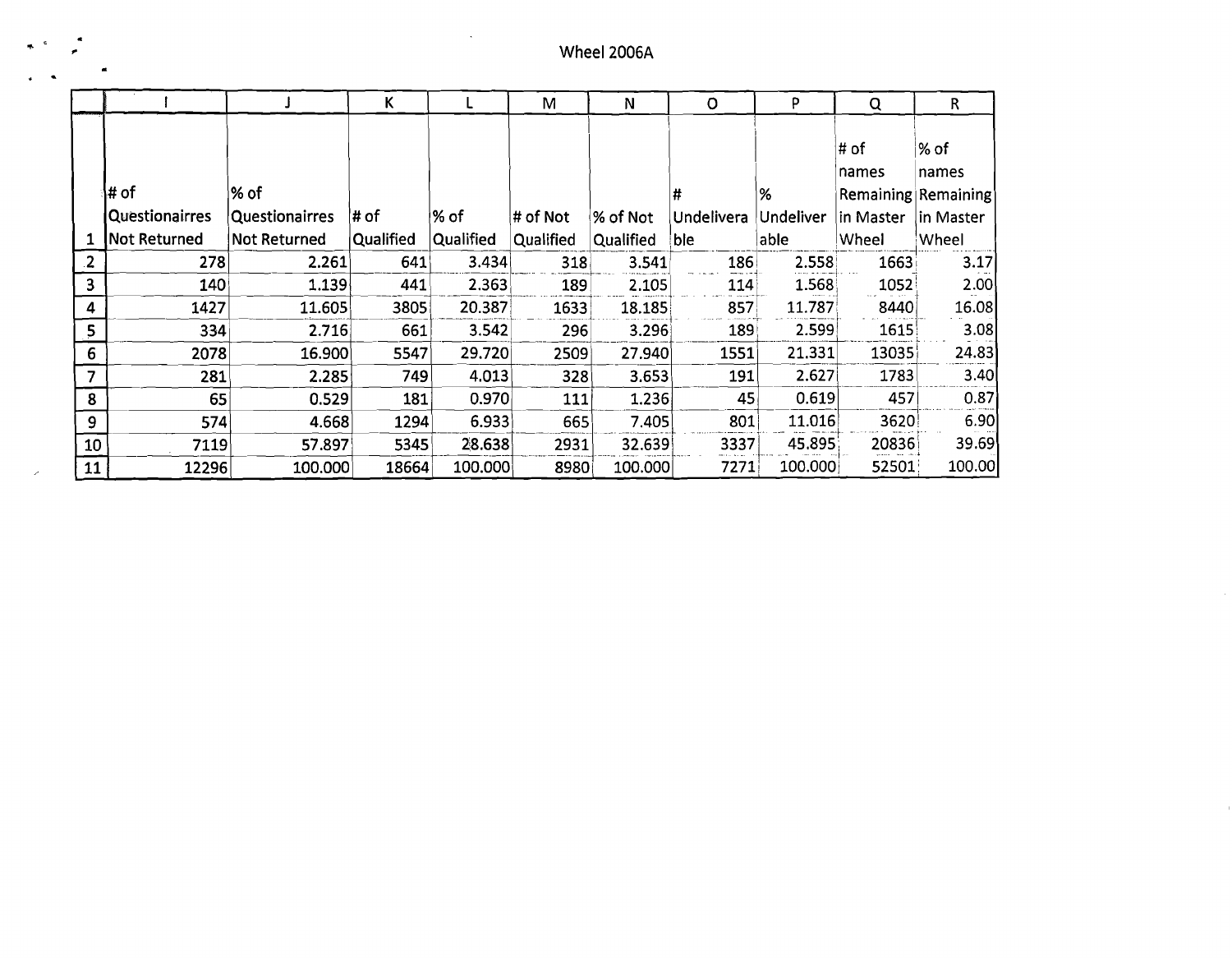Wheel 2006A

| | I | J | K | L | M | N | O | P | Q | R |
|---|---|---|---|---|---|---|---|---|---|---|
| 1 | # of Questionairres Not Returned | % of Questionairres Not Returned | # of Qualified | % of Qualified | # of Not Qualified | % of Not Qualified | # Undeliverable | % Undeliverable | # of names Remaining in Master Wheel | % of names Remaining in Master Wheel |
| 2 | 278 | 2.261 | 641 | 3.434 | 318 | 3.541 | 186 | 2.558 | 1663 | 3.17 |
| 3 | 140 | 1.139 | 441 | 2.363 | 189 | 2.105 | 114 | 1.568 | 1052 | 2.00 |
| 4 | 1427 | 11.605 | 3805 | 20.387 | 1633 | 18.185 | 857 | 11.787 | 8440 | 16.08 |
| 5 | 334 | 2.716 | 661 | 3.542 | 296 | 3.296 | 189 | 2.599 | 1615 | 3.08 |
| 6 | 2078 | 16.900 | 5547 | 29.720 | 2509 | 27.940 | 1551 | 21.331 | 13035 | 24.83 |
| 7 | 281 | 2.285 | 749 | 4.013 | 328 | 3.653 | 191 | 2.627 | 1783 | 3.40 |
| 8 | 65 | 0.529 | 181 | 0.970 | 111 | 1.236 | 45 | 0.619 | 457 | 0.87 |
| 9 | 574 | 4.668 | 1294 | 6.933 | 665 | 7.405 | 801 | 11.016 | 3620 | 6.90 |
| 10 | 7119 | 57.897 | 5345 | 28.638 | 2931 | 32.639 | 3337 | 45.895 | 20836 | 39.69 |
| 11 | 12296 | 100.000 | 18664 | 100.000 | 8980 | 100.000 | 7271 | 100.000 | 52501 | 100.00 |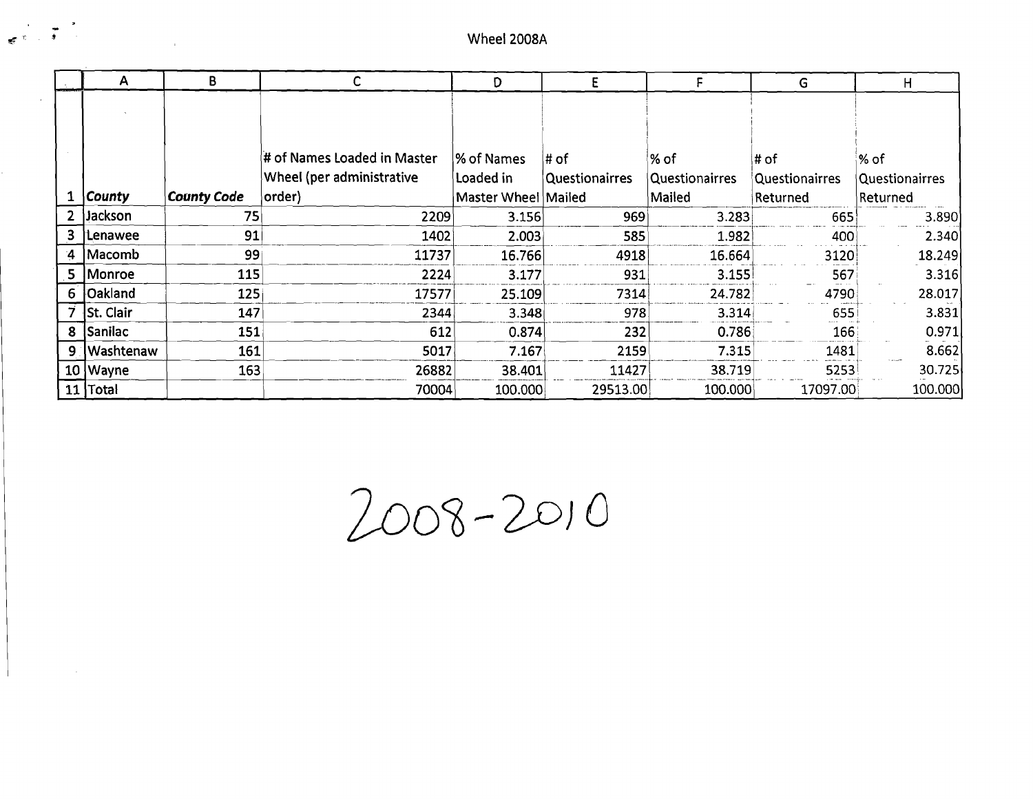Wheel 2008A

| | A | B | C | D | E | F | G | H |
|---|---|---|---|---|---|---|---|---|
| 1 | *County* | *County Code* | # of Names Loaded in Master Wheel (per administrative order) | % of Names Loaded in Master Wheel | # of Questionairres Mailed | % of Questionairres Mailed | # of Questionairres Returned | % of Questionairres Returned |
| 2 | Jackson | 75 | 2209 | 3.156 | 969 | 3.283 | 665 | 3.890 |
| 3 | Lenawee | 91 | 1402 | 2.003 | 585 | 1.982 | 400 | 2.340 |
| 4 | Macomb | 99 | 11737 | 16.766 | 4918 | 16.664 | 3120 | 18.249 |
| 5 | Monroe | 115 | 2224 | 3.177 | 931 | 3.155 | 567 | 3.316 |
| 6 | Oakland | 125 | 17577 | 25.109 | 7314 | 24.782 | 4790 | 28.017 |
| 7 | St. Clair | 147 | 2344 | 3.348 | 978 | 3.314 | 655 | 3.831 |
| 8 | Sanilac | 151 | 612 | 0.874 | 232 | 0.786 | 166 | 0.971 |
| 9 | Washtenaw | 161 | 5017 | 7.167 | 2159 | 7.315 | 1481 | 8.662 |
| 10 | Wayne | 163 | 26882 | 38.401 | 11427 | 38.719 | 5253 | 30.725 |
| 11 | Total | | 70004 | 100.000 | 29513.00 | 100.000 | 17097.00 | 100.000 |

2008-2010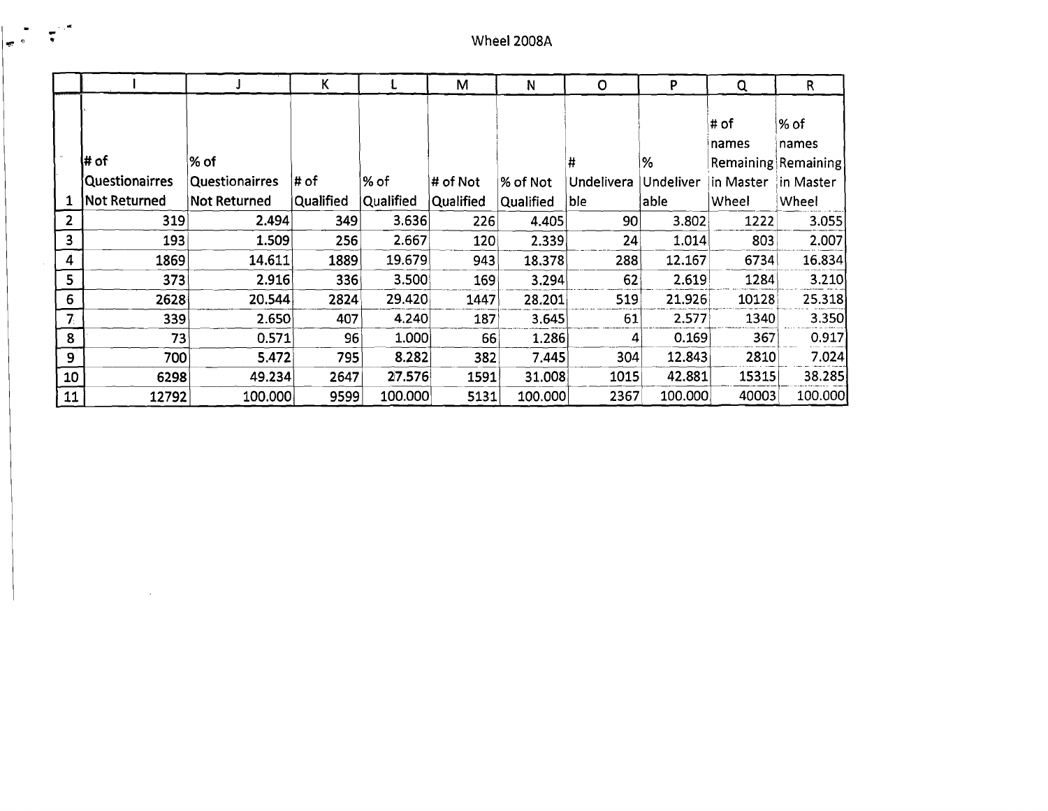Wheel 2008A

| | I | J | K | L | M | N | O | P | Q | R |
|---|---|---|---|---|---|---|---|---|---|---|
| 1 | # of Questionairres Not Returned | % of Questionairres Not Returned | # of Qualified | % of Qualified | # of Not Qualified | % of Not Qualified | # Undeliverable | % Undeliverable | # of names Remaining in Master Wheel | % of names Remaining in Master Wheel |
| 2 | 319 | 2.494 | 349 | 3.636 | 226 | 4.405 | 90 | 3.802 | 1222 | 3.055 |
| 3 | 193 | 1.509 | 256 | 2.667 | 120 | 2.339 | 24 | 1.014 | 803 | 2.007 |
| 4 | 1869 | 14.611 | 1889 | 19.679 | 943 | 18.378 | 288 | 12.167 | 6734 | 16.834 |
| 5 | 373 | 2.916 | 336 | 3.500 | 169 | 3.294 | 62 | 2.619 | 1284 | 3.210 |
| 6 | 2628 | 20.544 | 2824 | 29.420 | 1447 | 28.201 | 519 | 21.926 | 10128 | 25.318 |
| 7 | 339 | 2.650 | 407 | 4.240 | 187 | 3.645 | 61 | 2.577 | 1340 | 3.350 |
| 8 | 73 | 0.571 | 96 | 1.000 | 66 | 1.286 | 4 | 0.169 | 367 | 0.917 |
| 9 | 700 | 5.472 | 795 | 8.282 | 382 | 7.445 | 304 | 12.843 | 2810 | 7.024 |
| 10 | 6298 | 49.234 | 2647 | 27.576 | 1591 | 31.008 | 1015 | 42.881 | 15315 | 38.285 |
| 11 | 12792 | 100.000 | 9599 | 100.000 | 5131 | 100.000 | 2367 | 100.000 | 40003 | 100.000 |